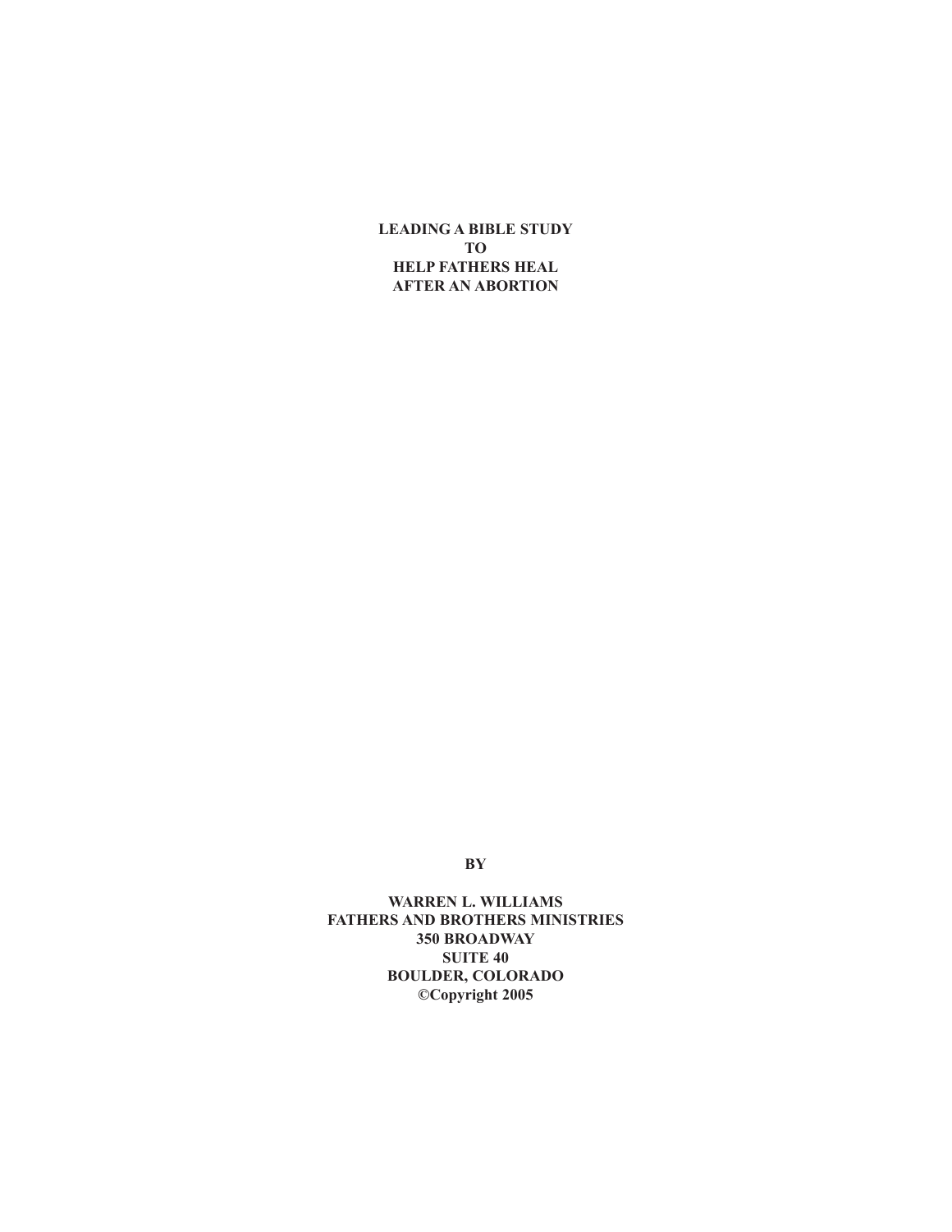# LEADING A BIBLE STUDY TO HELP FATHERS HEAL AFTER AN ABORTION

**BY**

**WARREN L. WILLIAMS**
**FATHERS AND BROTHERS MINISTRIES**
**350 BROADWAY**
**SUITE 40**
**BOULDER, COLORADO**
**©Copyright 2005**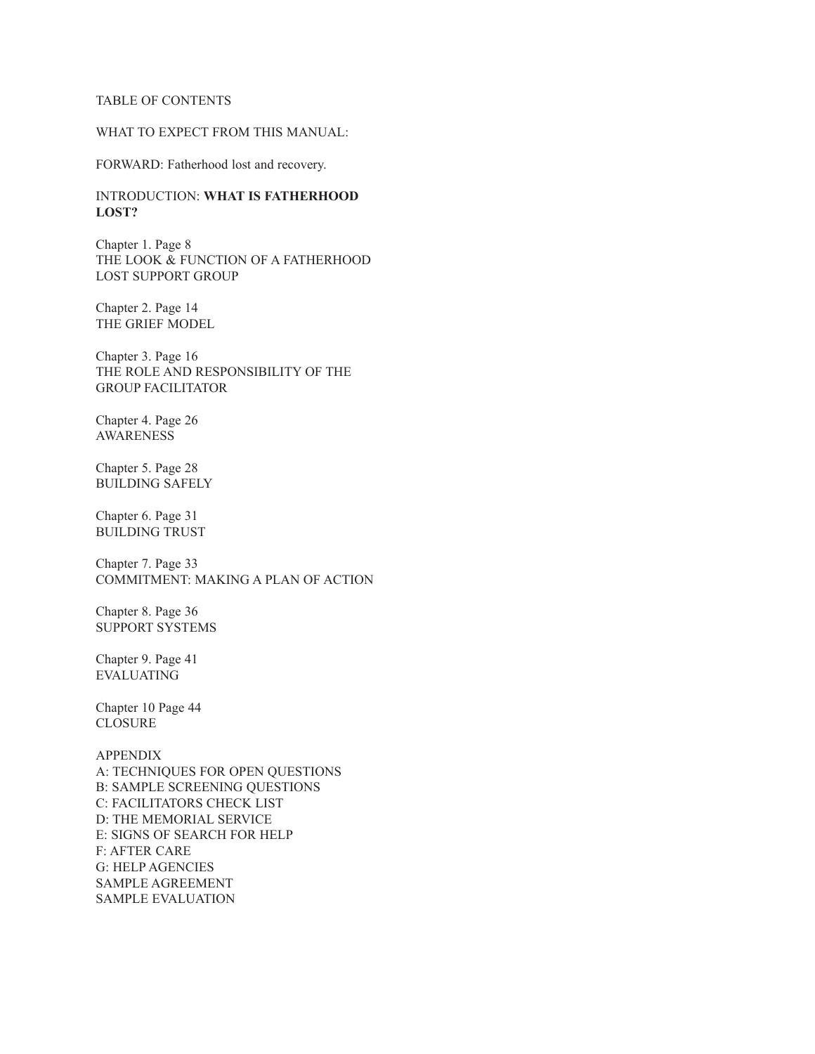TABLE OF CONTENTS

WHAT TO EXPECT FROM THIS MANUAL:

FORWARD: Fatherhood lost and recovery.

INTRODUCTION: **WHAT IS FATHERHOOD LOST?**

Chapter 1. Page 8
THE LOOK & FUNCTION OF A FATHERHOOD LOST SUPPORT GROUP

Chapter 2. Page 14
THE GRIEF MODEL

Chapter 3. Page 16
THE ROLE AND RESPONSIBILITY OF THE GROUP FACILITATOR

Chapter 4. Page 26
AWARENESS

Chapter 5. Page 28
BUILDING SAFELY

Chapter 6. Page 31
BUILDING TRUST

Chapter 7. Page 33
COMMITMENT: MAKING A PLAN OF ACTION

Chapter 8. Page 36
SUPPORT SYSTEMS

Chapter 9. Page 41
EVALUATING

Chapter 10 Page 44
CLOSURE

APPENDIX
A: TECHNIQUES FOR OPEN QUESTIONS
B: SAMPLE SCREENING QUESTIONS
C: FACILITATORS CHECK LIST
D: THE MEMORIAL SERVICE
E: SIGNS OF SEARCH FOR HELP
F: AFTER CARE
G: HELP AGENCIES
SAMPLE AGREEMENT
SAMPLE EVALUATION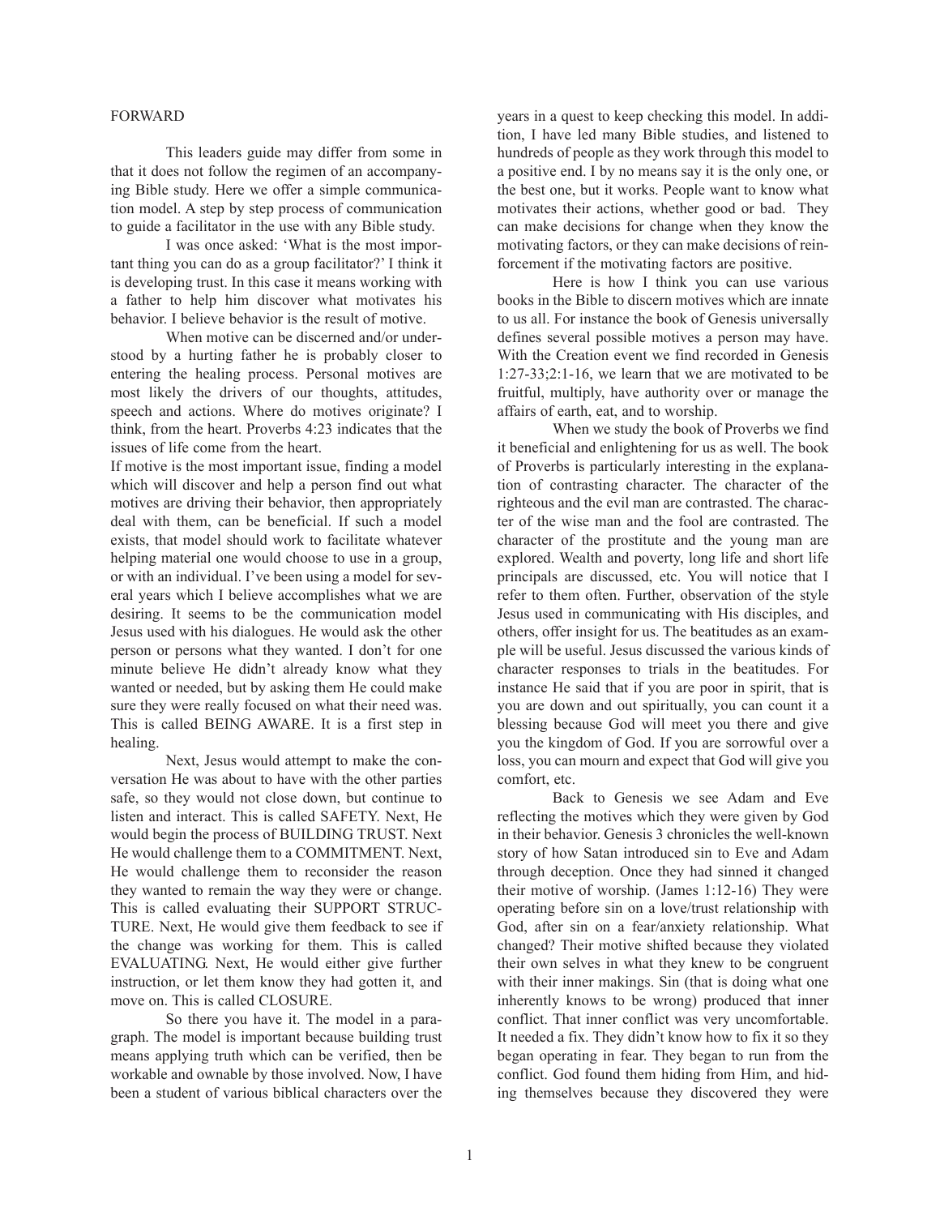FORWARD

This leaders guide may differ from some in that it does not follow the regimen of an accompanying Bible study. Here we offer a simple communication model. A step by step process of communication to guide a facilitator in the use with any Bible study.

I was once asked: 'What is the most important thing you can do as a group facilitator?' I think it is developing trust. In this case it means working with a father to help him discover what motivates his behavior. I believe behavior is the result of motive.

When motive can be discerned and/or understood by a hurting father he is probably closer to entering the healing process. Personal motives are most likely the drivers of our thoughts, attitudes, speech and actions. Where do motives originate? I think, from the heart. Proverbs 4:23 indicates that the issues of life come from the heart.

If motive is the most important issue, finding a model which will discover and help a person find out what motives are driving their behavior, then appropriately deal with them, can be beneficial. If such a model exists, that model should work to facilitate whatever helping material one would choose to use in a group, or with an individual. I've been using a model for several years which I believe accomplishes what we are desiring. It seems to be the communication model Jesus used with his dialogues. He would ask the other person or persons what they wanted. I don't for one minute believe He didn't already know what they wanted or needed, but by asking them He could make sure they were really focused on what their need was. This is called BEING AWARE. It is a first step in healing.

Next, Jesus would attempt to make the conversation He was about to have with the other parties safe, so they would not close down, but continue to listen and interact. This is called SAFETY. Next, He would begin the process of BUILDING TRUST. Next He would challenge them to a COMMITMENT. Next, He would challenge them to reconsider the reason they wanted to remain the way they were or change. This is called evaluating their SUPPORT STRUCTURE. Next, He would give them feedback to see if the change was working for them. This is called EVALUATING. Next, He would either give further instruction, or let them know they had gotten it, and move on. This is called CLOSURE.

So there you have it. The model in a paragraph. The model is important because building trust means applying truth which can be verified, then be workable and ownable by those involved. Now, I have been a student of various biblical characters over the years in a quest to keep checking this model. In addition, I have led many Bible studies, and listened to hundreds of people as they work through this model to a positive end. I by no means say it is the only one, or the best one, but it works. People want to know what motivates their actions, whether good or bad. They can make decisions for change when they know the motivating factors, or they can make decisions of reinforcement if the motivating factors are positive.

Here is how I think you can use various books in the Bible to discern motives which are innate to us all. For instance the book of Genesis universally defines several possible motives a person may have. With the Creation event we find recorded in Genesis 1:27-33;2:1-16, we learn that we are motivated to be fruitful, multiply, have authority over or manage the affairs of earth, eat, and to worship.

When we study the book of Proverbs we find it beneficial and enlightening for us as well. The book of Proverbs is particularly interesting in the explanation of contrasting character. The character of the righteous and the evil man are contrasted. The character of the wise man and the fool are contrasted. The character of the prostitute and the young man are explored. Wealth and poverty, long life and short life principals are discussed, etc. You will notice that I refer to them often. Further, observation of the style Jesus used in communicating with His disciples, and others, offer insight for us. The beatitudes as an example will be useful. Jesus discussed the various kinds of character responses to trials in the beatitudes. For instance He said that if you are poor in spirit, that is you are down and out spiritually, you can count it a blessing because God will meet you there and give you the kingdom of God. If you are sorrowful over a loss, you can mourn and expect that God will give you comfort, etc.

Back to Genesis we see Adam and Eve reflecting the motives which they were given by God in their behavior. Genesis 3 chronicles the well-known story of how Satan introduced sin to Eve and Adam through deception. Once they had sinned it changed their motive of worship. (James 1:12-16) They were operating before sin on a love/trust relationship with God, after sin on a fear/anxiety relationship. What changed? Their motive shifted because they violated their own selves in what they knew to be congruent with their inner makings. Sin (that is doing what one inherently knows to be wrong) produced that inner conflict. That inner conflict was very uncomfortable. It needed a fix. They didn't know how to fix it so they began operating in fear. They began to run from the conflict. God found them hiding from Him, and hiding themselves because they discovered they were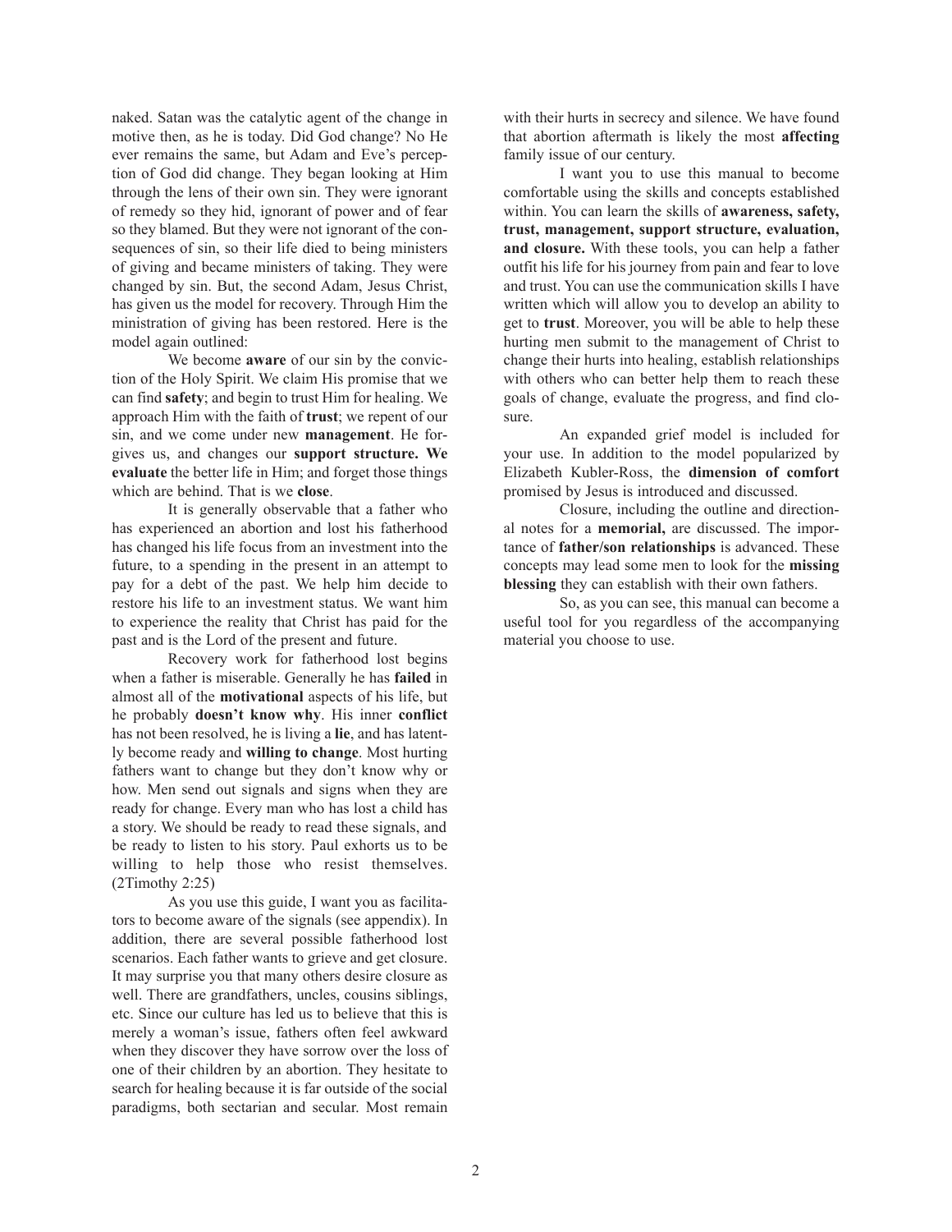naked. Satan was the catalytic agent of the change in motive then, as he is today. Did God change? No He ever remains the same, but Adam and Eve's perception of God did change. They began looking at Him through the lens of their own sin. They were ignorant of remedy so they hid, ignorant of power and of fear so they blamed. But they were not ignorant of the consequences of sin, so their life died to being ministers of giving and became ministers of taking. They were changed by sin. But, the second Adam, Jesus Christ, has given us the model for recovery. Through Him the ministration of giving has been restored. Here is the model again outlined:

We become **aware** of our sin by the conviction of the Holy Spirit. We claim His promise that we can find **safety**; and begin to trust Him for healing. We approach Him with the faith of **trust**; we repent of our sin, and we come under new **management**. He forgives us, and changes our **support structure. We evaluate** the better life in Him; and forget those things which are behind. That is we **close**.

It is generally observable that a father who has experienced an abortion and lost his fatherhood has changed his life focus from an investment into the future, to a spending in the present in an attempt to pay for a debt of the past. We help him decide to restore his life to an investment status. We want him to experience the reality that Christ has paid for the past and is the Lord of the present and future.

Recovery work for fatherhood lost begins when a father is miserable. Generally he has **failed** in almost all of the **motivational** aspects of his life, but he probably **doesn't know why**. His inner **conflict** has not been resolved, he is living a **lie**, and has latently become ready and **willing to change**. Most hurting fathers want to change but they don't know why or how. Men send out signals and signs when they are ready for change. Every man who has lost a child has a story. We should be ready to read these signals, and be ready to listen to his story. Paul exhorts us to be willing to help those who resist themselves. (2Timothy 2:25)

As you use this guide, I want you as facilitators to become aware of the signals (see appendix). In addition, there are several possible fatherhood lost scenarios. Each father wants to grieve and get closure. It may surprise you that many others desire closure as well. There are grandfathers, uncles, cousins siblings, etc. Since our culture has led us to believe that this is merely a woman's issue, fathers often feel awkward when they discover they have sorrow over the loss of one of their children by an abortion. They hesitate to search for healing because it is far outside of the social paradigms, both sectarian and secular. Most remain with their hurts in secrecy and silence. We have found that abortion aftermath is likely the most **affecting** family issue of our century.

I want you to use this manual to become comfortable using the skills and concepts established within. You can learn the skills of **awareness, safety, trust, management, support structure, evaluation, and closure.** With these tools, you can help a father outfit his life for his journey from pain and fear to love and trust. You can use the communication skills I have written which will allow you to develop an ability to get to **trust**. Moreover, you will be able to help these hurting men submit to the management of Christ to change their hurts into healing, establish relationships with others who can better help them to reach these goals of change, evaluate the progress, and find closure.

An expanded grief model is included for your use. In addition to the model popularized by Elizabeth Kubler-Ross, the **dimension of comfort** promised by Jesus is introduced and discussed.

Closure, including the outline and directional notes for a **memorial,** are discussed. The importance of **father/son relationships** is advanced. These concepts may lead some men to look for the **missing blessing** they can establish with their own fathers.

So, as you can see, this manual can become a useful tool for you regardless of the accompanying material you choose to use.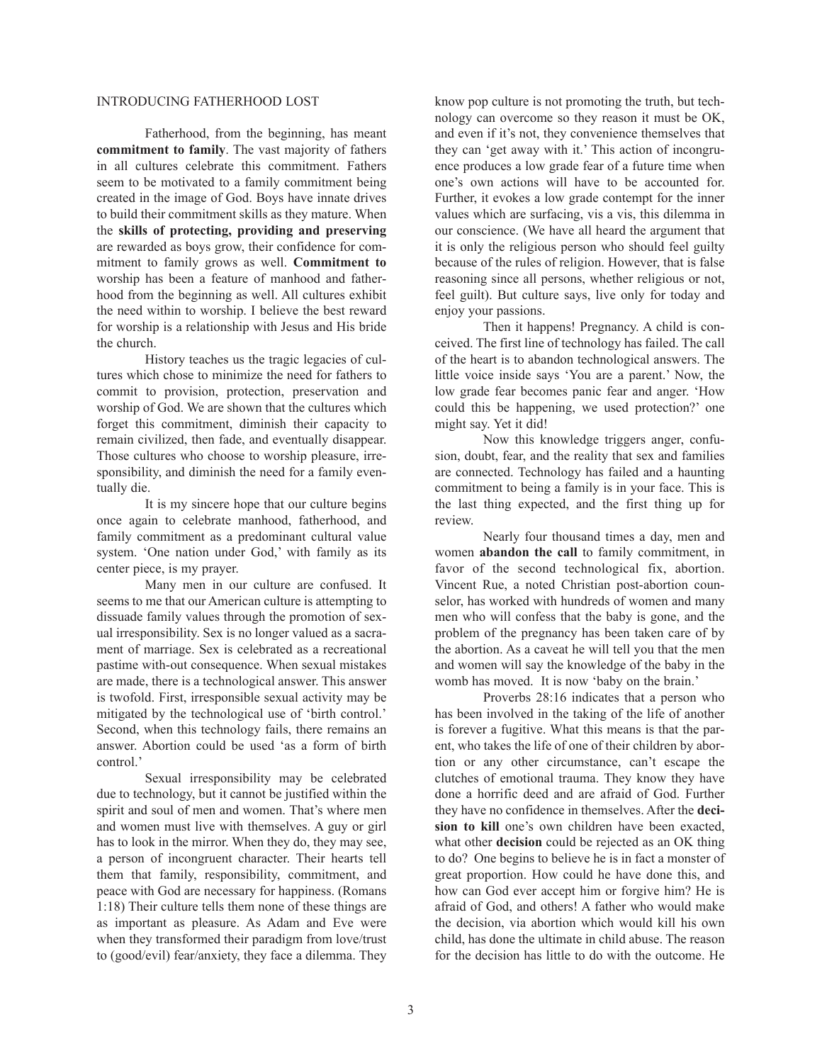## INTRODUCING FATHERHOOD LOST

Fatherhood, from the beginning, has meant **commitment to family**. The vast majority of fathers in all cultures celebrate this commitment. Fathers seem to be motivated to a family commitment being created in the image of God. Boys have innate drives to build their commitment skills as they mature. When the **skills of protecting, providing and preserving** are rewarded as boys grow, their confidence for commitment to family grows as well. **Commitment to** worship has been a feature of manhood and fatherhood from the beginning as well. All cultures exhibit the need within to worship. I believe the best reward for worship is a relationship with Jesus and His bride the church.

History teaches us the tragic legacies of cultures which chose to minimize the need for fathers to commit to provision, protection, preservation and worship of God. We are shown that the cultures which forget this commitment, diminish their capacity to remain civilized, then fade, and eventually disappear. Those cultures who choose to worship pleasure, irresponsibility, and diminish the need for a family eventually die.

It is my sincere hope that our culture begins once again to celebrate manhood, fatherhood, and family commitment as a predominant cultural value system. 'One nation under God,' with family as its center piece, is my prayer.

Many men in our culture are confused. It seems to me that our American culture is attempting to dissuade family values through the promotion of sexual irresponsibility. Sex is no longer valued as a sacrament of marriage. Sex is celebrated as a recreational pastime with-out consequence. When sexual mistakes are made, there is a technological answer. This answer is twofold. First, irresponsible sexual activity may be mitigated by the technological use of 'birth control.' Second, when this technology fails, there remains an answer. Abortion could be used 'as a form of birth control.'

Sexual irresponsibility may be celebrated due to technology, but it cannot be justified within the spirit and soul of men and women. That's where men and women must live with themselves. A guy or girl has to look in the mirror. When they do, they may see, a person of incongruent character. Their hearts tell them that family, responsibility, commitment, and peace with God are necessary for happiness. (Romans 1:18) Their culture tells them none of these things are as important as pleasure. As Adam and Eve were when they transformed their paradigm from love/trust to (good/evil) fear/anxiety, they face a dilemma. They know pop culture is not promoting the truth, but technology can overcome so they reason it must be OK, and even if it's not, they convenience themselves that they can 'get away with it.' This action of incongruence produces a low grade fear of a future time when one's own actions will have to be accounted for. Further, it evokes a low grade contempt for the inner values which are surfacing, vis a vis, this dilemma in our conscience. (We have all heard the argument that it is only the religious person who should feel guilty because of the rules of religion. However, that is false reasoning since all persons, whether religious or not, feel guilt). But culture says, live only for today and enjoy your passions.

Then it happens! Pregnancy. A child is conceived. The first line of technology has failed. The call of the heart is to abandon technological answers. The little voice inside says 'You are a parent.' Now, the low grade fear becomes panic fear and anger. 'How could this be happening, we used protection?' one might say. Yet it did!

Now this knowledge triggers anger, confusion, doubt, fear, and the reality that sex and families are connected. Technology has failed and a haunting commitment to being a family is in your face. This is the last thing expected, and the first thing up for review.

Nearly four thousand times a day, men and women **abandon the call** to family commitment, in favor of the second technological fix, abortion. Vincent Rue, a noted Christian post-abortion counselor, has worked with hundreds of women and many men who will confess that the baby is gone, and the problem of the pregnancy has been taken care of by the abortion. As a caveat he will tell you that the men and women will say the knowledge of the baby in the womb has moved. It is now 'baby on the brain.'

Proverbs 28:16 indicates that a person who has been involved in the taking of the life of another is forever a fugitive. What this means is that the parent, who takes the life of one of their children by abortion or any other circumstance, can't escape the clutches of emotional trauma. They know they have done a horrific deed and are afraid of God. Further they have no confidence in themselves. After the **decision to kill** one's own children have been exacted, what other **decision** could be rejected as an OK thing to do? One begins to believe he is in fact a monster of great proportion. How could he have done this, and how can God ever accept him or forgive him? He is afraid of God, and others! A father who would make the decision, via abortion which would kill his own child, has done the ultimate in child abuse. The reason for the decision has little to do with the outcome. He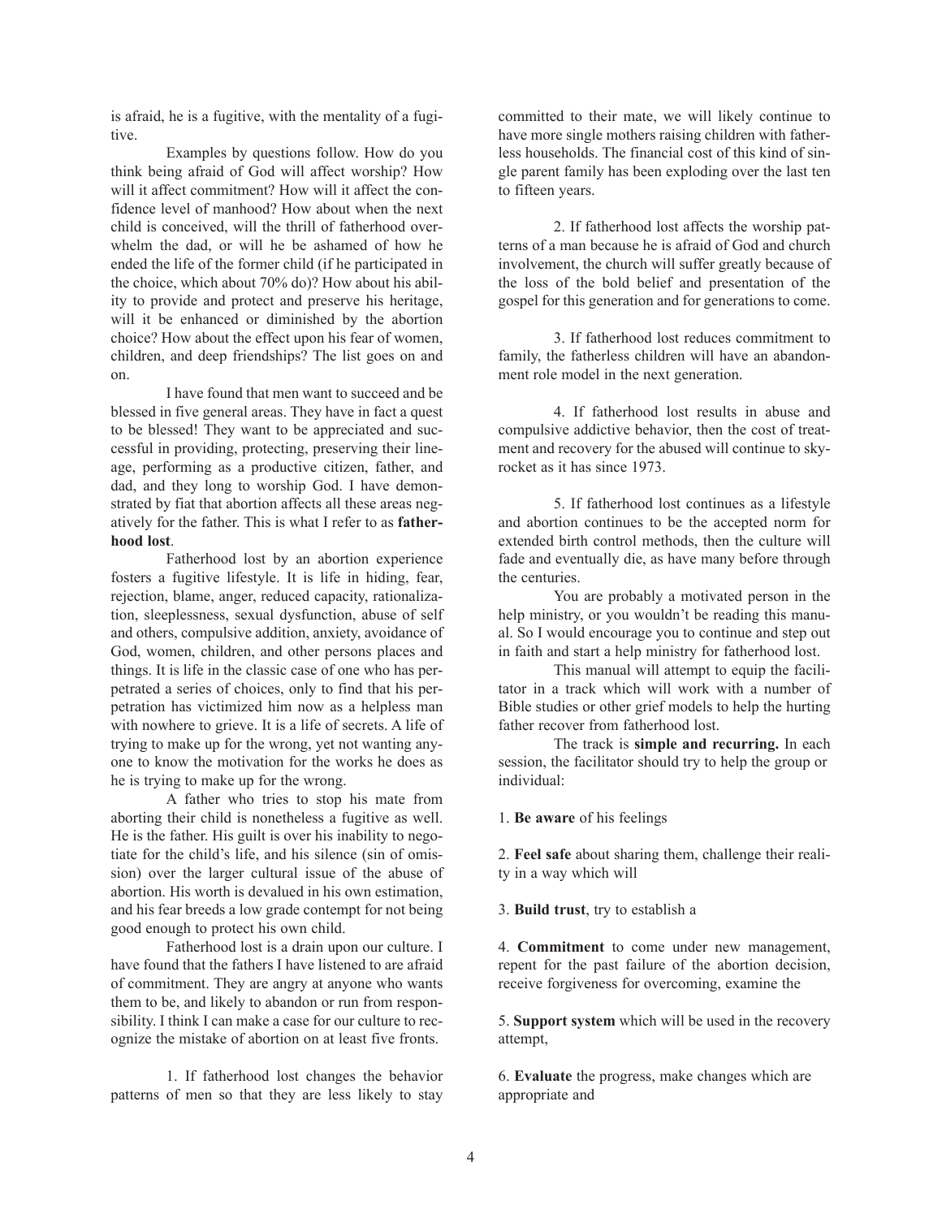is afraid, he is a fugitive, with the mentality of a fugitive.

Examples by questions follow. How do you think being afraid of God will affect worship? How will it affect commitment? How will it affect the confidence level of manhood? How about when the next child is conceived, will the thrill of fatherhood overwhelm the dad, or will he be ashamed of how he ended the life of the former child (if he participated in the choice, which about 70% do)? How about his ability to provide and protect and preserve his heritage, will it be enhanced or diminished by the abortion choice? How about the effect upon his fear of women, children, and deep friendships? The list goes on and on.

I have found that men want to succeed and be blessed in five general areas. They have in fact a quest to be blessed! They want to be appreciated and successful in providing, protecting, preserving their lineage, performing as a productive citizen, father, and dad, and they long to worship God. I have demonstrated by fiat that abortion affects all these areas negatively for the father. This is what I refer to as **fatherhood lost**.

Fatherhood lost by an abortion experience fosters a fugitive lifestyle. It is life in hiding, fear, rejection, blame, anger, reduced capacity, rationalization, sleeplessness, sexual dysfunction, abuse of self and others, compulsive addition, anxiety, avoidance of God, women, children, and other persons places and things. It is life in the classic case of one who has perpetrated a series of choices, only to find that his perpetration has victimized him now as a helpless man with nowhere to grieve. It is a life of secrets. A life of trying to make up for the wrong, yet not wanting anyone to know the motivation for the works he does as he is trying to make up for the wrong.

A father who tries to stop his mate from aborting their child is nonetheless a fugitive as well. He is the father. His guilt is over his inability to negotiate for the child's life, and his silence (sin of omission) over the larger cultural issue of the abuse of abortion. His worth is devalued in his own estimation, and his fear breeds a low grade contempt for not being good enough to protect his own child.

Fatherhood lost is a drain upon our culture. I have found that the fathers I have listened to are afraid of commitment. They are angry at anyone who wants them to be, and likely to abandon or run from responsibility. I think I can make a case for our culture to recognize the mistake of abortion on at least five fronts.

1. If fatherhood lost changes the behavior patterns of men so that they are less likely to stay committed to their mate, we will likely continue to have more single mothers raising children with fatherless households. The financial cost of this kind of single parent family has been exploding over the last ten to fifteen years.

2. If fatherhood lost affects the worship patterns of a man because he is afraid of God and church involvement, the church will suffer greatly because of the loss of the bold belief and presentation of the gospel for this generation and for generations to come.

3. If fatherhood lost reduces commitment to family, the fatherless children will have an abandonment role model in the next generation.

4. If fatherhood lost results in abuse and compulsive addictive behavior, then the cost of treatment and recovery for the abused will continue to skyrocket as it has since 1973.

5. If fatherhood lost continues as a lifestyle and abortion continues to be the accepted norm for extended birth control methods, then the culture will fade and eventually die, as have many before through the centuries.

You are probably a motivated person in the help ministry, or you wouldn't be reading this manual. So I would encourage you to continue and step out in faith and start a help ministry for fatherhood lost.

This manual will attempt to equip the facilitator in a track which will work with a number of Bible studies or other grief models to help the hurting father recover from fatherhood lost.

The track is **simple and recurring.** In each session, the facilitator should try to help the group or individual:

1. **Be aware** of his feelings

2. **Feel safe** about sharing them, challenge their reality in a way which will

3. **Build trust**, try to establish a

4. **Commitment** to come under new management, repent for the past failure of the abortion decision, receive forgiveness for overcoming, examine the

5. **Support system** which will be used in the recovery attempt,

6. **Evaluate** the progress, make changes which are appropriate and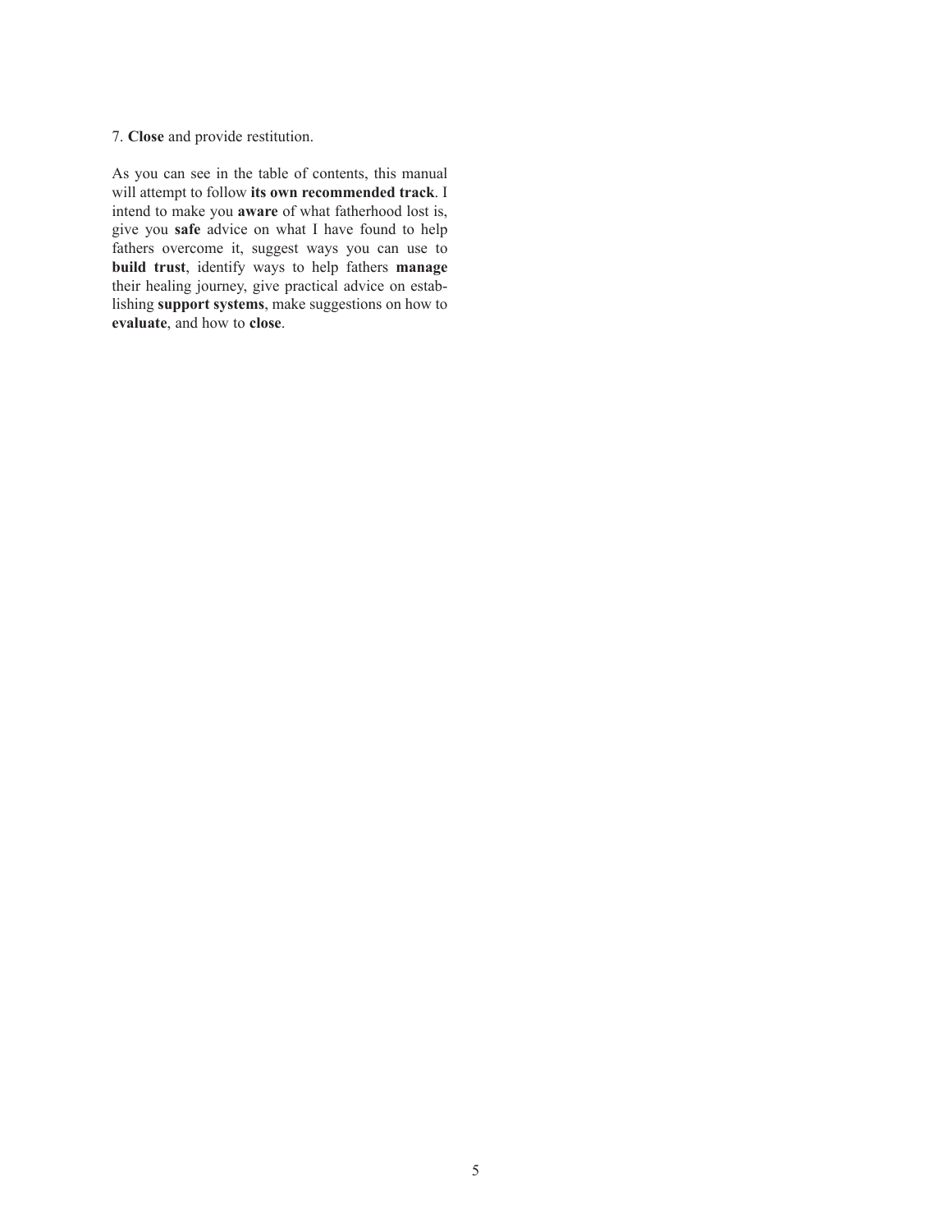7. **Close** and provide restitution.

As you can see in the table of contents, this manual will attempt to follow **its own recommended track**. I intend to make you **aware** of what fatherhood lost is, give you **safe** advice on what I have found to help fathers overcome it, suggest ways you can use to **build trust**, identify ways to help fathers **manage** their healing journey, give practical advice on establishing **support systems**, make suggestions on how to **evaluate**, and how to **close**.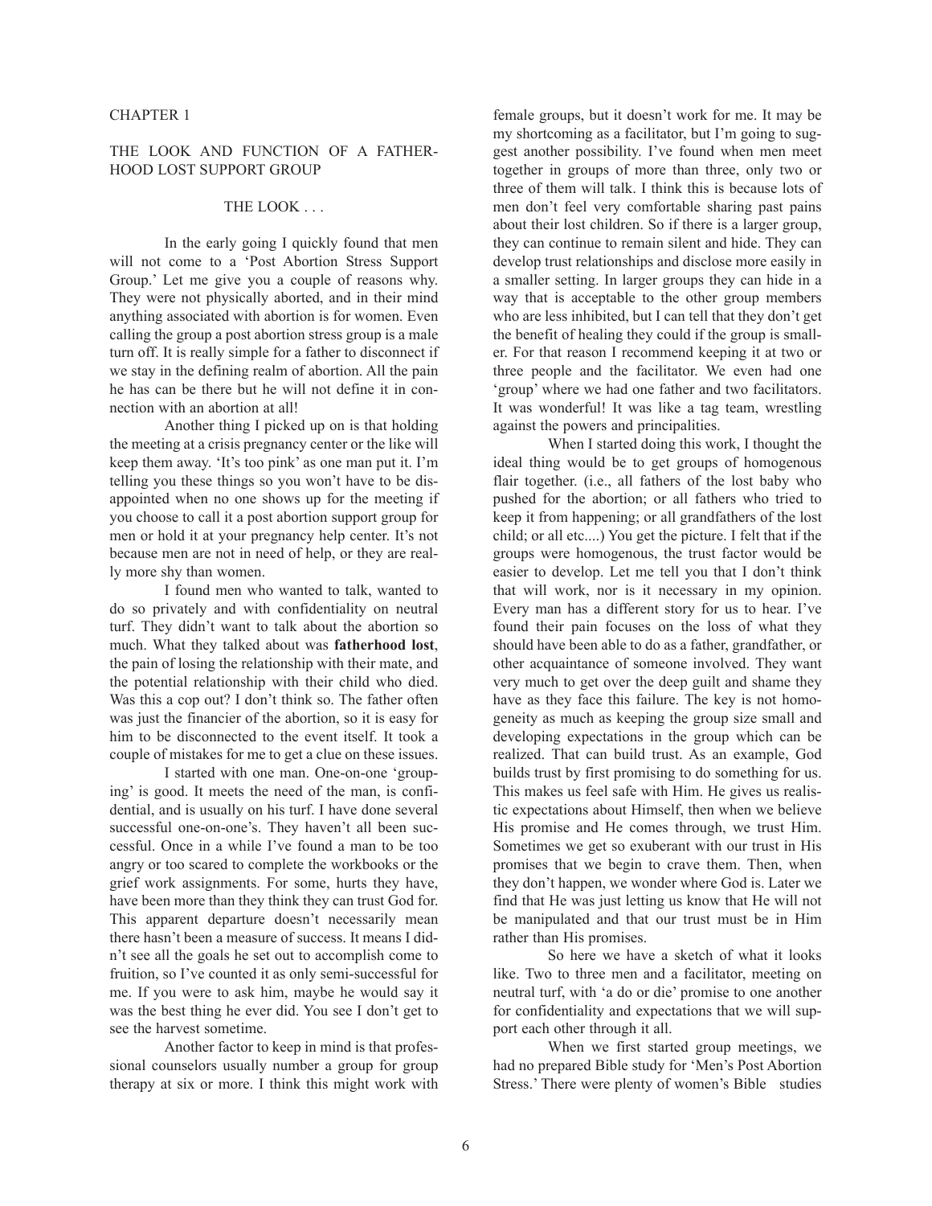CHAPTER 1

# THE LOOK AND FUNCTION OF A FATHERHOOD LOST SUPPORT GROUP

## THE LOOK . . .

In the early going I quickly found that men will not come to a 'Post Abortion Stress Support Group.' Let me give you a couple of reasons why. They were not physically aborted, and in their mind anything associated with abortion is for women. Even calling the group a post abortion stress group is a male turn off. It is really simple for a father to disconnect if we stay in the defining realm of abortion. All the pain he has can be there but he will not define it in connection with an abortion at all!

Another thing I picked up on is that holding the meeting at a crisis pregnancy center or the like will keep them away. 'It's too pink' as one man put it. I'm telling you these things so you won't have to be disappointed when no one shows up for the meeting if you choose to call it a post abortion support group for men or hold it at your pregnancy help center. It's not because men are not in need of help, or they are really more shy than women.

I found men who wanted to talk, wanted to do so privately and with confidentiality on neutral turf. They didn't want to talk about the abortion so much. What they talked about was **fatherhood lost**, the pain of losing the relationship with their mate, and the potential relationship with their child who died. Was this a cop out? I don't think so. The father often was just the financier of the abortion, so it is easy for him to be disconnected to the event itself. It took a couple of mistakes for me to get a clue on these issues.

I started with one man. One-on-one 'grouping' is good. It meets the need of the man, is confidential, and is usually on his turf. I have done several successful one-on-one's. They haven't all been successful. Once in a while I've found a man to be too angry or too scared to complete the workbooks or the grief work assignments. For some, hurts they have, have been more than they think they can trust God for. This apparent departure doesn't necessarily mean there hasn't been a measure of success. It means I didn't see all the goals he set out to accomplish come to fruition, so I've counted it as only semi-successful for me. If you were to ask him, maybe he would say it was the best thing he ever did. You see I don't get to see the harvest sometime.

Another factor to keep in mind is that professional counselors usually number a group for group therapy at six or more. I think this might work with female groups, but it doesn't work for me. It may be my shortcoming as a facilitator, but I'm going to suggest another possibility. I've found when men meet together in groups of more than three, only two or three of them will talk. I think this is because lots of men don't feel very comfortable sharing past pains about their lost children. So if there is a larger group, they can continue to remain silent and hide. They can develop trust relationships and disclose more easily in a smaller setting. In larger groups they can hide in a way that is acceptable to the other group members who are less inhibited, but I can tell that they don't get the benefit of healing they could if the group is smaller. For that reason I recommend keeping it at two or three people and the facilitator. We even had one 'group' where we had one father and two facilitators. It was wonderful! It was like a tag team, wrestling against the powers and principalities.

When I started doing this work, I thought the ideal thing would be to get groups of homogenous flair together. (i.e., all fathers of the lost baby who pushed for the abortion; or all fathers who tried to keep it from happening; or all grandfathers of the lost child; or all etc....) You get the picture. I felt that if the groups were homogenous, the trust factor would be easier to develop. Let me tell you that I don't think that will work, nor is it necessary in my opinion. Every man has a different story for us to hear. I've found their pain focuses on the loss of what they should have been able to do as a father, grandfather, or other acquaintance of someone involved. They want very much to get over the deep guilt and shame they have as they face this failure. The key is not homogeneity as much as keeping the group size small and developing expectations in the group which can be realized. That can build trust. As an example, God builds trust by first promising to do something for us. This makes us feel safe with Him. He gives us realistic expectations about Himself, then when we believe His promise and He comes through, we trust Him. Sometimes we get so exuberant with our trust in His promises that we begin to crave them. Then, when they don't happen, we wonder where God is. Later we find that He was just letting us know that He will not be manipulated and that our trust must be in Him rather than His promises.

So here we have a sketch of what it looks like. Two to three men and a facilitator, meeting on neutral turf, with 'a do or die' promise to one another for confidentiality and expectations that we will support each other through it all.

When we first started group meetings, we had no prepared Bible study for 'Men's Post Abortion Stress.' There were plenty of women's Bible studies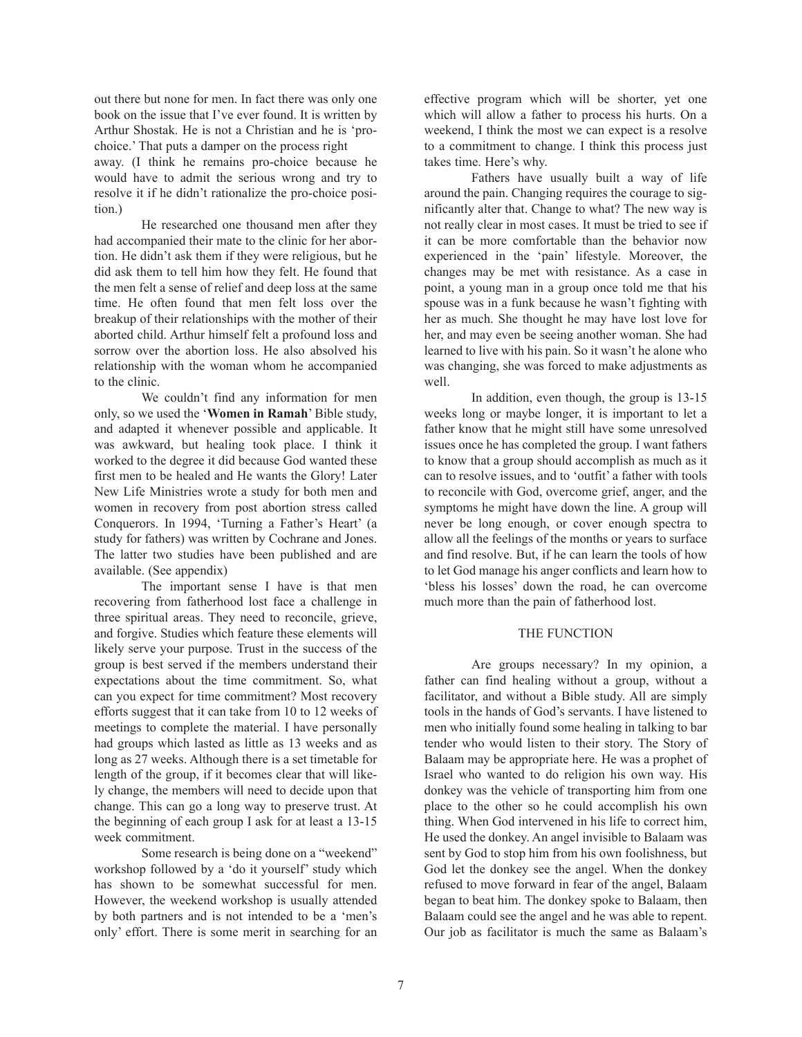out there but none for men. In fact there was only one book on the issue that I've ever found. It is written by Arthur Shostak. He is not a Christian and he is 'pro-choice.' That puts a damper on the process right away. (I think he remains pro-choice because he would have to admit the serious wrong and try to resolve it if he didn't rationalize the pro-choice position.)

He researched one thousand men after they had accompanied their mate to the clinic for her abortion. He didn't ask them if they were religious, but he did ask them to tell him how they felt. He found that the men felt a sense of relief and deep loss at the same time. He often found that men felt loss over the breakup of their relationships with the mother of their aborted child. Arthur himself felt a profound loss and sorrow over the abortion loss. He also absolved his relationship with the woman whom he accompanied to the clinic.

We couldn't find any information for men only, so we used the '**Women in Ramah**' Bible study, and adapted it whenever possible and applicable. It was awkward, but healing took place. I think it worked to the degree it did because God wanted these first men to be healed and He wants the Glory! Later New Life Ministries wrote a study for both men and women in recovery from post abortion stress called Conquerors. In 1994, 'Turning a Father's Heart' (a study for fathers) was written by Cochrane and Jones. The latter two studies have been published and are available. (See appendix)

The important sense I have is that men recovering from fatherhood lost face a challenge in three spiritual areas. They need to reconcile, grieve, and forgive. Studies which feature these elements will likely serve your purpose. Trust in the success of the group is best served if the members understand their expectations about the time commitment. So, what can you expect for time commitment? Most recovery efforts suggest that it can take from 10 to 12 weeks of meetings to complete the material. I have personally had groups which lasted as little as 13 weeks and as long as 27 weeks. Although there is a set timetable for length of the group, if it becomes clear that will likely change, the members will need to decide upon that change. This can go a long way to preserve trust. At the beginning of each group I ask for at least a 13-15 week commitment.

Some research is being done on a "weekend" workshop followed by a 'do it yourself' study which has shown to be somewhat successful for men. However, the weekend workshop is usually attended by both partners and is not intended to be a 'men's only' effort. There is some merit in searching for an effective program which will be shorter, yet one which will allow a father to process his hurts. On a weekend, I think the most we can expect is a resolve to a commitment to change. I think this process just takes time. Here's why.

Fathers have usually built a way of life around the pain. Changing requires the courage to significantly alter that. Change to what? The new way is not really clear in most cases. It must be tried to see if it can be more comfortable than the behavior now experienced in the 'pain' lifestyle. Moreover, the changes may be met with resistance. As a case in point, a young man in a group once told me that his spouse was in a funk because he wasn't fighting with her as much. She thought he may have lost love for her, and may even be seeing another woman. She had learned to live with his pain. So it wasn't he alone who was changing, she was forced to make adjustments as well.

In addition, even though, the group is 13-15 weeks long or maybe longer, it is important to let a father know that he might still have some unresolved issues once he has completed the group. I want fathers to know that a group should accomplish as much as it can to resolve issues, and to 'outfit' a father with tools to reconcile with God, overcome grief, anger, and the symptoms he might have down the line. A group will never be long enough, or cover enough spectra to allow all the feelings of the months or years to surface and find resolve. But, if he can learn the tools of how to let God manage his anger conflicts and learn how to 'bless his losses' down the road, he can overcome much more than the pain of fatherhood lost.

## THE FUNCTION

Are groups necessary? In my opinion, a father can find healing without a group, without a facilitator, and without a Bible study. All are simply tools in the hands of God's servants. I have listened to men who initially found some healing in talking to bar tender who would listen to their story. The Story of Balaam may be appropriate here. He was a prophet of Israel who wanted to do religion his own way. His donkey was the vehicle of transporting him from one place to the other so he could accomplish his own thing. When God intervened in his life to correct him, He used the donkey. An angel invisible to Balaam was sent by God to stop him from his own foolishness, but God let the donkey see the angel. When the donkey refused to move forward in fear of the angel, Balaam began to beat him. The donkey spoke to Balaam, then Balaam could see the angel and he was able to repent. Our job as facilitator is much the same as Balaam's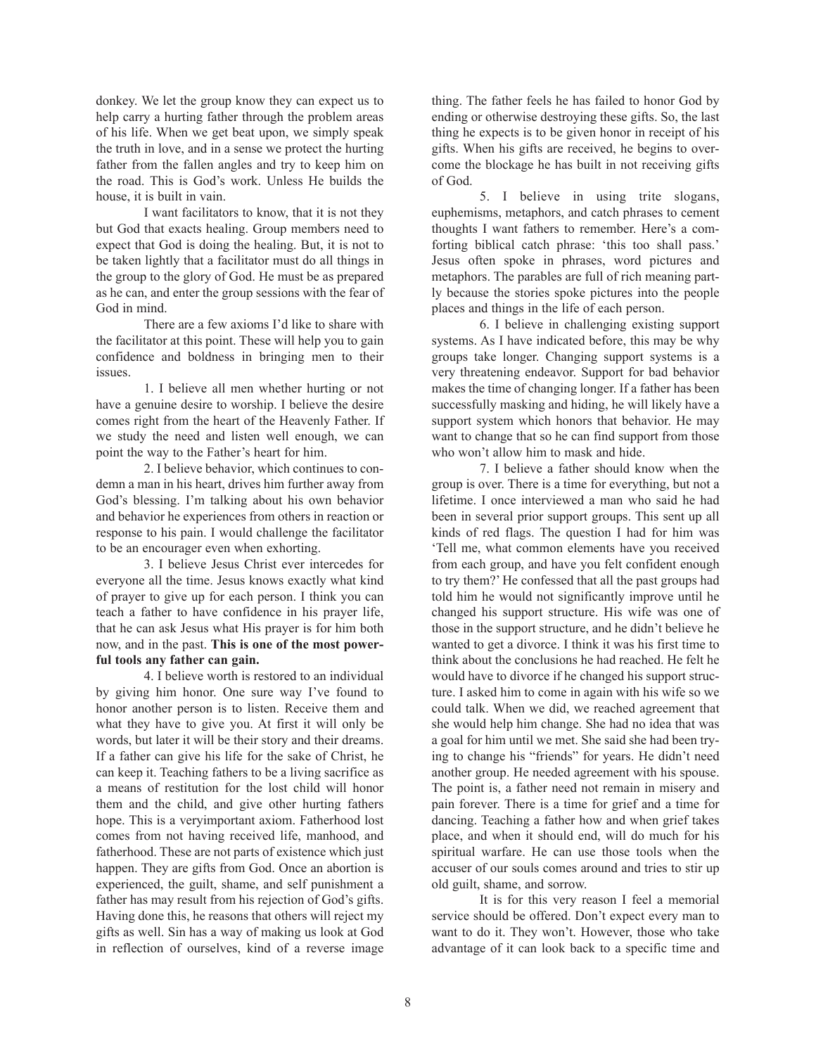donkey. We let the group know they can expect us to help carry a hurting father through the problem areas of his life. When we get beat upon, we simply speak the truth in love, and in a sense we protect the hurting father from the fallen angles and try to keep him on the road. This is God's work. Unless He builds the house, it is built in vain.

I want facilitators to know, that it is not they but God that exacts healing. Group members need to expect that God is doing the healing. But, it is not to be taken lightly that a facilitator must do all things in the group to the glory of God. He must be as prepared as he can, and enter the group sessions with the fear of God in mind.

There are a few axioms I'd like to share with the facilitator at this point. These will help you to gain confidence and boldness in bringing men to their issues.

1. I believe all men whether hurting or not have a genuine desire to worship. I believe the desire comes right from the heart of the Heavenly Father. If we study the need and listen well enough, we can point the way to the Father's heart for him.

2. I believe behavior, which continues to condemn a man in his heart, drives him further away from God's blessing. I'm talking about his own behavior and behavior he experiences from others in reaction or response to his pain. I would challenge the facilitator to be an encourager even when exhorting.

3. I believe Jesus Christ ever intercedes for everyone all the time. Jesus knows exactly what kind of prayer to give up for each person. I think you can teach a father to have confidence in his prayer life, that he can ask Jesus what His prayer is for him both now, and in the past. **This is one of the most powerful tools any father can gain.**

4. I believe worth is restored to an individual by giving him honor. One sure way I've found to honor another person is to listen. Receive them and what they have to give you. At first it will only be words, but later it will be their story and their dreams. If a father can give his life for the sake of Christ, he can keep it. Teaching fathers to be a living sacrifice as a means of restitution for the lost child will honor them and the child, and give other hurting fathers hope. This is a veryimportant axiom. Fatherhood lost comes from not having received life, manhood, and fatherhood. These are not parts of existence which just happen. They are gifts from God. Once an abortion is experienced, the guilt, shame, and self punishment a father has may result from his rejection of God's gifts. Having done this, he reasons that others will reject my gifts as well. Sin has a way of making us look at God in reflection of ourselves, kind of a reverse image thing. The father feels he has failed to honor God by ending or otherwise destroying these gifts. So, the last thing he expects is to be given honor in receipt of his gifts. When his gifts are received, he begins to overcome the blockage he has built in not receiving gifts of God.

5. I believe in using trite slogans, euphemisms, metaphors, and catch phrases to cement thoughts I want fathers to remember. Here's a comforting biblical catch phrase: 'this too shall pass.' Jesus often spoke in phrases, word pictures and metaphors. The parables are full of rich meaning partly because the stories spoke pictures into the people places and things in the life of each person.

6. I believe in challenging existing support systems. As I have indicated before, this may be why groups take longer. Changing support systems is a very threatening endeavor. Support for bad behavior makes the time of changing longer. If a father has been successfully masking and hiding, he will likely have a support system which honors that behavior. He may want to change that so he can find support from those who won't allow him to mask and hide.

7. I believe a father should know when the group is over. There is a time for everything, but not a lifetime. I once interviewed a man who said he had been in several prior support groups. This sent up all kinds of red flags. The question I had for him was 'Tell me, what common elements have you received from each group, and have you felt confident enough to try them?' He confessed that all the past groups had told him he would not significantly improve until he changed his support structure. His wife was one of those in the support structure, and he didn't believe he wanted to get a divorce. I think it was his first time to think about the conclusions he had reached. He felt he would have to divorce if he changed his support structure. I asked him to come in again with his wife so we could talk. When we did, we reached agreement that she would help him change. She had no idea that was a goal for him until we met. She said she had been trying to change his "friends" for years. He didn't need another group. He needed agreement with his spouse. The point is, a father need not remain in misery and pain forever. There is a time for grief and a time for dancing. Teaching a father how and when grief takes place, and when it should end, will do much for his spiritual warfare. He can use those tools when the accuser of our souls comes around and tries to stir up old guilt, shame, and sorrow.

It is for this very reason I feel a memorial service should be offered. Don't expect every man to want to do it. They won't. However, those who take advantage of it can look back to a specific time and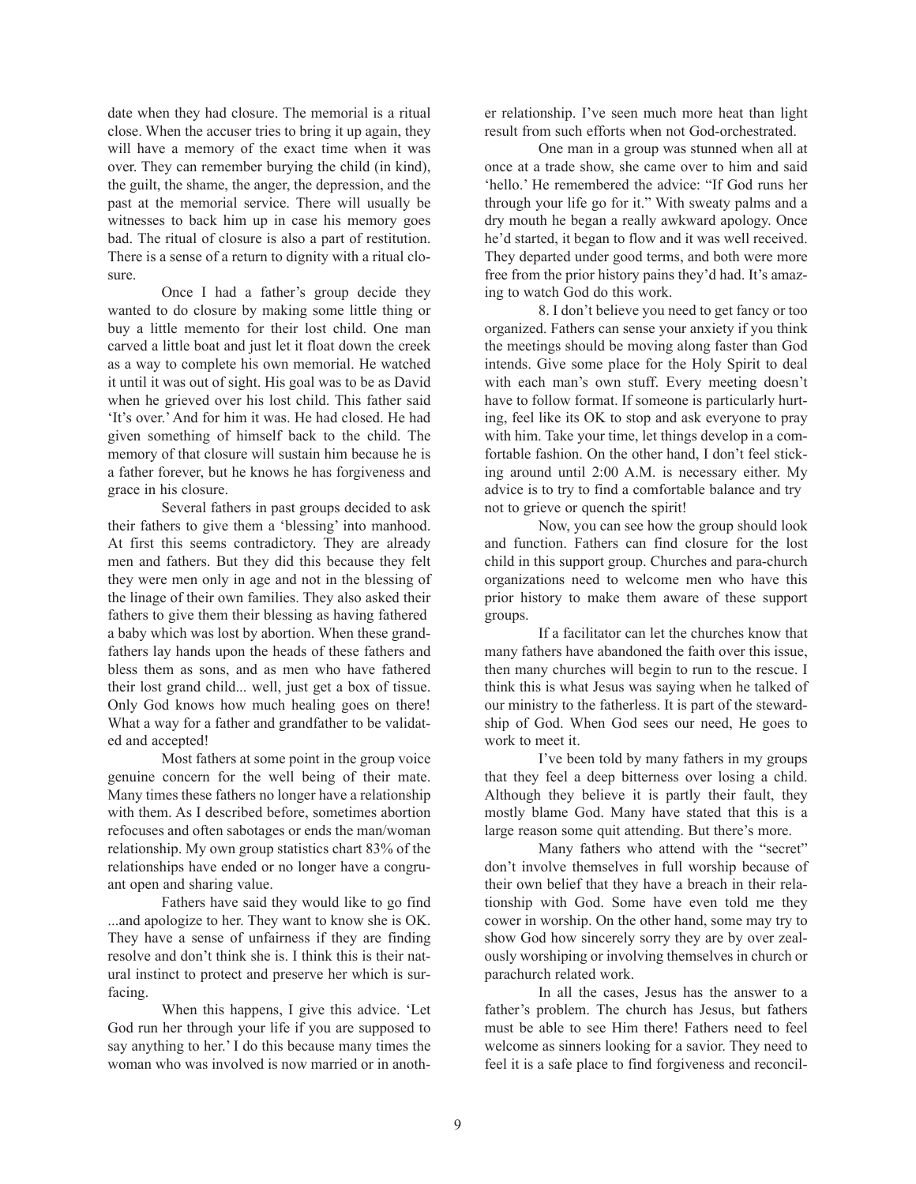date when they had closure. The memorial is a ritual close. When the accuser tries to bring it up again, they will have a memory of the exact time when it was over. They can remember burying the child (in kind), the guilt, the shame, the anger, the depression, and the past at the memorial service. There will usually be witnesses to back him up in case his memory goes bad. The ritual of closure is also a part of restitution. There is a sense of a return to dignity with a ritual closure.

Once I had a father's group decide they wanted to do closure by making some little thing or buy a little memento for their lost child. One man carved a little boat and just let it float down the creek as a way to complete his own memorial. He watched it until it was out of sight. His goal was to be as David when he grieved over his lost child. This father said 'It's over.' And for him it was. He had closed. He had given something of himself back to the child. The memory of that closure will sustain him because he is a father forever, but he knows he has forgiveness and grace in his closure.

Several fathers in past groups decided to ask their fathers to give them a 'blessing' into manhood. At first this seems contradictory. They are already men and fathers. But they did this because they felt they were men only in age and not in the blessing of the linage of their own families. They also asked their fathers to give them their blessing as having fathered a baby which was lost by abortion. When these grandfathers lay hands upon the heads of these fathers and bless them as sons, and as men who have fathered their lost grand child... well, just get a box of tissue. Only God knows how much healing goes on there! What a way for a father and grandfather to be validated and accepted!

Most fathers at some point in the group voice genuine concern for the well being of their mate. Many times these fathers no longer have a relationship with them. As I described before, sometimes abortion refocuses and often sabotages or ends the man/woman relationship. My own group statistics chart 83% of the relationships have ended or no longer have a congruant open and sharing value.

Fathers have said they would like to go find ...and apologize to her. They want to know she is OK. They have a sense of unfairness if they are finding resolve and don't think she is. I think this is their natural instinct to protect and preserve her which is surfacing.

When this happens, I give this advice. 'Let God run her through your life if you are supposed to say anything to her.' I do this because many times the woman who was involved is now married or in another relationship. I've seen much more heat than light result from such efforts when not God-orchestrated.

One man in a group was stunned when all at once at a trade show, she came over to him and said 'hello.' He remembered the advice: "If God runs her through your life go for it." With sweaty palms and a dry mouth he began a really awkward apology. Once he'd started, it began to flow and it was well received. They departed under good terms, and both were more free from the prior history pains they'd had. It's amazing to watch God do this work.

8. I don't believe you need to get fancy or too organized. Fathers can sense your anxiety if you think the meetings should be moving along faster than God intends. Give some place for the Holy Spirit to deal with each man's own stuff. Every meeting doesn't have to follow format. If someone is particularly hurting, feel like its OK to stop and ask everyone to pray with him. Take your time, let things develop in a comfortable fashion. On the other hand, I don't feel sticking around until 2:00 A.M. is necessary either. My advice is to try to find a comfortable balance and try not to grieve or quench the spirit!

Now, you can see how the group should look and function. Fathers can find closure for the lost child in this support group. Churches and para-church organizations need to welcome men who have this prior history to make them aware of these support groups.

If a facilitator can let the churches know that many fathers have abandoned the faith over this issue, then many churches will begin to run to the rescue. I think this is what Jesus was saying when he talked of our ministry to the fatherless. It is part of the stewardship of God. When God sees our need, He goes to work to meet it.

I've been told by many fathers in my groups that they feel a deep bitterness over losing a child. Although they believe it is partly their fault, they mostly blame God. Many have stated that this is a large reason some quit attending. But there's more.

Many fathers who attend with the "secret" don't involve themselves in full worship because of their own belief that they have a breach in their relationship with God. Some have even told me they cower in worship. On the other hand, some may try to show God how sincerely sorry they are by over zealously worshiping or involving themselves in church or parachurch related work.

In all the cases, Jesus has the answer to a father's problem. The church has Jesus, but fathers must be able to see Him there! Fathers need to feel welcome as sinners looking for a savior. They need to feel it is a safe place to find forgiveness and reconcil-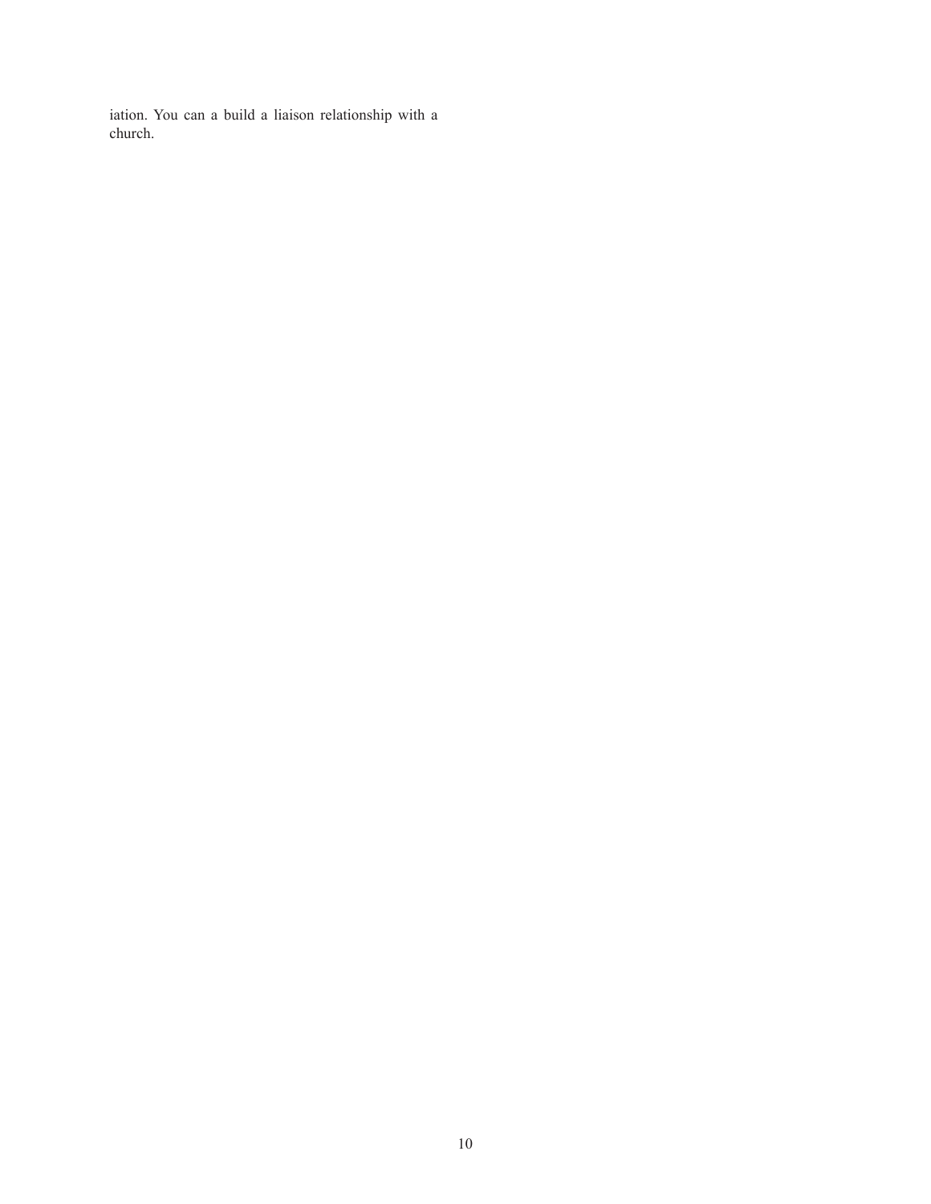iation. You can a build a liaison relationship with a church.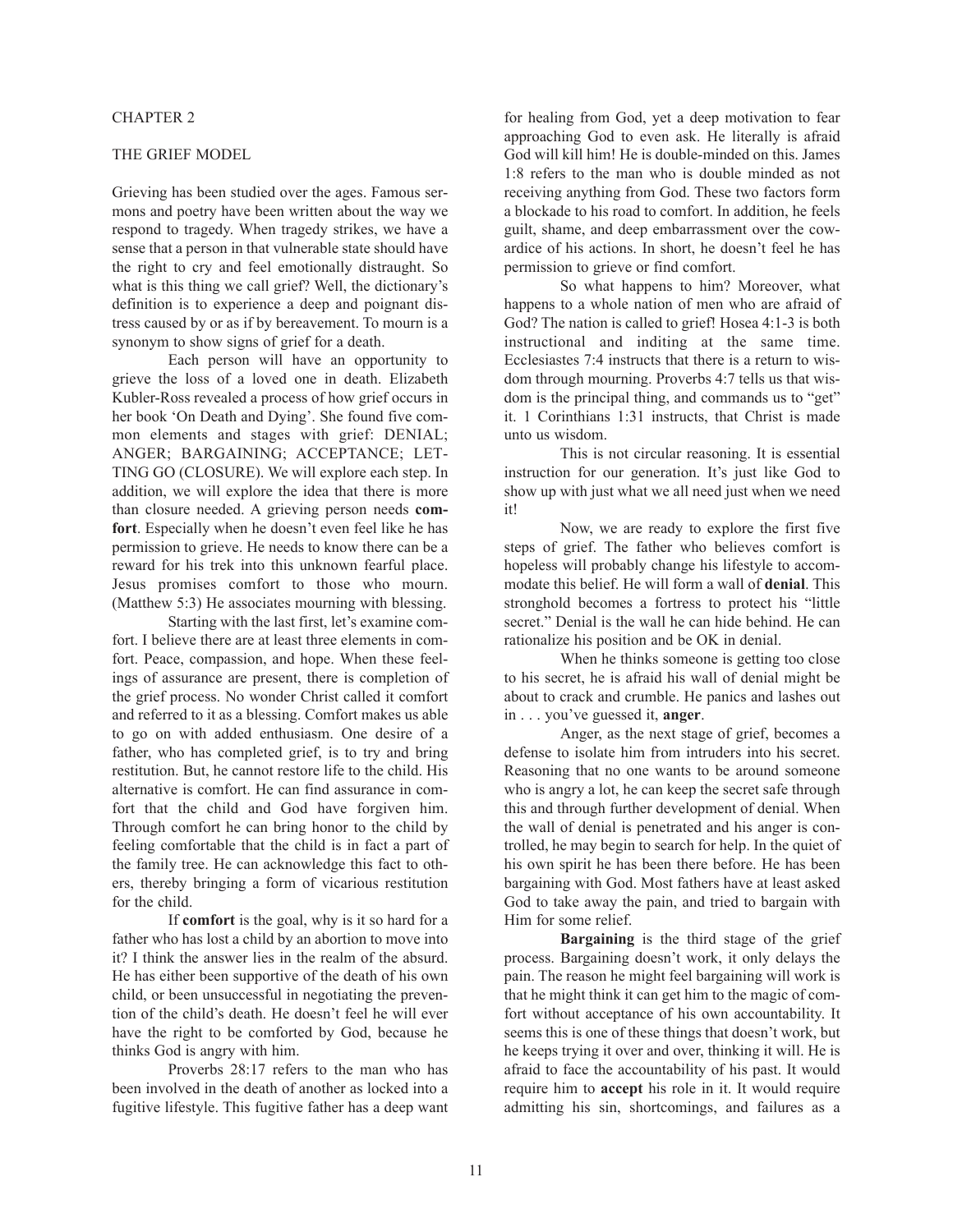CHAPTER 2

THE GRIEF MODEL

Grieving has been studied over the ages. Famous sermons and poetry have been written about the way we respond to tragedy. When tragedy strikes, we have a sense that a person in that vulnerable state should have the right to cry and feel emotionally distraught. So what is this thing we call grief? Well, the dictionary's definition is to experience a deep and poignant distress caused by or as if by bereavement. To mourn is a synonym to show signs of grief for a death.

Each person will have an opportunity to grieve the loss of a loved one in death. Elizabeth Kubler-Ross revealed a process of how grief occurs in her book 'On Death and Dying'. She found five common elements and stages with grief: DENIAL; ANGER; BARGAINING; ACCEPTANCE; LETTING GO (CLOSURE). We will explore each step. In addition, we will explore the idea that there is more than closure needed. A grieving person needs **comfort**. Especially when he doesn't even feel like he has permission to grieve. He needs to know there can be a reward for his trek into this unknown fearful place. Jesus promises comfort to those who mourn. (Matthew 5:3) He associates mourning with blessing.

Starting with the last first, let's examine comfort. I believe there are at least three elements in comfort. Peace, compassion, and hope. When these feelings of assurance are present, there is completion of the grief process. No wonder Christ called it comfort and referred to it as a blessing. Comfort makes us able to go on with added enthusiasm. One desire of a father, who has completed grief, is to try and bring restitution. But, he cannot restore life to the child. His alternative is comfort. He can find assurance in comfort that the child and God have forgiven him. Through comfort he can bring honor to the child by feeling comfortable that the child is in fact a part of the family tree. He can acknowledge this fact to others, thereby bringing a form of vicarious restitution for the child.

If **comfort** is the goal, why is it so hard for a father who has lost a child by an abortion to move into it? I think the answer lies in the realm of the absurd. He has either been supportive of the death of his own child, or been unsuccessful in negotiating the prevention of the child's death. He doesn't feel he will ever have the right to be comforted by God, because he thinks God is angry with him.

Proverbs 28:17 refers to the man who has been involved in the death of another as locked into a fugitive lifestyle. This fugitive father has a deep want for healing from God, yet a deep motivation to fear approaching God to even ask. He literally is afraid God will kill him! He is double-minded on this. James 1:8 refers to the man who is double minded as not receiving anything from God. These two factors form a blockade to his road to comfort. In addition, he feels guilt, shame, and deep embarrassment over the cowardice of his actions. In short, he doesn't feel he has permission to grieve or find comfort.

So what happens to him? Moreover, what happens to a whole nation of men who are afraid of God? The nation is called to grief! Hosea 4:1-3 is both instructional and inditing at the same time. Ecclesiastes 7:4 instructs that there is a return to wisdom through mourning. Proverbs 4:7 tells us that wisdom is the principal thing, and commands us to "get" it. 1 Corinthians 1:31 instructs, that Christ is made unto us wisdom.

This is not circular reasoning. It is essential instruction for our generation. It's just like God to show up with just what we all need just when we need it!

Now, we are ready to explore the first five steps of grief. The father who believes comfort is hopeless will probably change his lifestyle to accommodate this belief. He will form a wall of **denial**. This stronghold becomes a fortress to protect his "little secret." Denial is the wall he can hide behind. He can rationalize his position and be OK in denial.

When he thinks someone is getting too close to his secret, he is afraid his wall of denial might be about to crack and crumble. He panics and lashes out in . . . you've guessed it, **anger**.

Anger, as the next stage of grief, becomes a defense to isolate him from intruders into his secret. Reasoning that no one wants to be around someone who is angry a lot, he can keep the secret safe through this and through further development of denial. When the wall of denial is penetrated and his anger is controlled, he may begin to search for help. In the quiet of his own spirit he has been there before. He has been bargaining with God. Most fathers have at least asked God to take away the pain, and tried to bargain with Him for some relief.

**Bargaining** is the third stage of the grief process. Bargaining doesn't work, it only delays the pain. The reason he might feel bargaining will work is that he might think it can get him to the magic of comfort without acceptance of his own accountability. It seems this is one of these things that doesn't work, but he keeps trying it over and over, thinking it will. He is afraid to face the accountability of his past. It would require him to **accept** his role in it. It would require admitting his sin, shortcomings, and failures as a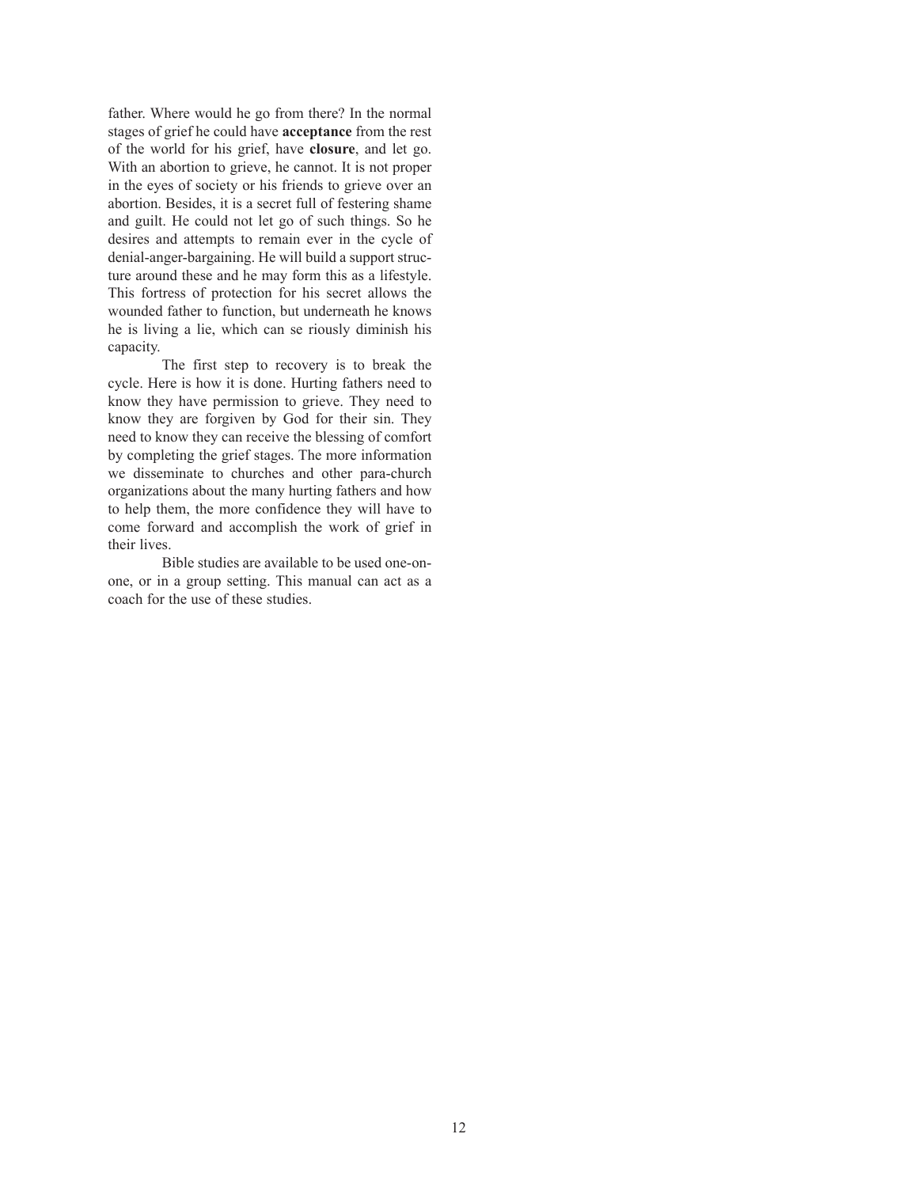father. Where would he go from there? In the normal stages of grief he could have **acceptance** from the rest of the world for his grief, have **closure**, and let go. With an abortion to grieve, he cannot. It is not proper in the eyes of society or his friends to grieve over an abortion. Besides, it is a secret full of festering shame and guilt. He could not let go of such things. So he desires and attempts to remain ever in the cycle of denial-anger-bargaining. He will build a support structure around these and he may form this as a lifestyle. This fortress of protection for his secret allows the wounded father to function, but underneath he knows he is living a lie, which can seriously diminish his capacity.

The first step to recovery is to break the cycle. Here is how it is done. Hurting fathers need to know they have permission to grieve. They need to know they are forgiven by God for their sin. They need to know they can receive the blessing of comfort by completing the grief stages. The more information we disseminate to churches and other para-church organizations about the many hurting fathers and how to help them, the more confidence they will have to come forward and accomplish the work of grief in their lives.

Bible studies are available to be used one-on-one, or in a group setting. This manual can act as a coach for the use of these studies.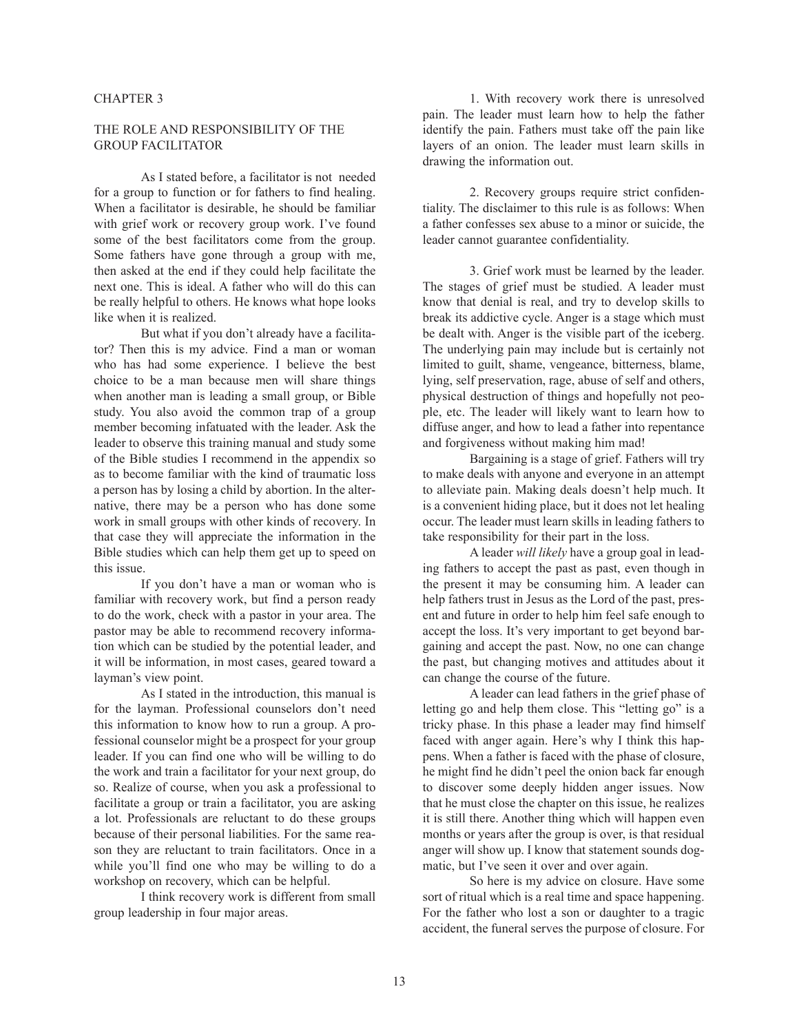# CHAPTER 3

## THE ROLE AND RESPONSIBILITY OF THE GROUP FACILITATOR

As I stated before, a facilitator is not needed for a group to function or for fathers to find healing. When a facilitator is desirable, he should be familiar with grief work or recovery group work. I've found some of the best facilitators come from the group. Some fathers have gone through a group with me, then asked at the end if they could help facilitate the next one. This is ideal. A father who will do this can be really helpful to others. He knows what hope looks like when it is realized.

But what if you don't already have a facilitator? Then this is my advice. Find a man or woman who has had some experience. I believe the best choice to be a man because men will share things when another man is leading a small group, or Bible study. You also avoid the common trap of a group member becoming infatuated with the leader. Ask the leader to observe this training manual and study some of the Bible studies I recommend in the appendix so as to become familiar with the kind of traumatic loss a person has by losing a child by abortion. In the alternative, there may be a person who has done some work in small groups with other kinds of recovery. In that case they will appreciate the information in the Bible studies which can help them get up to speed on this issue.

If you don't have a man or woman who is familiar with recovery work, but find a person ready to do the work, check with a pastor in your area. The pastor may be able to recommend recovery information which can be studied by the potential leader, and it will be information, in most cases, geared toward a layman's view point.

As I stated in the introduction, this manual is for the layman. Professional counselors don't need this information to know how to run a group. A professional counselor might be a prospect for your group leader. If you can find one who will be willing to do the work and train a facilitator for your next group, do so. Realize of course, when you ask a professional to facilitate a group or train a facilitator, you are asking a lot. Professionals are reluctant to do these groups because of their personal liabilities. For the same reason they are reluctant to train facilitators. Once in a while you'll find one who may be willing to do a workshop on recovery, which can be helpful.

I think recovery work is different from small group leadership in four major areas.

1. With recovery work there is unresolved pain. The leader must learn how to help the father identify the pain. Fathers must take off the pain like layers of an onion. The leader must learn skills in drawing the information out.

2. Recovery groups require strict confidentiality. The disclaimer to this rule is as follows: When a father confesses sex abuse to a minor or suicide, the leader cannot guarantee confidentiality.

3. Grief work must be learned by the leader. The stages of grief must be studied. A leader must know that denial is real, and try to develop skills to break its addictive cycle. Anger is a stage which must be dealt with. Anger is the visible part of the iceberg. The underlying pain may include but is certainly not limited to guilt, shame, vengeance, bitterness, blame, lying, self preservation, rage, abuse of self and others, physical destruction of things and hopefully not people, etc. The leader will likely want to learn how to diffuse anger, and how to lead a father into repentance and forgiveness without making him mad!

Bargaining is a stage of grief. Fathers will try to make deals with anyone and everyone in an attempt to alleviate pain. Making deals doesn't help much. It is a convenient hiding place, but it does not let healing occur. The leader must learn skills in leading fathers to take responsibility for their part in the loss.

A leader *will likely* have a group goal in leading fathers to accept the past as past, even though in the present it may be consuming him. A leader can help fathers trust in Jesus as the Lord of the past, present and future in order to help him feel safe enough to accept the loss. It's very important to get beyond bargaining and accept the past. Now, no one can change the past, but changing motives and attitudes about it can change the course of the future.

A leader can lead fathers in the grief phase of letting go and help them close. This "letting go" is a tricky phase. In this phase a leader may find himself faced with anger again. Here's why I think this happens. When a father is faced with the phase of closure, he might find he didn't peel the onion back far enough to discover some deeply hidden anger issues. Now that he must close the chapter on this issue, he realizes it is still there. Another thing which will happen even months or years after the group is over, is that residual anger will show up. I know that statement sounds dogmatic, but I've seen it over and over again.

So here is my advice on closure. Have some sort of ritual which is a real time and space happening. For the father who lost a son or daughter to a tragic accident, the funeral serves the purpose of closure. For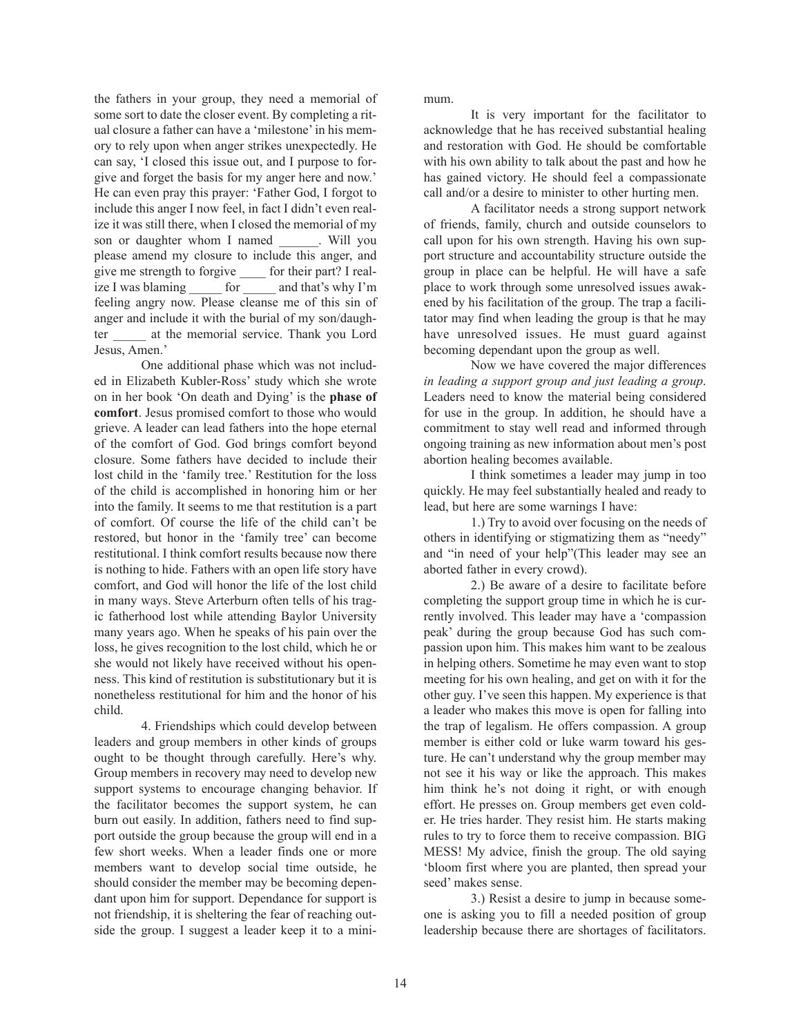the fathers in your group, they need a memorial of some sort to date the closer event. By completing a ritual closure a father can have a 'milestone' in his memory to rely upon when anger strikes unexpectedly. He can say, 'I closed this issue out, and I purpose to forgive and forget the basis for my anger here and now.' He can even pray this prayer: 'Father God, I forgot to include this anger I now feel, in fact I didn't even realize it was still there, when I closed the memorial of my son or daughter whom I named ______. Will you please amend my closure to include this anger, and give me strength to forgive ____ for their part? I realize I was blaming _____ for _____ and that's why I'm feeling angry now. Please cleanse me of this sin of anger and include it with the burial of my son/daughter _____ at the memorial service. Thank you Lord Jesus, Amen.'

One additional phase which was not included in Elizabeth Kubler-Ross' study which she wrote on in her book 'On death and Dying' is the **phase of comfort**. Jesus promised comfort to those who would grieve. A leader can lead fathers into the hope eternal of the comfort of God. God brings comfort beyond closure. Some fathers have decided to include their lost child in the 'family tree.' Restitution for the loss of the child is accomplished in honoring him or her into the family. It seems to me that restitution is a part of comfort. Of course the life of the child can't be restored, but honor in the 'family tree' can become restitutional. I think comfort results because now there is nothing to hide. Fathers with an open life story have comfort, and God will honor the life of the lost child in many ways. Steve Arterburn often tells of his tragic fatherhood lost while attending Baylor University many years ago. When he speaks of his pain over the loss, he gives recognition to the lost child, which he or she would not likely have received without his openness. This kind of restitution is substitutionary but it is nonetheless restitutional for him and the honor of his child.

4. Friendships which could develop between leaders and group members in other kinds of groups ought to be thought through carefully. Here's why. Group members in recovery may need to develop new support systems to encourage changing behavior. If the facilitator becomes the support system, he can burn out easily. In addition, fathers need to find support outside the group because the group will end in a few short weeks. When a leader finds one or more members want to develop social time outside, he should consider the member may be becoming dependant upon him for support. Dependance for support is not friendship, it is sheltering the fear of reaching outside the group. I suggest a leader keep it to a minimum.

It is very important for the facilitator to acknowledge that he has received substantial healing and restoration with God. He should be comfortable with his own ability to talk about the past and how he has gained victory. He should feel a compassionate call and/or a desire to minister to other hurting men.

A facilitator needs a strong support network of friends, family, church and outside counselors to call upon for his own strength. Having his own support structure and accountability structure outside the group in place can be helpful. He will have a safe place to work through some unresolved issues awakened by his facilitation of the group. The trap a facilitator may find when leading the group is that he may have unresolved issues. He must guard against becoming dependant upon the group as well.

Now we have covered the major differences *in leading a support group and just leading a group*. Leaders need to know the material being considered for use in the group. In addition, he should have a commitment to stay well read and informed through ongoing training as new information about men's post abortion healing becomes available.

I think sometimes a leader may jump in too quickly. He may feel substantially healed and ready to lead, but here are some warnings I have:

1.) Try to avoid over focusing on the needs of others in identifying or stigmatizing them as "needy" and "in need of your help"(This leader may see an aborted father in every crowd).

2.) Be aware of a desire to facilitate before completing the support group time in which he is currently involved. This leader may have a 'compassion peak' during the group because God has such compassion upon him. This makes him want to be zealous in helping others. Sometime he may even want to stop meeting for his own healing, and get on with it for the other guy. I've seen this happen. My experience is that a leader who makes this move is open for falling into the trap of legalism. He offers compassion. A group member is either cold or luke warm toward his gesture. He can't understand why the group member may not see it his way or like the approach. This makes him think he's not doing it right, or with enough effort. He presses on. Group members get even colder. He tries harder. They resist him. He starts making rules to try to force them to receive compassion. BIG MESS! My advice, finish the group. The old saying 'bloom first where you are planted, then spread your seed' makes sense.

3.) Resist a desire to jump in because someone is asking you to fill a needed position of group leadership because there are shortages of facilitators.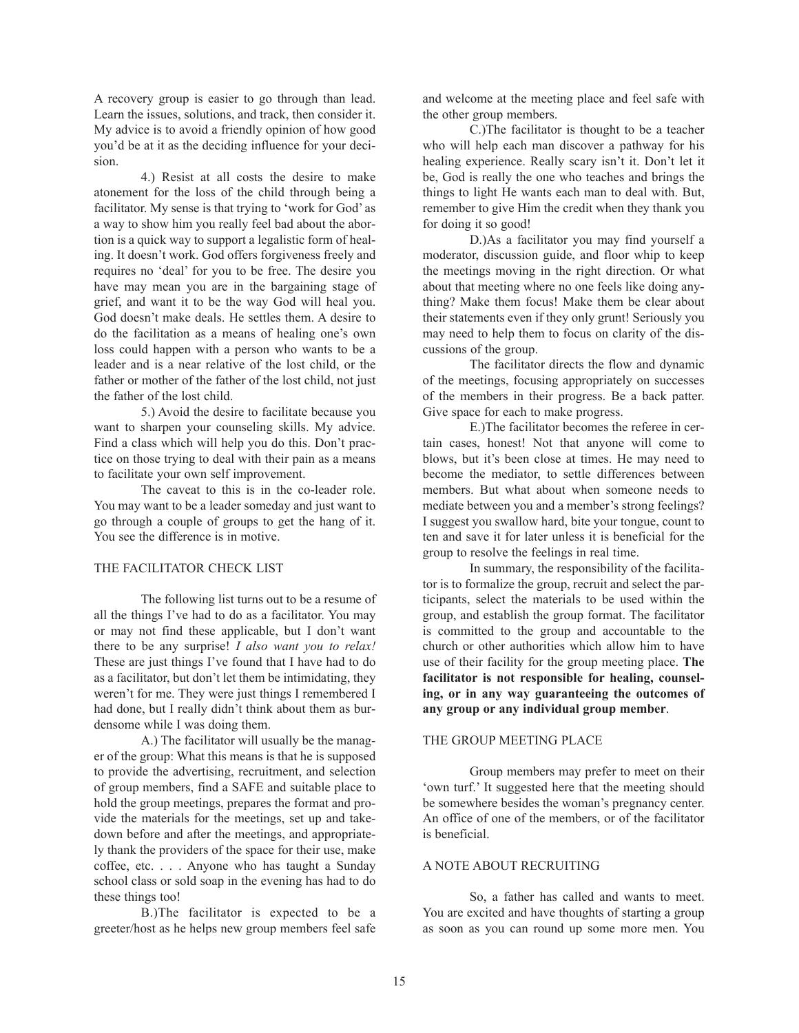A recovery group is easier to go through than lead. Learn the issues, solutions, and track, then consider it. My advice is to avoid a friendly opinion of how good you'd be at it as the deciding influence for your decision.

4.) Resist at all costs the desire to make atonement for the loss of the child through being a facilitator. My sense is that trying to 'work for God' as a way to show him you really feel bad about the abortion is a quick way to support a legalistic form of healing. It doesn't work. God offers forgiveness freely and requires no 'deal' for you to be free. The desire you have may mean you are in the bargaining stage of grief, and want it to be the way God will heal you. God doesn't make deals. He settles them. A desire to do the facilitation as a means of healing one's own loss could happen with a person who wants to be a leader and is a near relative of the lost child, or the father or mother of the father of the lost child, not just the father of the lost child.

5.) Avoid the desire to facilitate because you want to sharpen your counseling skills. My advice. Find a class which will help you do this. Don't practice on those trying to deal with their pain as a means to facilitate your own self improvement.

The caveat to this is in the co-leader role. You may want to be a leader someday and just want to go through a couple of groups to get the hang of it. You see the difference is in motive.

## THE FACILITATOR CHECK LIST

The following list turns out to be a resume of all the things I've had to do as a facilitator. You may or may not find these applicable, but I don't want there to be any surprise! *I also want you to relax!* These are just things I've found that I have had to do as a facilitator, but don't let them be intimidating, they weren't for me. They were just things I remembered I had done, but I really didn't think about them as burdensome while I was doing them.

A.) The facilitator will usually be the manager of the group: What this means is that he is supposed to provide the advertising, recruitment, and selection of group members, find a SAFE and suitable place to hold the group meetings, prepares the format and provide the materials for the meetings, set up and takedown before and after the meetings, and appropriately thank the providers of the space for their use, make coffee, etc. . . . Anyone who has taught a Sunday school class or sold soap in the evening has had to do these things too!

B.)The facilitator is expected to be a greeter/host as he helps new group members feel safe and welcome at the meeting place and feel safe with the other group members.

C.)The facilitator is thought to be a teacher who will help each man discover a pathway for his healing experience. Really scary isn't it. Don't let it be, God is really the one who teaches and brings the things to light He wants each man to deal with. But, remember to give Him the credit when they thank you for doing it so good!

D.)As a facilitator you may find yourself a moderator, discussion guide, and floor whip to keep the meetings moving in the right direction. Or what about that meeting where no one feels like doing anything? Make them focus! Make them be clear about their statements even if they only grunt! Seriously you may need to help them to focus on clarity of the discussions of the group.

The facilitator directs the flow and dynamic of the meetings, focusing appropriately on successes of the members in their progress. Be a back patter. Give space for each to make progress.

E.)The facilitator becomes the referee in certain cases, honest! Not that anyone will come to blows, but it's been close at times. He may need to become the mediator, to settle differences between members. But what about when someone needs to mediate between you and a member's strong feelings? I suggest you swallow hard, bite your tongue, count to ten and save it for later unless it is beneficial for the group to resolve the feelings in real time.

In summary, the responsibility of the facilitator is to formalize the group, recruit and select the participants, select the materials to be used within the group, and establish the group format. The facilitator is committed to the group and accountable to the church or other authorities which allow him to have use of their facility for the group meeting place. **The facilitator is not responsible for healing, counseling, or in any way guaranteeing the outcomes of any group or any individual group member**.

## THE GROUP MEETING PLACE

Group members may prefer to meet on their 'own turf.' It suggested here that the meeting should be somewhere besides the woman's pregnancy center. An office of one of the members, or of the facilitator is beneficial.

## A NOTE ABOUT RECRUITING

So, a father has called and wants to meet. You are excited and have thoughts of starting a group as soon as you can round up some more men. You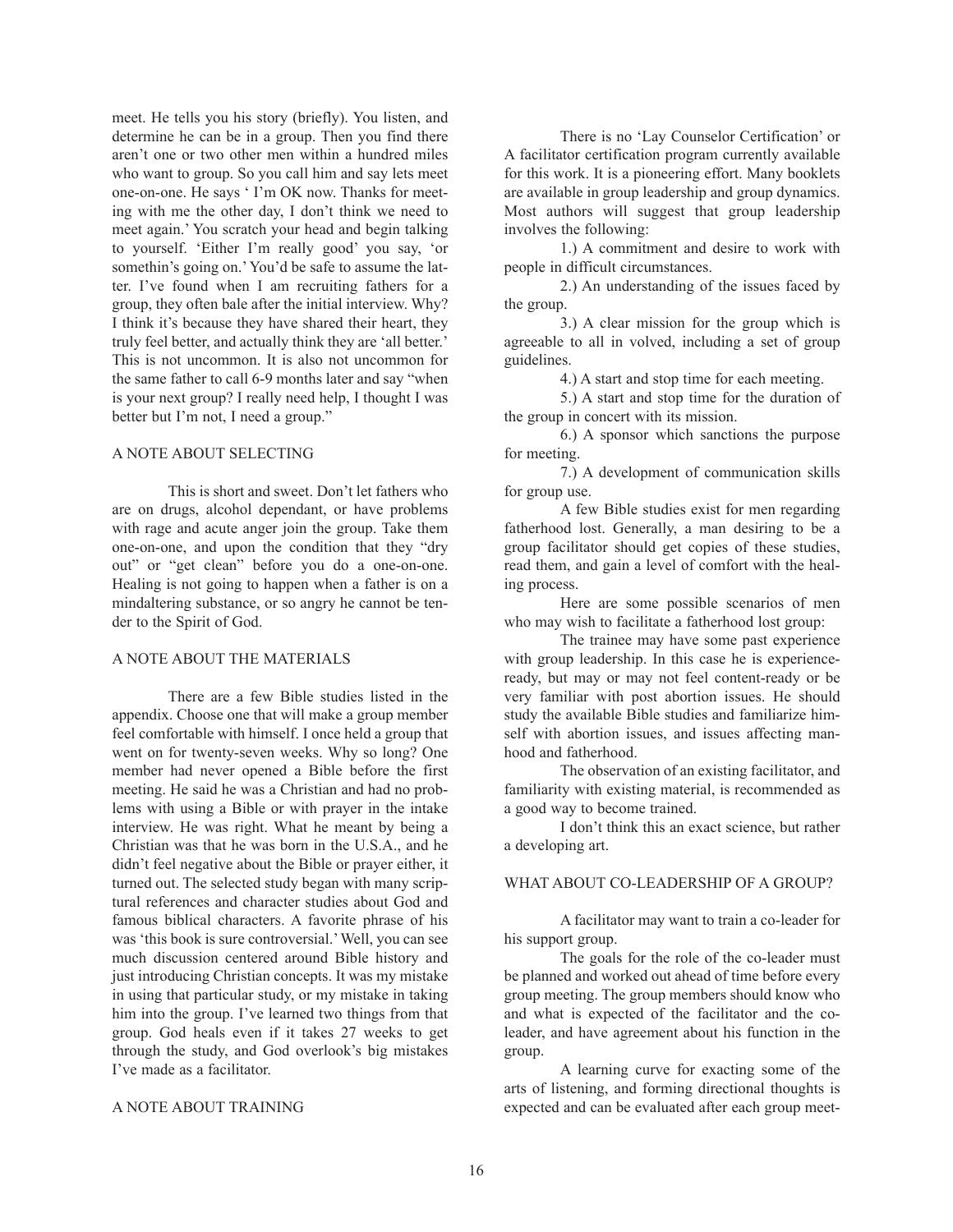meet. He tells you his story (briefly). You listen, and determine he can be in a group. Then you find there aren't one or two other men within a hundred miles who want to group. So you call him and say lets meet one-on-one. He says ' I'm OK now. Thanks for meeting with me the other day, I don't think we need to meet again.' You scratch your head and begin talking to yourself. 'Either I'm really good' you say, 'or somethin's going on.' You'd be safe to assume the latter. I've found when I am recruiting fathers for a group, they often bale after the initial interview. Why? I think it's because they have shared their heart, they truly feel better, and actually think they are 'all better.' This is not uncommon. It is also not uncommon for the same father to call 6-9 months later and say "when is your next group? I really need help, I thought I was better but I'm not, I need a group."

## A NOTE ABOUT SELECTING

This is short and sweet. Don't let fathers who are on drugs, alcohol dependant, or have problems with rage and acute anger join the group. Take them one-on-one, and upon the condition that they "dry out" or "get clean" before you do a one-on-one. Healing is not going to happen when a father is on a mindaltering substance, or so angry he cannot be tender to the Spirit of God.

## A NOTE ABOUT THE MATERIALS

There are a few Bible studies listed in the appendix. Choose one that will make a group member feel comfortable with himself. I once held a group that went on for twenty-seven weeks. Why so long? One member had never opened a Bible before the first meeting. He said he was a Christian and had no problems with using a Bible or with prayer in the intake interview. He was right. What he meant by being a Christian was that he was born in the U.S.A., and he didn't feel negative about the Bible or prayer either, it turned out. The selected study began with many scriptural references and character studies about God and famous biblical characters. A favorite phrase of his was 'this book is sure controversial.' Well, you can see much discussion centered around Bible history and just introducing Christian concepts. It was my mistake in using that particular study, or my mistake in taking him into the group. I've learned two things from that group. God heals even if it takes 27 weeks to get through the study, and God overlook's big mistakes I've made as a facilitator.

## A NOTE ABOUT TRAINING

There is no 'Lay Counselor Certification' or A facilitator certification program currently available for this work. It is a pioneering effort. Many booklets are available in group leadership and group dynamics. Most authors will suggest that group leadership involves the following:

1.) A commitment and desire to work with people in difficult circumstances.

2.) An understanding of the issues faced by the group.

3.) A clear mission for the group which is agreeable to all in volved, including a set of group guidelines.

4.) A start and stop time for each meeting.

5.) A start and stop time for the duration of the group in concert with its mission.

6.) A sponsor which sanctions the purpose for meeting.

7.) A development of communication skills for group use.

A few Bible studies exist for men regarding fatherhood lost. Generally, a man desiring to be a group facilitator should get copies of these studies, read them, and gain a level of comfort with the healing process.

Here are some possible scenarios of men who may wish to facilitate a fatherhood lost group:

The trainee may have some past experience with group leadership. In this case he is experience-ready, but may or may not feel content-ready or be very familiar with post abortion issues. He should study the available Bible studies and familiarize himself with abortion issues, and issues affecting manhood and fatherhood.

The observation of an existing facilitator, and familiarity with existing material, is recommended as a good way to become trained.

I don't think this an exact science, but rather a developing art.

## WHAT ABOUT CO-LEADERSHIP OF A GROUP?

A facilitator may want to train a co-leader for his support group.

The goals for the role of the co-leader must be planned and worked out ahead of time before every group meeting. The group members should know who and what is expected of the facilitator and the co-leader, and have agreement about his function in the group.

A learning curve for exacting some of the arts of listening, and forming directional thoughts is expected and can be evaluated after each group meet-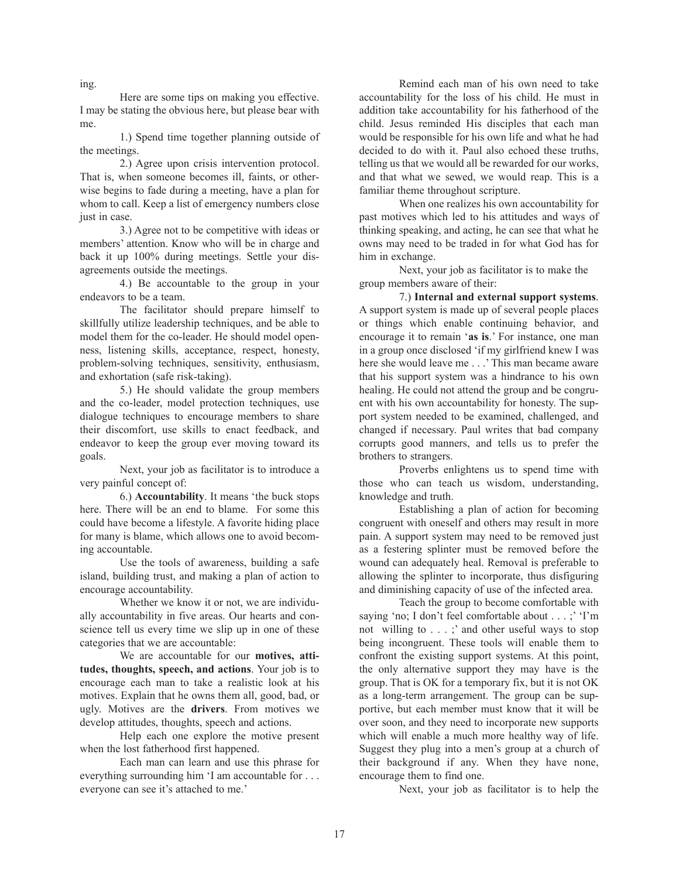ing.

Here are some tips on making you effective. I may be stating the obvious here, but please bear with me.

1.) Spend time together planning outside of the meetings.

2.) Agree upon crisis intervention protocol. That is, when someone becomes ill, faints, or otherwise begins to fade during a meeting, have a plan for whom to call. Keep a list of emergency numbers close just in case.

3.) Agree not to be competitive with ideas or members' attention. Know who will be in charge and back it up 100% during meetings. Settle your disagreements outside the meetings.

4.) Be accountable to the group in your endeavors to be a team.

The facilitator should prepare himself to skillfully utilize leadership techniques, and be able to model them for the co-leader. He should model openness, listening skills, acceptance, respect, honesty, problem-solving techniques, sensitivity, enthusiasm, and exhortation (safe risk-taking).

5.) He should validate the group members and the co-leader, model protection techniques, use dialogue techniques to encourage members to share their discomfort, use skills to enact feedback, and endeavor to keep the group ever moving toward its goals.

Next, your job as facilitator is to introduce a very painful concept of:

6.) **Accountability**. It means 'the buck stops here. There will be an end to blame. For some this could have become a lifestyle. A favorite hiding place for many is blame, which allows one to avoid becoming accountable.

Use the tools of awareness, building a safe island, building trust, and making a plan of action to encourage accountability.

Whether we know it or not, we are individually accountability in five areas. Our hearts and conscience tell us every time we slip up in one of these categories that we are accountable:

We are accountable for our **motives, attitudes, thoughts, speech, and actions**. Your job is to encourage each man to take a realistic look at his motives. Explain that he owns them all, good, bad, or ugly. Motives are the **drivers**. From motives we develop attitudes, thoughts, speech and actions.

Help each one explore the motive present when the lost fatherhood first happened.

Each man can learn and use this phrase for everything surrounding him 'I am accountable for . . . everyone can see it's attached to me.'

Remind each man of his own need to take accountability for the loss of his child. He must in addition take accountability for his fatherhood of the child. Jesus reminded His disciples that each man would be responsible for his own life and what he had decided to do with it. Paul also echoed these truths, telling us that we would all be rewarded for our works, and that what we sewed, we would reap. This is a familiar theme throughout scripture.

When one realizes his own accountability for past motives which led to his attitudes and ways of thinking speaking, and acting, he can see that what he owns may need to be traded in for what God has for him in exchange.

Next, your job as facilitator is to make the group members aware of their:

7.) **Internal and external support systems**. A support system is made up of several people places or things which enable continuing behavior, and encourage it to remain '**as is**.' For instance, one man in a group once disclosed 'if my girlfriend knew I was here she would leave me . . .' This man became aware that his support system was a hindrance to his own healing. He could not attend the group and be congruent with his own accountability for honesty. The support system needed to be examined, challenged, and changed if necessary. Paul writes that bad company corrupts good manners, and tells us to prefer the brothers to strangers.

Proverbs enlightens us to spend time with those who can teach us wisdom, understanding, knowledge and truth.

Establishing a plan of action for becoming congruent with oneself and others may result in more pain. A support system may need to be removed just as a festering splinter must be removed before the wound can adequately heal. Removal is preferable to allowing the splinter to incorporate, thus disfiguring and diminishing capacity of use of the infected area.

Teach the group to become comfortable with saying 'no; I don't feel comfortable about . . . ;' 'I'm not willing to . . . ;' and other useful ways to stop being incongruent. These tools will enable them to confront the existing support systems. At this point, the only alternative support they may have is the group. That is OK for a temporary fix, but it is not OK as a long-term arrangement. The group can be supportive, but each member must know that it will be over soon, and they need to incorporate new supports which will enable a much more healthy way of life. Suggest they plug into a men's group at a church of their background if any. When they have none, encourage them to find one.

Next, your job as facilitator is to help the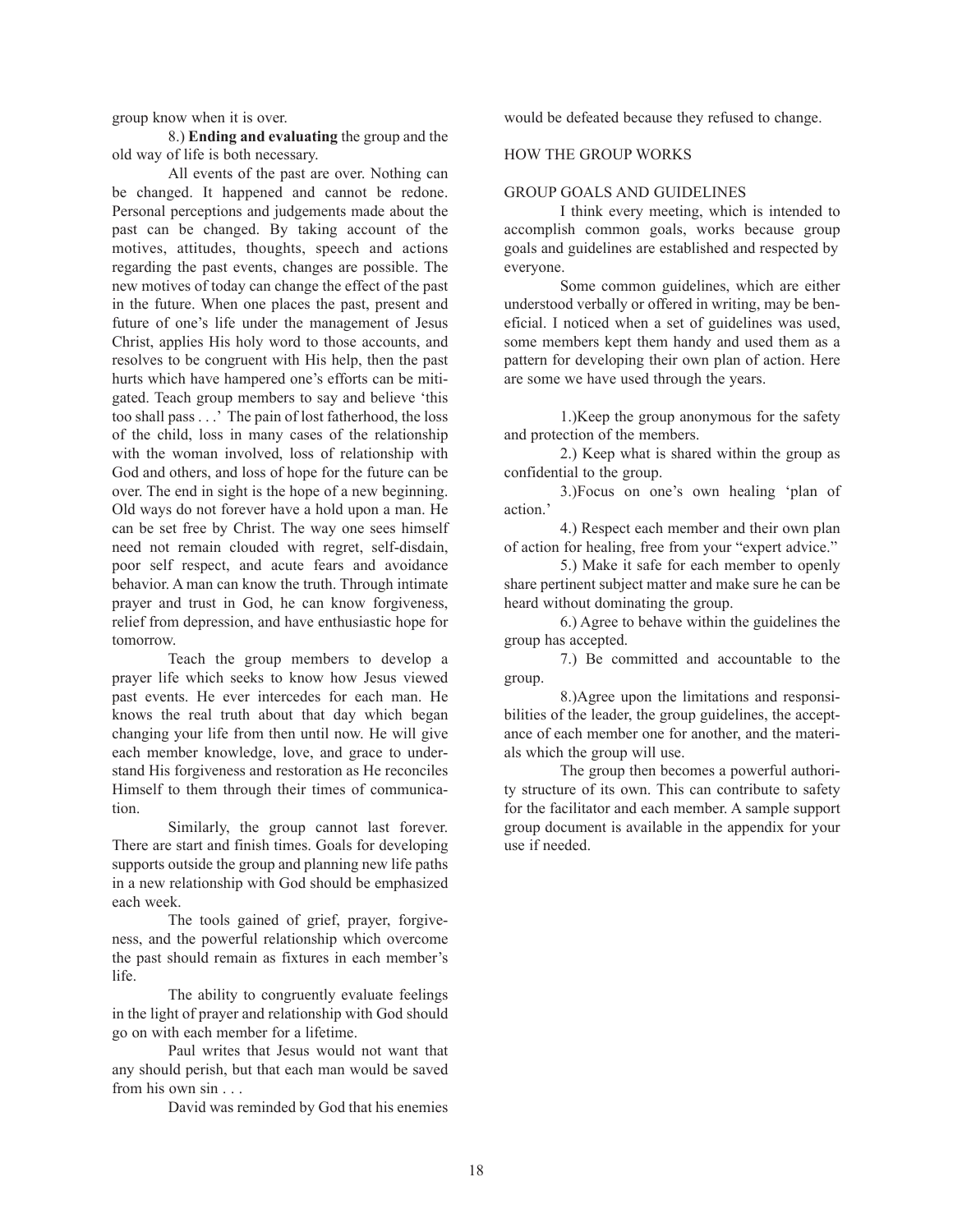group know when it is over.

8.) **Ending and evaluating** the group and the old way of life is both necessary.

All events of the past are over. Nothing can be changed. It happened and cannot be redone. Personal perceptions and judgements made about the past can be changed. By taking account of the motives, attitudes, thoughts, speech and actions regarding the past events, changes are possible. The new motives of today can change the effect of the past in the future. When one places the past, present and future of one's life under the management of Jesus Christ, applies His holy word to those accounts, and resolves to be congruent with His help, then the past hurts which have hampered one's efforts can be mitigated. Teach group members to say and believe 'this too shall pass . . .' The pain of lost fatherhood, the loss of the child, loss in many cases of the relationship with the woman involved, loss of relationship with God and others, and loss of hope for the future can be over. The end in sight is the hope of a new beginning. Old ways do not forever have a hold upon a man. He can be set free by Christ. The way one sees himself need not remain clouded with regret, self-disdain, poor self respect, and acute fears and avoidance behavior. A man can know the truth. Through intimate prayer and trust in God, he can know forgiveness, relief from depression, and have enthusiastic hope for tomorrow.

Teach the group members to develop a prayer life which seeks to know how Jesus viewed past events. He ever intercedes for each man. He knows the real truth about that day which began changing your life from then until now. He will give each member knowledge, love, and grace to understand His forgiveness and restoration as He reconciles Himself to them through their times of communication.

Similarly, the group cannot last forever. There are start and finish times. Goals for developing supports outside the group and planning new life paths in a new relationship with God should be emphasized each week.

The tools gained of grief, prayer, forgiveness, and the powerful relationship which overcome the past should remain as fixtures in each member's life.

The ability to congruently evaluate feelings in the light of prayer and relationship with God should go on with each member for a lifetime.

Paul writes that Jesus would not want that any should perish, but that each man would be saved from his own sin . . .

David was reminded by God that his enemies would be defeated because they refused to change.

## HOW THE GROUP WORKS

### GROUP GOALS AND GUIDELINES

I think every meeting, which is intended to accomplish common goals, works because group goals and guidelines are established and respected by everyone.

Some common guidelines, which are either understood verbally or offered in writing, may be beneficial. I noticed when a set of guidelines was used, some members kept them handy and used them as a pattern for developing their own plan of action. Here are some we have used through the years.

1.) Keep the group anonymous for the safety and protection of the members.

2.) Keep what is shared within the group as confidential to the group.

3.) Focus on one's own healing 'plan of action.'

4.) Respect each member and their own plan of action for healing, free from your "expert advice."

5.) Make it safe for each member to openly share pertinent subject matter and make sure he can be heard without dominating the group.

6.) Agree to behave within the guidelines the group has accepted.

7.) Be committed and accountable to the group.

8.) Agree upon the limitations and responsibilities of the leader, the group guidelines, the acceptance of each member one for another, and the materials which the group will use.

The group then becomes a powerful authority structure of its own. This can contribute to safety for the facilitator and each member. A sample support group document is available in the appendix for your use if needed.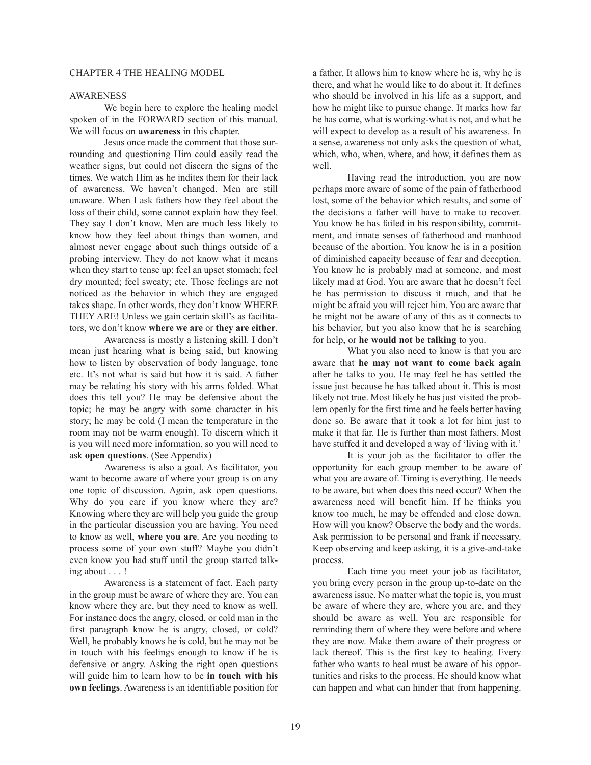## CHAPTER 4 THE HEALING MODEL

### AWARENESS

We begin here to explore the healing model spoken of in the FORWARD section of this manual. We will focus on **awareness** in this chapter.

Jesus once made the comment that those surrounding and questioning Him could easily read the weather signs, but could not discern the signs of the times. We watch Him as he indites them for their lack of awareness. We haven't changed. Men are still unaware. When I ask fathers how they feel about the loss of their child, some cannot explain how they feel. They say I don't know. Men are much less likely to know how they feel about things than women, and almost never engage about such things outside of a probing interview. They do not know what it means when they start to tense up; feel an upset stomach; feel dry mounted; feel sweaty; etc. Those feelings are not noticed as the behavior in which they are engaged takes shape. In other words, they don't know WHERE THEY ARE! Unless we gain certain skill's as facilitators, we don't know **where we are** or **they are either**.

Awareness is mostly a listening skill. I don't mean just hearing what is being said, but knowing how to listen by observation of body language, tone etc. It's not what is said but how it is said. A father may be relating his story with his arms folded. What does this tell you? He may be defensive about the topic; he may be angry with some character in his story; he may be cold (I mean the temperature in the room may not be warm enough). To discern which it is you will need more information, so you will need to ask **open questions**. (See Appendix)

Awareness is also a goal. As facilitator, you want to become aware of where your group is on any one topic of discussion. Again, ask open questions. Why do you care if you know where they are? Knowing where they are will help you guide the group in the particular discussion you are having. You need to know as well, **where you are**. Are you needing to process some of your own stuff? Maybe you didn't even know you had stuff until the group started talking about . . . !

Awareness is a statement of fact. Each party in the group must be aware of where they are. You can know where they are, but they need to know as well. For instance does the angry, closed, or cold man in the first paragraph know he is angry, closed, or cold? Well, he probably knows he is cold, but he may not be in touch with his feelings enough to know if he is defensive or angry. Asking the right open questions will guide him to learn how to be **in touch with his own feelings**. Awareness is an identifiable position for a father. It allows him to know where he is, why he is there, and what he would like to do about it. It defines who should be involved in his life as a support, and how he might like to pursue change. It marks how far he has come, what is working-what is not, and what he will expect to develop as a result of his awareness. In a sense, awareness not only asks the question of what, which, who, when, where, and how, it defines them as well.

Having read the introduction, you are now perhaps more aware of some of the pain of fatherhood lost, some of the behavior which results, and some of the decisions a father will have to make to recover. You know he has failed in his responsibility, commitment, and innate senses of fatherhood and manhood because of the abortion. You know he is in a position of diminished capacity because of fear and deception. You know he is probably mad at someone, and most likely mad at God. You are aware that he doesn't feel he has permission to discuss it much, and that he might be afraid you will reject him. You are aware that he might not be aware of any of this as it connects to his behavior, but you also know that he is searching for help, or **he would not be talking** to you.

What you also need to know is that you are aware that **he may not want to come back again** after he talks to you. He may feel he has settled the issue just because he has talked about it. This is most likely not true. Most likely he has just visited the problem openly for the first time and he feels better having done so. Be aware that it took a lot for him just to make it that far. He is further than most fathers. Most have stuffed it and developed a way of 'living with it.'

It is your job as the facilitator to offer the opportunity for each group member to be aware of what you are aware of. Timing is everything. He needs to be aware, but when does this need occur? When the awareness need will benefit him. If he thinks you know too much, he may be offended and close down. How will you know? Observe the body and the words. Ask permission to be personal and frank if necessary. Keep observing and keep asking, it is a give-and-take process.

Each time you meet your job as facilitator, you bring every person in the group up-to-date on the awareness issue. No matter what the topic is, you must be aware of where they are, where you are, and they should be aware as well. You are responsible for reminding them of where they were before and where they are now. Make them aware of their progress or lack thereof. This is the first key to healing. Every father who wants to heal must be aware of his opportunities and risks to the process. He should know what can happen and what can hinder that from happening.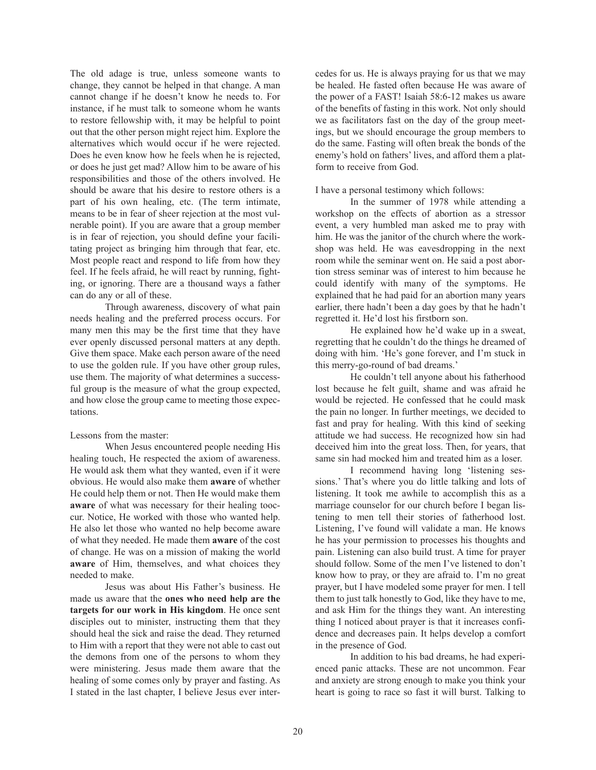The old adage is true, unless someone wants to change, they cannot be helped in that change. A man cannot change if he doesn't know he needs to. For instance, if he must talk to someone whom he wants to restore fellowship with, it may be helpful to point out that the other person might reject him. Explore the alternatives which would occur if he were rejected. Does he even know how he feels when he is rejected, or does he just get mad? Allow him to be aware of his responsibilities and those of the others involved. He should be aware that his desire to restore others is a part of his own healing, etc. (The term intimate, means to be in fear of sheer rejection at the most vulnerable point). If you are aware that a group member is in fear of rejection, you should define your facilitating project as bringing him through that fear, etc. Most people react and respond to life from how they feel. If he feels afraid, he will react by running, fighting, or ignoring. There are a thousand ways a father can do any or all of these.

Through awareness, discovery of what pain needs healing and the preferred process occurs. For many men this may be the first time that they have ever openly discussed personal matters at any depth. Give them space. Make each person aware of the need to use the golden rule. If you have other group rules, use them. The majority of what determines a successful group is the measure of what the group expected, and how close the group came to meeting those expectations.

Lessons from the master:

When Jesus encountered people needing His healing touch, He respected the axiom of awareness. He would ask them what they wanted, even if it were obvious. He would also make them **aware** of whether He could help them or not. Then He would make them **aware** of what was necessary for their healing toocur. Notice, He worked with those who wanted help. He also let those who wanted no help become aware of what they needed. He made them **aware** of the cost of change. He was on a mission of making the world **aware** of Him, themselves, and what choices they needed to make.

Jesus was about His Father's business. He made us aware that the **ones who need help are the targets for our work in His kingdom**. He once sent disciples out to minister, instructing them that they should heal the sick and raise the dead. They returned to Him with a report that they were not able to cast out the demons from one of the persons to whom they were ministering. Jesus made them aware that the healing of some comes only by prayer and fasting. As I stated in the last chapter, I believe Jesus ever intercedes for us. He is always praying for us that we may be healed. He fasted often because He was aware of the power of a FAST! Isaiah 58:6-12 makes us aware of the benefits of fasting in this work. Not only should we as facilitators fast on the day of the group meetings, but we should encourage the group members to do the same. Fasting will often break the bonds of the enemy's hold on fathers' lives, and afford them a platform to receive from God.

I have a personal testimony which follows:

In the summer of 1978 while attending a workshop on the effects of abortion as a stressor event, a very humbled man asked me to pray with him. He was the janitor of the church where the workshop was held. He was eavesdropping in the next room while the seminar went on. He said a post abortion stress seminar was of interest to him because he could identify with many of the symptoms. He explained that he had paid for an abortion many years earlier, there hadn't been a day goes by that he hadn't regretted it. He'd lost his firstborn son.

He explained how he'd wake up in a sweat, regretting that he couldn't do the things he dreamed of doing with him. 'He's gone forever, and I'm stuck in this merry-go-round of bad dreams.'

He couldn't tell anyone about his fatherhood lost because he felt guilt, shame and was afraid he would be rejected. He confessed that he could mask the pain no longer. In further meetings, we decided to fast and pray for healing. With this kind of seeking attitude we had success. He recognized how sin had deceived him into the great loss. Then, for years, that same sin had mocked him and treated him as a loser.

I recommend having long 'listening sessions.' That's where you do little talking and lots of listening. It took me awhile to accomplish this as a marriage counselor for our church before I began listening to men tell their stories of fatherhood lost. Listening, I've found will validate a man. He knows he has your permission to processes his thoughts and pain. Listening can also build trust. A time for prayer should follow. Some of the men I've listened to don't know how to pray, or they are afraid to. I'm no great prayer, but I have modeled some prayer for men. I tell them to just talk honestly to God, like they have to me, and ask Him for the things they want. An interesting thing I noticed about prayer is that it increases confidence and decreases pain. It helps develop a comfort in the presence of God.

In addition to his bad dreams, he had experienced panic attacks. These are not uncommon. Fear and anxiety are strong enough to make you think your heart is going to race so fast it will burst. Talking to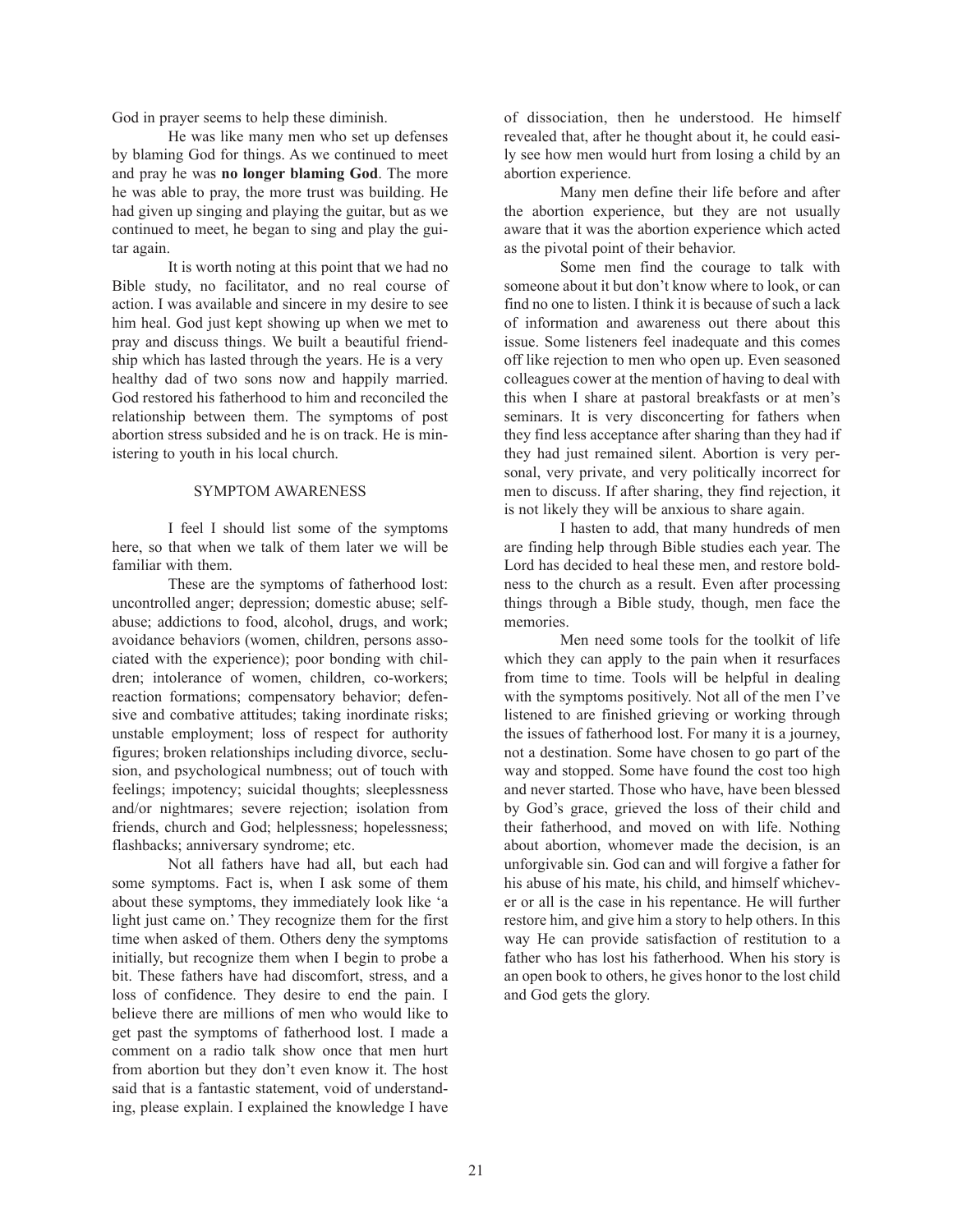God in prayer seems to help these diminish.

He was like many men who set up defenses by blaming God for things. As we continued to meet and pray he was **no longer blaming God**. The more he was able to pray, the more trust was building. He had given up singing and playing the guitar, but as we continued to meet, he began to sing and play the guitar again.

It is worth noting at this point that we had no Bible study, no facilitator, and no real course of action. I was available and sincere in my desire to see him heal. God just kept showing up when we met to pray and discuss things. We built a beautiful friendship which has lasted through the years. He is a very healthy dad of two sons now and happily married. God restored his fatherhood to him and reconciled the relationship between them. The symptoms of post abortion stress subsided and he is on track. He is ministering to youth in his local church.

## SYMPTOM AWARENESS

I feel I should list some of the symptoms here, so that when we talk of them later we will be familiar with them.

These are the symptoms of fatherhood lost: uncontrolled anger; depression; domestic abuse; self-abuse; addictions to food, alcohol, drugs, and work; avoidance behaviors (women, children, persons associated with the experience); poor bonding with children; intolerance of women, children, co-workers; reaction formations; compensatory behavior; defensive and combative attitudes; taking inordinate risks; unstable employment; loss of respect for authority figures; broken relationships including divorce, seclusion, and psychological numbness; out of touch with feelings; impotency; suicidal thoughts; sleeplessness and/or nightmares; severe rejection; isolation from friends, church and God; helplessness; hopelessness; flashbacks; anniversary syndrome; etc.

Not all fathers have had all, but each had some symptoms. Fact is, when I ask some of them about these symptoms, they immediately look like 'a light just came on.' They recognize them for the first time when asked of them. Others deny the symptoms initially, but recognize them when I begin to probe a bit. These fathers have had discomfort, stress, and a loss of confidence. They desire to end the pain. I believe there are millions of men who would like to get past the symptoms of fatherhood lost. I made a comment on a radio talk show once that men hurt from abortion but they don't even know it. The host said that is a fantastic statement, void of understanding, please explain. I explained the knowledge I have of dissociation, then he understood. He himself revealed that, after he thought about it, he could easily see how men would hurt from losing a child by an abortion experience.

Many men define their life before and after the abortion experience, but they are not usually aware that it was the abortion experience which acted as the pivotal point of their behavior.

Some men find the courage to talk with someone about it but don't know where to look, or can find no one to listen. I think it is because of such a lack of information and awareness out there about this issue. Some listeners feel inadequate and this comes off like rejection to men who open up. Even seasoned colleagues cower at the mention of having to deal with this when I share at pastoral breakfasts or at men's seminars. It is very disconcerting for fathers when they find less acceptance after sharing than they had if they had just remained silent. Abortion is very personal, very private, and very politically incorrect for men to discuss. If after sharing, they find rejection, it is not likely they will be anxious to share again.

I hasten to add, that many hundreds of men are finding help through Bible studies each year. The Lord has decided to heal these men, and restore boldness to the church as a result. Even after processing things through a Bible study, though, men face the memories.

Men need some tools for the toolkit of life which they can apply to the pain when it resurfaces from time to time. Tools will be helpful in dealing with the symptoms positively. Not all of the men I've listened to are finished grieving or working through the issues of fatherhood lost. For many it is a journey, not a destination. Some have chosen to go part of the way and stopped. Some have found the cost too high and never started. Those who have, have been blessed by God's grace, grieved the loss of their child and their fatherhood, and moved on with life. Nothing about abortion, whomever made the decision, is an unforgivable sin. God can and will forgive a father for his abuse of his mate, his child, and himself whichever or all is the case in his repentance. He will further restore him, and give him a story to help others. In this way He can provide satisfaction of restitution to a father who has lost his fatherhood. When his story is an open book to others, he gives honor to the lost child and God gets the glory.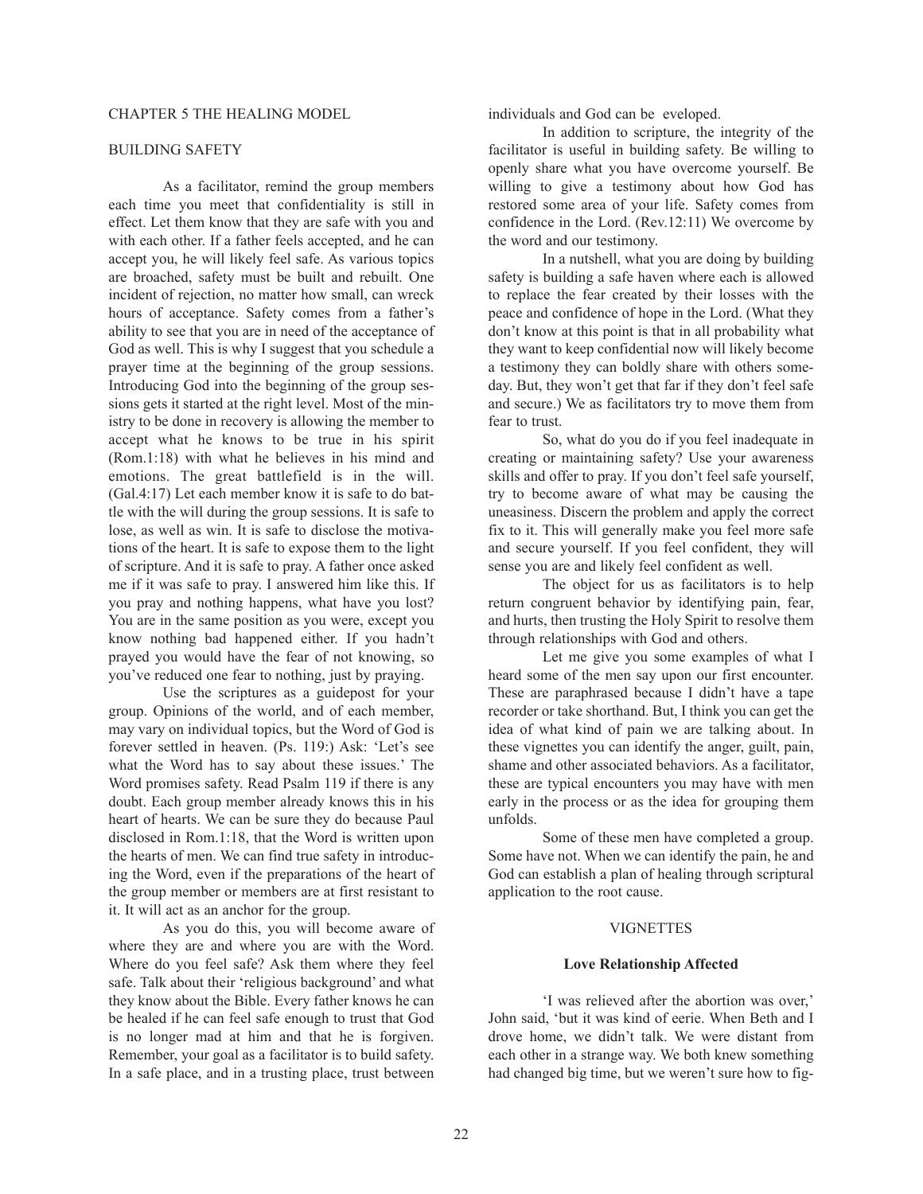CHAPTER 5 THE HEALING MODEL

BUILDING SAFETY

As a facilitator, remind the group members each time you meet that confidentiality is still in effect. Let them know that they are safe with you and with each other. If a father feels accepted, and he can accept you, he will likely feel safe. As various topics are broached, safety must be built and rebuilt. One incident of rejection, no matter how small, can wreck hours of acceptance. Safety comes from a father's ability to see that you are in need of the acceptance of God as well. This is why I suggest that you schedule a prayer time at the beginning of the group sessions. Introducing God into the beginning of the group sessions gets it started at the right level. Most of the ministry to be done in recovery is allowing the member to accept what he knows to be true in his spirit (Rom.1:18) with what he believes in his mind and emotions. The great battlefield is in the will. (Gal.4:17) Let each member know it is safe to do battle with the will during the group sessions. It is safe to lose, as well as win. It is safe to disclose the motivations of the heart. It is safe to expose them to the light of scripture. And it is safe to pray. A father once asked me if it was safe to pray. I answered him like this. If you pray and nothing happens, what have you lost? You are in the same position as you were, except you know nothing bad happened either. If you hadn't prayed you would have the fear of not knowing, so you've reduced one fear to nothing, just by praying.

Use the scriptures as a guidepost for your group. Opinions of the world, and of each member, may vary on individual topics, but the Word of God is forever settled in heaven. (Ps. 119:) Ask: 'Let's see what the Word has to say about these issues.' The Word promises safety. Read Psalm 119 if there is any doubt. Each group member already knows this in his heart of hearts. We can be sure they do because Paul disclosed in Rom.1:18, that the Word is written upon the hearts of men. We can find true safety in introducing the Word, even if the preparations of the heart of the group member or members are at first resistant to it. It will act as an anchor for the group.

As you do this, you will become aware of where they are and where you are with the Word. Where do you feel safe? Ask them where they feel safe. Talk about their 'religious background' and what they know about the Bible. Every father knows he can be healed if he can feel safe enough to trust that God is no longer mad at him and that he is forgiven. Remember, your goal as a facilitator is to build safety. In a safe place, and in a trusting place, trust between individuals and God can be eveloped.

In addition to scripture, the integrity of the facilitator is useful in building safety. Be willing to openly share what you have overcome yourself. Be willing to give a testimony about how God has restored some area of your life. Safety comes from confidence in the Lord. (Rev.12:11) We overcome by the word and our testimony.

In a nutshell, what you are doing by building safety is building a safe haven where each is allowed to replace the fear created by their losses with the peace and confidence of hope in the Lord. (What they don't know at this point is that in all probability what they want to keep confidential now will likely become a testimony they can boldly share with others someday. But, they won't get that far if they don't feel safe and secure.) We as facilitators try to move them from fear to trust.

So, what do you do if you feel inadequate in creating or maintaining safety? Use your awareness skills and offer to pray. If you don't feel safe yourself, try to become aware of what may be causing the uneasiness. Discern the problem and apply the correct fix to it. This will generally make you feel more safe and secure yourself. If you feel confident, they will sense you are and likely feel confident as well.

The object for us as facilitators is to help return congruent behavior by identifying pain, fear, and hurts, then trusting the Holy Spirit to resolve them through relationships with God and others.

Let me give you some examples of what I heard some of the men say upon our first encounter. These are paraphrased because I didn't have a tape recorder or take shorthand. But, I think you can get the idea of what kind of pain we are talking about. In these vignettes you can identify the anger, guilt, pain, shame and other associated behaviors. As a facilitator, these are typical encounters you may have with men early in the process or as the idea for grouping them unfolds.

Some of these men have completed a group. Some have not. When we can identify the pain, he and God can establish a plan of healing through scriptural application to the root cause.

VIGNETTES

**Love Relationship Affected**

'I was relieved after the abortion was over,' John said, 'but it was kind of eerie. When Beth and I drove home, we didn't talk. We were distant from each other in a strange way. We both knew something had changed big time, but we weren't sure how to fig-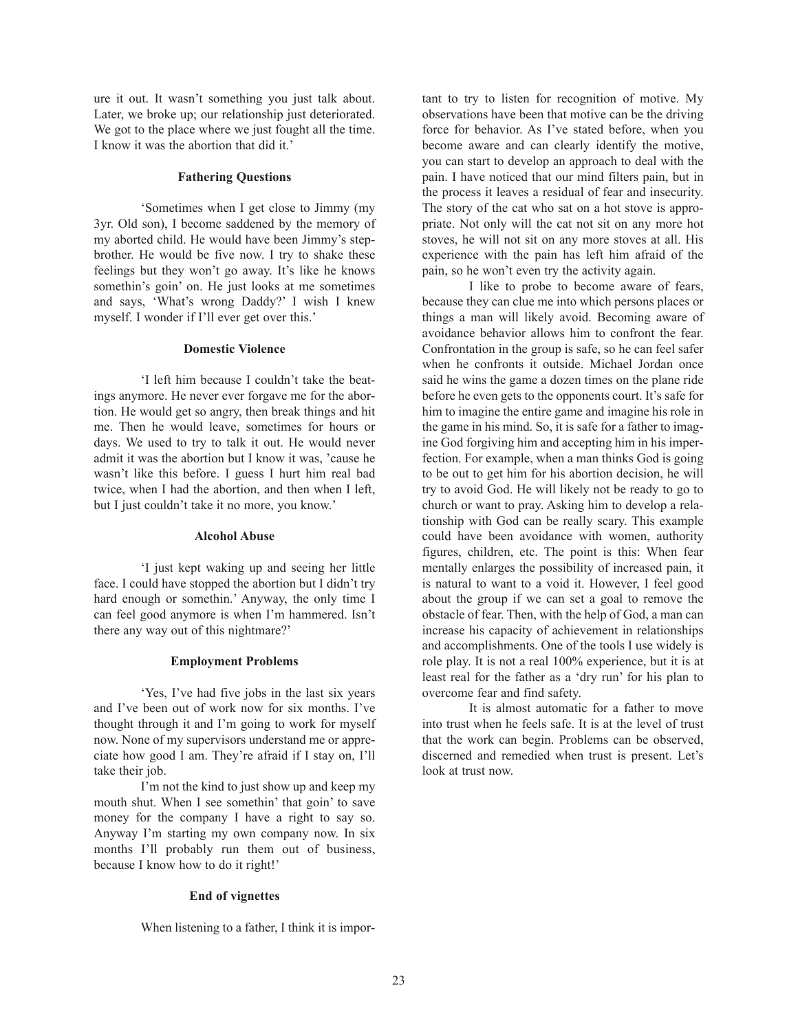ure it out. It wasn't something you just talk about. Later, we broke up; our relationship just deteriorated. We got to the place where we just fought all the time. I know it was the abortion that did it.'

#### Fathering Questions

'Sometimes when I get close to Jimmy (my 3yr. Old son), I become saddened by the memory of my aborted child. He would have been Jimmy's stepbrother. He would be five now. I try to shake these feelings but they won't go away. It's like he knows somethin's goin' on. He just looks at me sometimes and says, 'What's wrong Daddy?' I wish I knew myself. I wonder if I'll ever get over this.'

#### Domestic Violence

'I left him because I couldn't take the beatings anymore. He never ever forgave me for the abortion. He would get so angry, then break things and hit me. Then he would leave, sometimes for hours or days. We used to try to talk it out. He would never admit it was the abortion but I know it was, 'cause he wasn't like this before. I guess I hurt him real bad twice, when I had the abortion, and then when I left, but I just couldn't take it no more, you know.'

#### Alcohol Abuse

'I just kept waking up and seeing her little face. I could have stopped the abortion but I didn't try hard enough or somethin.' Anyway, the only time I can feel good anymore is when I'm hammered. Isn't there any way out of this nightmare?'

#### Employment Problems

'Yes, I've had five jobs in the last six years and I've been out of work now for six months. I've thought through it and I'm going to work for myself now. None of my supervisors understand me or appreciate how good I am. They're afraid if I stay on, I'll take their job.

I'm not the kind to just show up and keep my mouth shut. When I see somethin' that goin' to save money for the company I have a right to say so. Anyway I'm starting my own company now. In six months I'll probably run them out of business, because I know how to do it right!'

#### End of vignettes

When listening to a father, I think it is important to try to listen for recognition of motive. My observations have been that motive can be the driving force for behavior. As I've stated before, when you become aware and can clearly identify the motive, you can start to develop an approach to deal with the pain. I have noticed that our mind filters pain, but in the process it leaves a residual of fear and insecurity. The story of the cat who sat on a hot stove is appropriate. Not only will the cat not sit on any more hot stoves, he will not sit on any more stoves at all. His experience with the pain has left him afraid of the pain, so he won't even try the activity again.

I like to probe to become aware of fears, because they can clue me into which persons places or things a man will likely avoid. Becoming aware of avoidance behavior allows him to confront the fear. Confrontation in the group is safe, so he can feel safer when he confronts it outside. Michael Jordan once said he wins the game a dozen times on the plane ride before he even gets to the opponents court. It's safe for him to imagine the entire game and imagine his role in the game in his mind. So, it is safe for a father to imagine God forgiving him and accepting him in his imperfection. For example, when a man thinks God is going to be out to get him for his abortion decision, he will try to avoid God. He will likely not be ready to go to church or want to pray. Asking him to develop a relationship with God can be really scary. This example could have been avoidance with women, authority figures, children, etc. The point is this: When fear mentally enlarges the possibility of increased pain, it is natural to want to a void it. However, I feel good about the group if we can set a goal to remove the obstacle of fear. Then, with the help of God, a man can increase his capacity of achievement in relationships and accomplishments. One of the tools I use widely is role play. It is not a real 100% experience, but it is at least real for the father as a 'dry run' for his plan to overcome fear and find safety.

It is almost automatic for a father to move into trust when he feels safe. It is at the level of trust that the work can begin. Problems can be observed, discerned and remedied when trust is present. Let's look at trust now.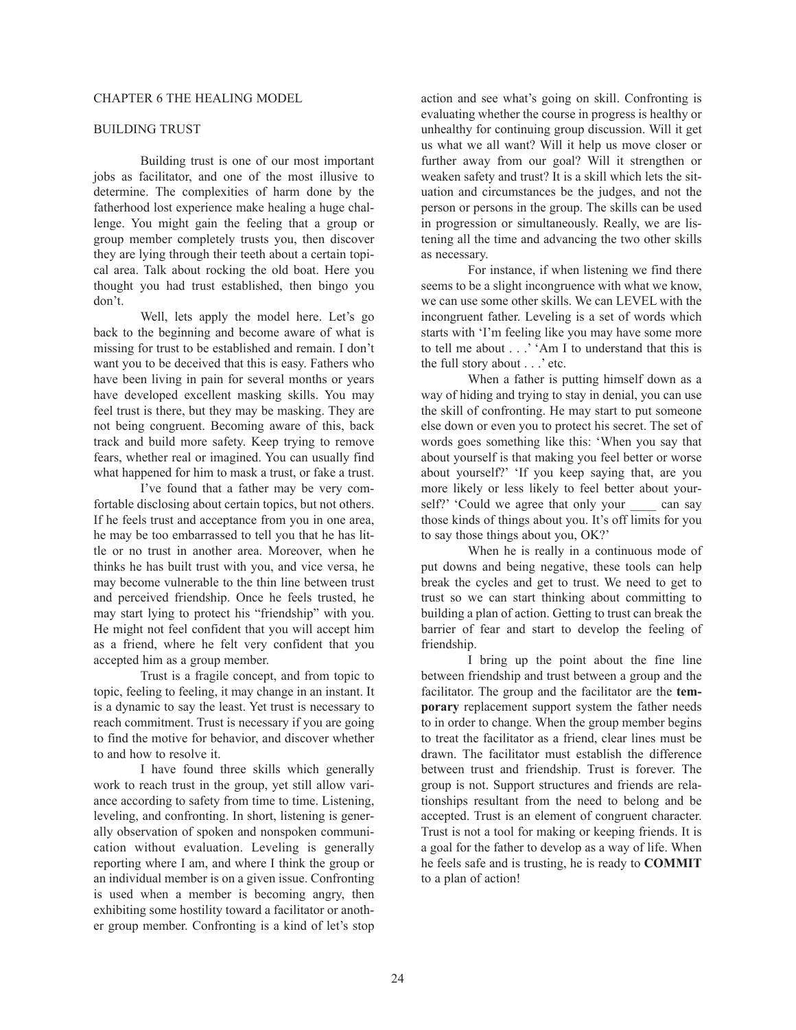## CHAPTER 6 THE HEALING MODEL

### BUILDING TRUST

Building trust is one of our most important jobs as facilitator, and one of the most illusive to determine. The complexities of harm done by the fatherhood lost experience make healing a huge challenge. You might gain the feeling that a group or group member completely trusts you, then discover they are lying through their teeth about a certain topical area. Talk about rocking the old boat. Here you thought you had trust established, then bingo you don't.

Well, lets apply the model here. Let's go back to the beginning and become aware of what is missing for trust to be established and remain. I don't want you to be deceived that this is easy. Fathers who have been living in pain for several months or years have developed excellent masking skills. You may feel trust is there, but they may be masking. They are not being congruent. Becoming aware of this, back track and build more safety. Keep trying to remove fears, whether real or imagined. You can usually find what happened for him to mask a trust, or fake a trust.

I've found that a father may be very comfortable disclosing about certain topics, but not others. If he feels trust and acceptance from you in one area, he may be too embarrassed to tell you that he has little or no trust in another area. Moreover, when he thinks he has built trust with you, and vice versa, he may become vulnerable to the thin line between trust and perceived friendship. Once he feels trusted, he may start lying to protect his "friendship" with you. He might not feel confident that you will accept him as a friend, where he felt very confident that you accepted him as a group member.

Trust is a fragile concept, and from topic to topic, feeling to feeling, it may change in an instant. It is a dynamic to say the least. Yet trust is necessary to reach commitment. Trust is necessary if you are going to find the motive for behavior, and discover whether to and how to resolve it.

I have found three skills which generally work to reach trust in the group, yet still allow variance according to safety from time to time. Listening, leveling, and confronting. In short, listening is generally observation of spoken and nonspoken communication without evaluation. Leveling is generally reporting where I am, and where I think the group or an individual member is on a given issue. Confronting is used when a member is becoming angry, then exhibiting some hostility toward a facilitator or another group member. Confronting is a kind of let's stop action and see what's going on skill. Confronting is evaluating whether the course in progress is healthy or unhealthy for continuing group discussion. Will it get us what we all want? Will it help us move closer or further away from our goal? Will it strengthen or weaken safety and trust? It is a skill which lets the situation and circumstances be the judges, and not the person or persons in the group. The skills can be used in progression or simultaneously. Really, we are listening all the time and advancing the two other skills as necessary.

For instance, if when listening we find there seems to be a slight incongruence with what we know, we can use some other skills. We can LEVEL with the incongruent father. Leveling is a set of words which starts with 'I'm feeling like you may have some more to tell me about . . .' 'Am I to understand that this is the full story about . . .' etc.

When a father is putting himself down as a way of hiding and trying to stay in denial, you can use the skill of confronting. He may start to put someone else down or even you to protect his secret. The set of words goes something like this: 'When you say that about yourself is that making you feel better or worse about yourself?' 'If you keep saying that, are you more likely or less likely to feel better about yourself?' 'Could we agree that only your ____ can say those kinds of things about you. It's off limits for you to say those things about you, OK?'

When he is really in a continuous mode of put downs and being negative, these tools can help break the cycles and get to trust. We need to get to trust so we can start thinking about committing to building a plan of action. Getting to trust can break the barrier of fear and start to develop the feeling of friendship.

I bring up the point about the fine line between friendship and trust between a group and the facilitator. The group and the facilitator are the **temporary** replacement support system the father needs to in order to change. When the group member begins to treat the facilitator as a friend, clear lines must be drawn. The facilitator must establish the difference between trust and friendship. Trust is forever. The group is not. Support structures and friends are relationships resultant from the need to belong and be accepted. Trust is an element of congruent character. Trust is not a tool for making or keeping friends. It is a goal for the father to develop as a way of life. When he feels safe and is trusting, he is ready to **COMMIT** to a plan of action!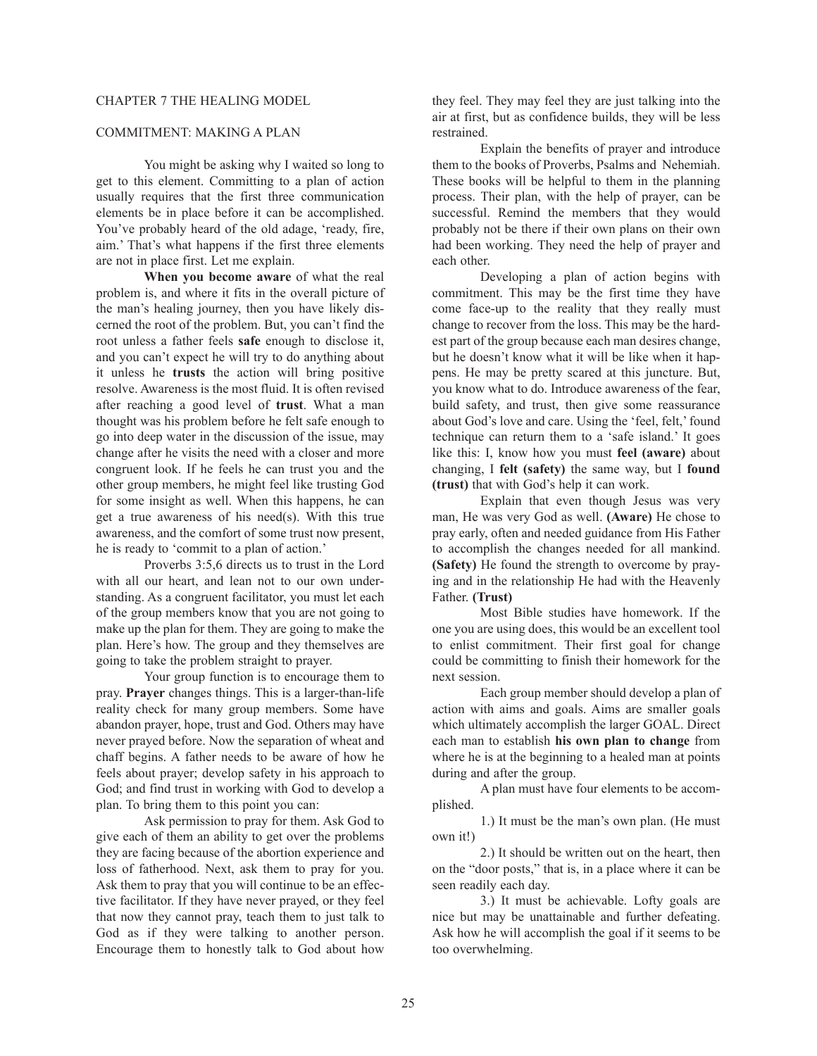# CHAPTER 7 THE HEALING MODEL

## COMMITMENT: MAKING A PLAN

You might be asking why I waited so long to get to this element. Committing to a plan of action usually requires that the first three communication elements be in place before it can be accomplished. You've probably heard of the old adage, 'ready, fire, aim.' That's what happens if the first three elements are not in place first. Let me explain.

**When you become aware** of what the real problem is, and where it fits in the overall picture of the man's healing journey, then you have likely discerned the root of the problem. But, you can't find the root unless a father feels **safe** enough to disclose it, and you can't expect he will try to do anything about it unless he **trusts** the action will bring positive resolve. Awareness is the most fluid. It is often revised after reaching a good level of **trust**. What a man thought was his problem before he felt safe enough to go into deep water in the discussion of the issue, may change after he visits the need with a closer and more congruent look. If he feels he can trust you and the other group members, he might feel like trusting God for some insight as well. When this happens, he can get a true awareness of his need(s). With this true awareness, and the comfort of some trust now present, he is ready to 'commit to a plan of action.'

Proverbs 3:5,6 directs us to trust in the Lord with all our heart, and lean not to our own understanding. As a congruent facilitator, you must let each of the group members know that you are not going to make up the plan for them. They are going to make the plan. Here's how. The group and they themselves are going to take the problem straight to prayer.

Your group function is to encourage them to pray. **Prayer** changes things. This is a larger-than-life reality check for many group members. Some have abandon prayer, hope, trust and God. Others may have never prayed before. Now the separation of wheat and chaff begins. A father needs to be aware of how he feels about prayer; develop safety in his approach to God; and find trust in working with God to develop a plan. To bring them to this point you can:

Ask permission to pray for them. Ask God to give each of them an ability to get over the problems they are facing because of the abortion experience and loss of fatherhood. Next, ask them to pray for you. Ask them to pray that you will continue to be an effective facilitator. If they have never prayed, or they feel that now they cannot pray, teach them to just talk to God as if they were talking to another person. Encourage them to honestly talk to God about how they feel. They may feel they are just talking into the air at first, but as confidence builds, they will be less restrained.

Explain the benefits of prayer and introduce them to the books of Proverbs, Psalms and Nehemiah. These books will be helpful to them in the planning process. Their plan, with the help of prayer, can be successful. Remind the members that they would probably not be there if their own plans on their own had been working. They need the help of prayer and each other.

Developing a plan of action begins with commitment. This may be the first time they have come face-up to the reality that they really must change to recover from the loss. This may be the hardest part of the group because each man desires change, but he doesn't know what it will be like when it happens. He may be pretty scared at this juncture. But, you know what to do. Introduce awareness of the fear, build safety, and trust, then give some reassurance about God's love and care. Using the 'feel, felt,' found technique can return them to a 'safe island.' It goes like this: I, know how you must **feel (aware)** about changing, I **felt (safety)** the same way, but I **found (trust)** that with God's help it can work.

Explain that even though Jesus was very man, He was very God as well. **(Aware)** He chose to pray early, often and needed guidance from His Father to accomplish the changes needed for all mankind. **(Safety)** He found the strength to overcome by praying and in the relationship He had with the Heavenly Father. **(Trust)**

Most Bible studies have homework. If the one you are using does, this would be an excellent tool to enlist commitment. Their first goal for change could be committing to finish their homework for the next session.

Each group member should develop a plan of action with aims and goals. Aims are smaller goals which ultimately accomplish the larger GOAL. Direct each man to establish **his own plan to change** from where he is at the beginning to a healed man at points during and after the group.

A plan must have four elements to be accomplished.

1.) It must be the man's own plan. (He must own it!)

2.) It should be written out on the heart, then on the "door posts," that is, in a place where it can be seen readily each day.

3.) It must be achievable. Lofty goals are nice but may be unattainable and further defeating. Ask how he will accomplish the goal if it seems to be too overwhelming.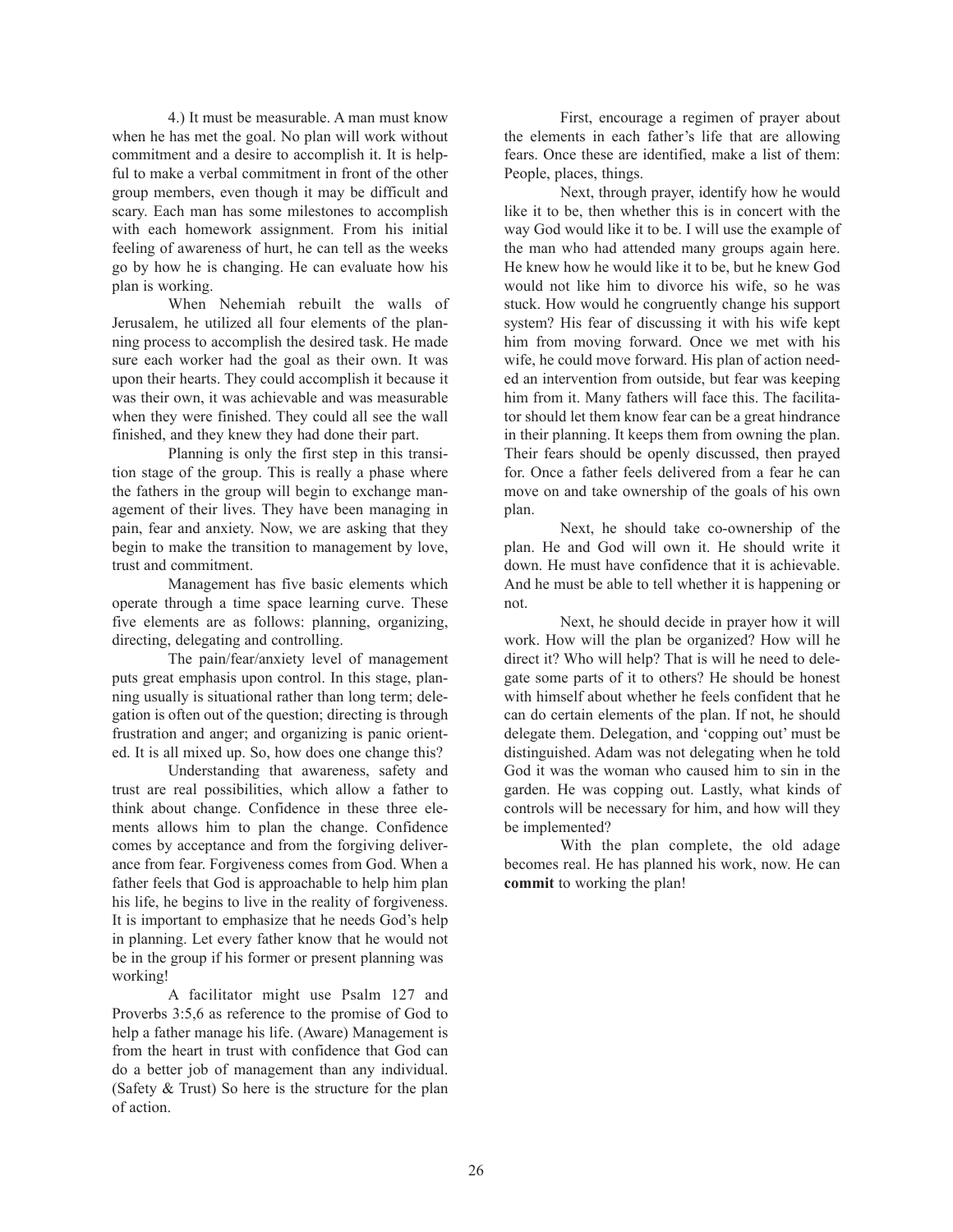4.) It must be measurable. A man must know when he has met the goal. No plan will work without commitment and a desire to accomplish it. It is helpful to make a verbal commitment in front of the other group members, even though it may be difficult and scary. Each man has some milestones to accomplish with each homework assignment. From his initial feeling of awareness of hurt, he can tell as the weeks go by how he is changing. He can evaluate how his plan is working.

When Nehemiah rebuilt the walls of Jerusalem, he utilized all four elements of the planning process to accomplish the desired task. He made sure each worker had the goal as their own. It was upon their hearts. They could accomplish it because it was their own, it was achievable and was measurable when they were finished. They could all see the wall finished, and they knew they had done their part.

Planning is only the first step in this transition stage of the group. This is really a phase where the fathers in the group will begin to exchange management of their lives. They have been managing in pain, fear and anxiety. Now, we are asking that they begin to make the transition to management by love, trust and commitment.

Management has five basic elements which operate through a time space learning curve. These five elements are as follows: planning, organizing, directing, delegating and controlling.

The pain/fear/anxiety level of management puts great emphasis upon control. In this stage, planning usually is situational rather than long term; delegation is often out of the question; directing is through frustration and anger; and organizing is panic oriented. It is all mixed up. So, how does one change this?

Understanding that awareness, safety and trust are real possibilities, which allow a father to think about change. Confidence in these three elements allows him to plan the change. Confidence comes by acceptance and from the forgiving deliverance from fear. Forgiveness comes from God. When a father feels that God is approachable to help him plan his life, he begins to live in the reality of forgiveness. It is important to emphasize that he needs God's help in planning. Let every father know that he would not be in the group if his former or present planning was working!

A facilitator might use Psalm 127 and Proverbs 3:5,6 as reference to the promise of God to help a father manage his life. (Aware) Management is from the heart in trust with confidence that God can do a better job of management than any individual. (Safety & Trust) So here is the structure for the plan of action.

First, encourage a regimen of prayer about the elements in each father's life that are allowing fears. Once these are identified, make a list of them: People, places, things.

Next, through prayer, identify how he would like it to be, then whether this is in concert with the way God would like it to be. I will use the example of the man who had attended many groups again here. He knew how he would like it to be, but he knew God would not like him to divorce his wife, so he was stuck. How would he congruently change his support system? His fear of discussing it with his wife kept him from moving forward. Once we met with his wife, he could move forward. His plan of action needed an intervention from outside, but fear was keeping him from it. Many fathers will face this. The facilitator should let them know fear can be a great hindrance in their planning. It keeps them from owning the plan. Their fears should be openly discussed, then prayed for. Once a father feels delivered from a fear he can move on and take ownership of the goals of his own plan.

Next, he should take co-ownership of the plan. He and God will own it. He should write it down. He must have confidence that it is achievable. And he must be able to tell whether it is happening or not.

Next, he should decide in prayer how it will work. How will the plan be organized? How will he direct it? Who will help? That is will he need to delegate some parts of it to others? He should be honest with himself about whether he feels confident that he can do certain elements of the plan. If not, he should delegate them. Delegation, and 'copping out' must be distinguished. Adam was not delegating when he told God it was the woman who caused him to sin in the garden. He was copping out. Lastly, what kinds of controls will be necessary for him, and how will they be implemented?

With the plan complete, the old adage becomes real. He has planned his work, now. He can **commit** to working the plan!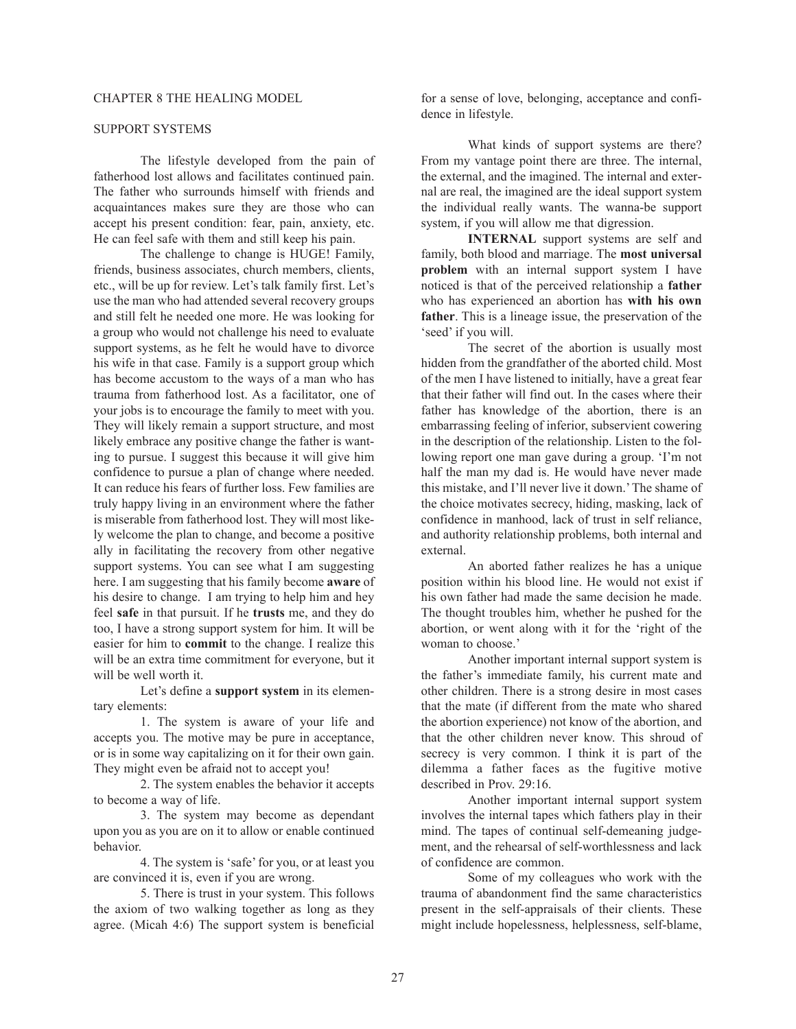## CHAPTER 8 THE HEALING MODEL

### SUPPORT SYSTEMS

The lifestyle developed from the pain of fatherhood lost allows and facilitates continued pain. The father who surrounds himself with friends and acquaintances makes sure they are those who can accept his present condition: fear, pain, anxiety, etc. He can feel safe with them and still keep his pain.

The challenge to change is HUGE! Family, friends, business associates, church members, clients, etc., will be up for review. Let's talk family first. Let's use the man who had attended several recovery groups and still felt he needed one more. He was looking for a group who would not challenge his need to evaluate support systems, as he felt he would have to divorce his wife in that case. Family is a support group which has become accustom to the ways of a man who has trauma from fatherhood lost. As a facilitator, one of your jobs is to encourage the family to meet with you. They will likely remain a support structure, and most likely embrace any positive change the father is wanting to pursue. I suggest this because it will give him confidence to pursue a plan of change where needed. It can reduce his fears of further loss. Few families are truly happy living in an environment where the father is miserable from fatherhood lost. They will most likely welcome the plan to change, and become a positive ally in facilitating the recovery from other negative support systems. You can see what I am suggesting here. I am suggesting that his family become **aware** of his desire to change. I am trying to help him and hey feel **safe** in that pursuit. If he **trusts** me, and they do too, I have a strong support system for him. It will be easier for him to **commit** to the change. I realize this will be an extra time commitment for everyone, but it will be well worth it.

Let's define a **support system** in its elementary elements:

1. The system is aware of your life and accepts you. The motive may be pure in acceptance, or is in some way capitalizing on it for their own gain. They might even be afraid not to accept you!

2. The system enables the behavior it accepts to become a way of life.

3. The system may become as dependant upon you as you are on it to allow or enable continued behavior.

4. The system is 'safe' for you, or at least you are convinced it is, even if you are wrong.

5. There is trust in your system. This follows the axiom of two walking together as long as they agree. (Micah 4:6) The support system is beneficial for a sense of love, belonging, acceptance and confidence in lifestyle.

What kinds of support systems are there? From my vantage point there are three. The internal, the external, and the imagined. The internal and external are real, the imagined are the ideal support system the individual really wants. The wanna-be support system, if you will allow me that digression.

**INTERNAL** support systems are self and family, both blood and marriage. The **most universal problem** with an internal support system I have noticed is that of the perceived relationship a **father** who has experienced an abortion has **with his own father**. This is a lineage issue, the preservation of the 'seed' if you will.

The secret of the abortion is usually most hidden from the grandfather of the aborted child. Most of the men I have listened to initially, have a great fear that their father will find out. In the cases where their father has knowledge of the abortion, there is an embarrassing feeling of inferior, subservient cowering in the description of the relationship. Listen to the following report one man gave during a group. 'I'm not half the man my dad is. He would have never made this mistake, and I'll never live it down.' The shame of the choice motivates secrecy, hiding, masking, lack of confidence in manhood, lack of trust in self reliance, and authority relationship problems, both internal and external.

An aborted father realizes he has a unique position within his blood line. He would not exist if his own father had made the same decision he made. The thought troubles him, whether he pushed for the abortion, or went along with it for the 'right of the woman to choose.'

Another important internal support system is the father's immediate family, his current mate and other children. There is a strong desire in most cases that the mate (if different from the mate who shared the abortion experience) not know of the abortion, and that the other children never know. This shroud of secrecy is very common. I think it is part of the dilemma a father faces as the fugitive motive described in Prov. 29:16.

Another important internal support system involves the internal tapes which fathers play in their mind. The tapes of continual self-demeaning judgement, and the rehearsal of self-worthlessness and lack of confidence are common.

Some of my colleagues who work with the trauma of abandonment find the same characteristics present in the self-appraisals of their clients. These might include hopelessness, helplessness, self-blame,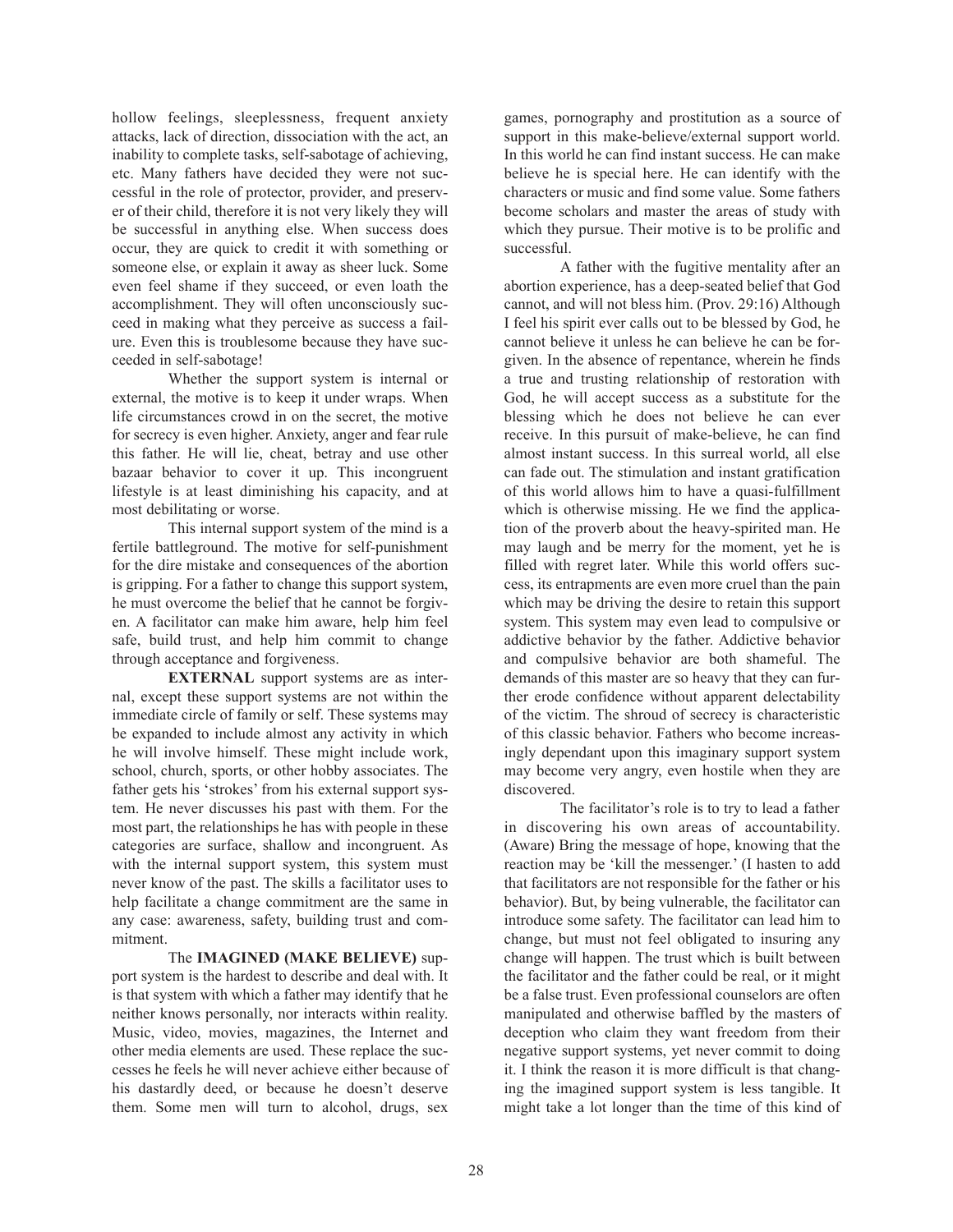hollow feelings, sleeplessness, frequent anxiety attacks, lack of direction, dissociation with the act, an inability to complete tasks, self-sabotage of achieving, etc. Many fathers have decided they were not successful in the role of protector, provider, and preserver of their child, therefore it is not very likely they will be successful in anything else. When success does occur, they are quick to credit it with something or someone else, or explain it away as sheer luck. Some even feel shame if they succeed, or even loath the accomplishment. They will often unconsciously succeed in making what they perceive as success a failure. Even this is troublesome because they have succeeded in self-sabotage!

Whether the support system is internal or external, the motive is to keep it under wraps. When life circumstances crowd in on the secret, the motive for secrecy is even higher. Anxiety, anger and fear rule this father. He will lie, cheat, betray and use other bazaar behavior to cover it up. This incongruent lifestyle is at least diminishing his capacity, and at most debilitating or worse.

This internal support system of the mind is a fertile battleground. The motive for self-punishment for the dire mistake and consequences of the abortion is gripping. For a father to change this support system, he must overcome the belief that he cannot be forgiven. A facilitator can make him aware, help him feel safe, build trust, and help him commit to change through acceptance and forgiveness.

**EXTERNAL** support systems are as internal, except these support systems are not within the immediate circle of family or self. These systems may be expanded to include almost any activity in which he will involve himself. These might include work, school, church, sports, or other hobby associates. The father gets his 'strokes' from his external support system. He never discusses his past with them. For the most part, the relationships he has with people in these categories are surface, shallow and incongruent. As with the internal support system, this system must never know of the past. The skills a facilitator uses to help facilitate a change commitment are the same in any case: awareness, safety, building trust and commitment.

The **IMAGINED (MAKE BELIEVE)** support system is the hardest to describe and deal with. It is that system with which a father may identify that he neither knows personally, nor interacts within reality. Music, video, movies, magazines, the Internet and other media elements are used. These replace the successes he feels he will never achieve either because of his dastardly deed, or because he doesn't deserve them. Some men will turn to alcohol, drugs, sex games, pornography and prostitution as a source of support in this make-believe/external support world. In this world he can find instant success. He can make believe he is special here. He can identify with the characters or music and find some value. Some fathers become scholars and master the areas of study with which they pursue. Their motive is to be prolific and successful.

A father with the fugitive mentality after an abortion experience, has a deep-seated belief that God cannot, and will not bless him. (Prov. 29:16) Although I feel his spirit ever calls out to be blessed by God, he cannot believe it unless he can believe he can be forgiven. In the absence of repentance, wherein he finds a true and trusting relationship of restoration with God, he will accept success as a substitute for the blessing which he does not believe he can ever receive. In this pursuit of make-believe, he can find almost instant success. In this surreal world, all else can fade out. The stimulation and instant gratification of this world allows him to have a quasi-fulfillment which is otherwise missing. He we find the application of the proverb about the heavy-spirited man. He may laugh and be merry for the moment, yet he is filled with regret later. While this world offers success, its entrapments are even more cruel than the pain which may be driving the desire to retain this support system. This system may even lead to compulsive or addictive behavior by the father. Addictive behavior and compulsive behavior are both shameful. The demands of this master are so heavy that they can further erode confidence without apparent delectability of the victim. The shroud of secrecy is characteristic of this classic behavior. Fathers who become increasingly dependant upon this imaginary support system may become very angry, even hostile when they are discovered.

The facilitator's role is to try to lead a father in discovering his own areas of accountability. (Aware) Bring the message of hope, knowing that the reaction may be 'kill the messenger.' (I hasten to add that facilitators are not responsible for the father or his behavior). But, by being vulnerable, the facilitator can introduce some safety. The facilitator can lead him to change, but must not feel obligated to insuring any change will happen. The trust which is built between the facilitator and the father could be real, or it might be a false trust. Even professional counselors are often manipulated and otherwise baffled by the masters of deception who claim they want freedom from their negative support systems, yet never commit to doing it. I think the reason it is more difficult is that changing the imagined support system is less tangible. It might take a lot longer than the time of this kind of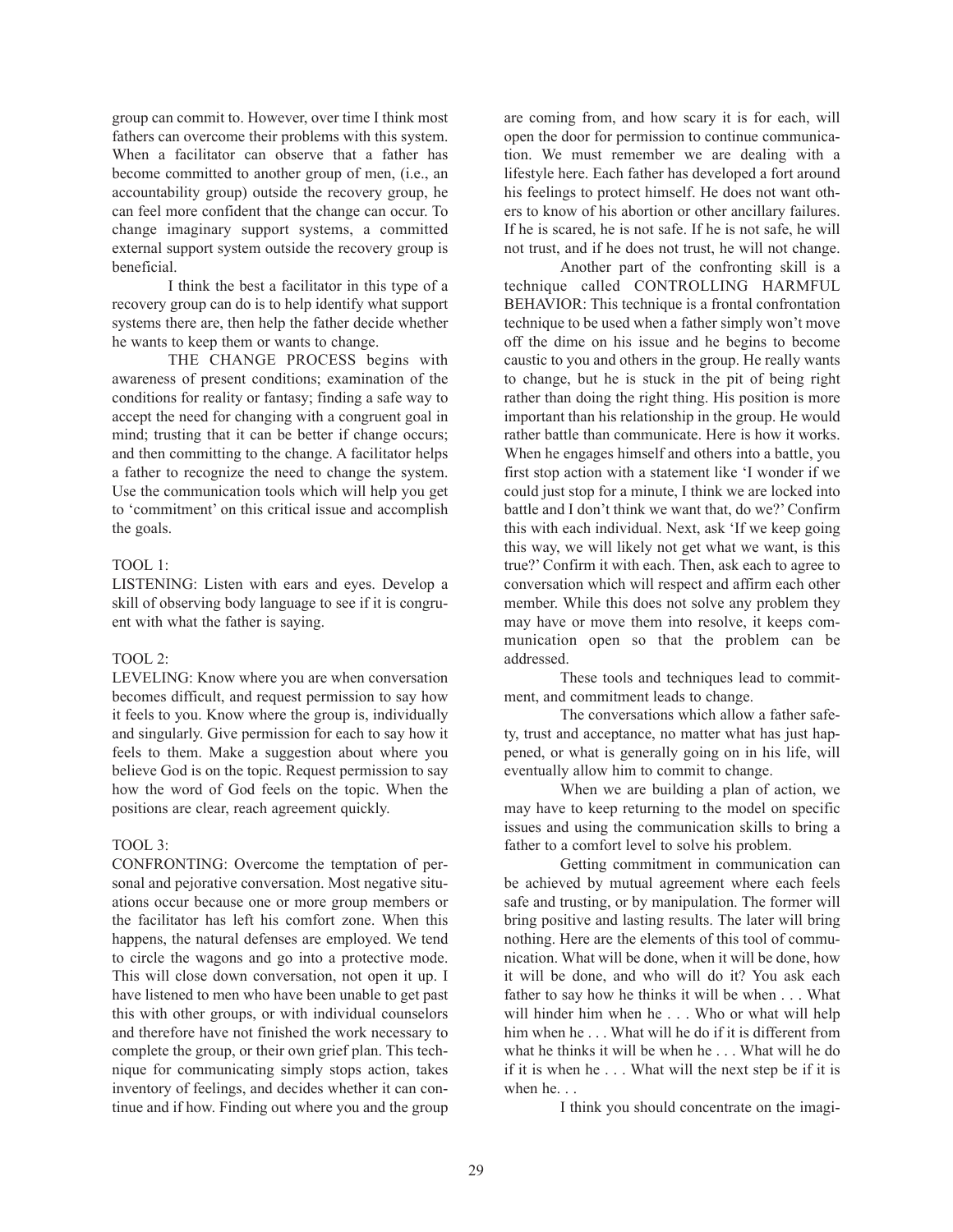group can commit to. However, over time I think most fathers can overcome their problems with this system. When a facilitator can observe that a father has become committed to another group of men, (i.e., an accountability group) outside the recovery group, he can feel more confident that the change can occur. To change imaginary support systems, a committed external support system outside the recovery group is beneficial.

I think the best a facilitator in this type of a recovery group can do is to help identify what support systems there are, then help the father decide whether he wants to keep them or wants to change.

THE CHANGE PROCESS begins with awareness of present conditions; examination of the conditions for reality or fantasy; finding a safe way to accept the need for changing with a congruent goal in mind; trusting that it can be better if change occurs; and then committing to the change. A facilitator helps a father to recognize the need to change the system. Use the communication tools which will help you get to 'commitment' on this critical issue and accomplish the goals.

TOOL 1:

LISTENING: Listen with ears and eyes. Develop a skill of observing body language to see if it is congruent with what the father is saying.

TOOL 2:

LEVELING: Know where you are when conversation becomes difficult, and request permission to say how it feels to you. Know where the group is, individually and singularly. Give permission for each to say how it feels to them. Make a suggestion about where you believe God is on the topic. Request permission to say how the word of God feels on the topic. When the positions are clear, reach agreement quickly.

TOOL 3:

CONFRONTING: Overcome the temptation of personal and pejorative conversation. Most negative situations occur because one or more group members or the facilitator has left his comfort zone. When this happens, the natural defenses are employed. We tend to circle the wagons and go into a protective mode. This will close down conversation, not open it up. I have listened to men who have been unable to get past this with other groups, or with individual counselors and therefore have not finished the work necessary to complete the group, or their own grief plan. This technique for communicating simply stops action, takes inventory of feelings, and decides whether it can continue and if how. Finding out where you and the group are coming from, and how scary it is for each, will open the door for permission to continue communication. We must remember we are dealing with a lifestyle here. Each father has developed a fort around his feelings to protect himself. He does not want others to know of his abortion or other ancillary failures. If he is scared, he is not safe. If he is not safe, he will not trust, and if he does not trust, he will not change.

Another part of the confronting skill is a technique called CONTROLLING HARMFUL BEHAVIOR: This technique is a frontal confrontation technique to be used when a father simply won't move off the dime on his issue and he begins to become caustic to you and others in the group. He really wants to change, but he is stuck in the pit of being right rather than doing the right thing. His position is more important than his relationship in the group. He would rather battle than communicate. Here is how it works. When he engages himself and others into a battle, you first stop action with a statement like 'I wonder if we could just stop for a minute, I think we are locked into battle and I don't think we want that, do we?' Confirm this with each individual. Next, ask 'If we keep going this way, we will likely not get what we want, is this true?' Confirm it with each. Then, ask each to agree to conversation which will respect and affirm each other member. While this does not solve any problem they may have or move them into resolve, it keeps communication open so that the problem can be addressed.

These tools and techniques lead to commitment, and commitment leads to change.

The conversations which allow a father safety, trust and acceptance, no matter what has just happened, or what is generally going on in his life, will eventually allow him to commit to change.

When we are building a plan of action, we may have to keep returning to the model on specific issues and using the communication skills to bring a father to a comfort level to solve his problem.

Getting commitment in communication can be achieved by mutual agreement where each feels safe and trusting, or by manipulation. The former will bring positive and lasting results. The later will bring nothing. Here are the elements of this tool of communication. What will be done, when it will be done, how it will be done, and who will do it? You ask each father to say how he thinks it will be when . . . What will hinder him when he . . . Who or what will help him when he . . . What will he do if it is different from what he thinks it will be when he . . . What will he do if it is when he . . . What will the next step be if it is when he. . .

I think you should concentrate on the imagi-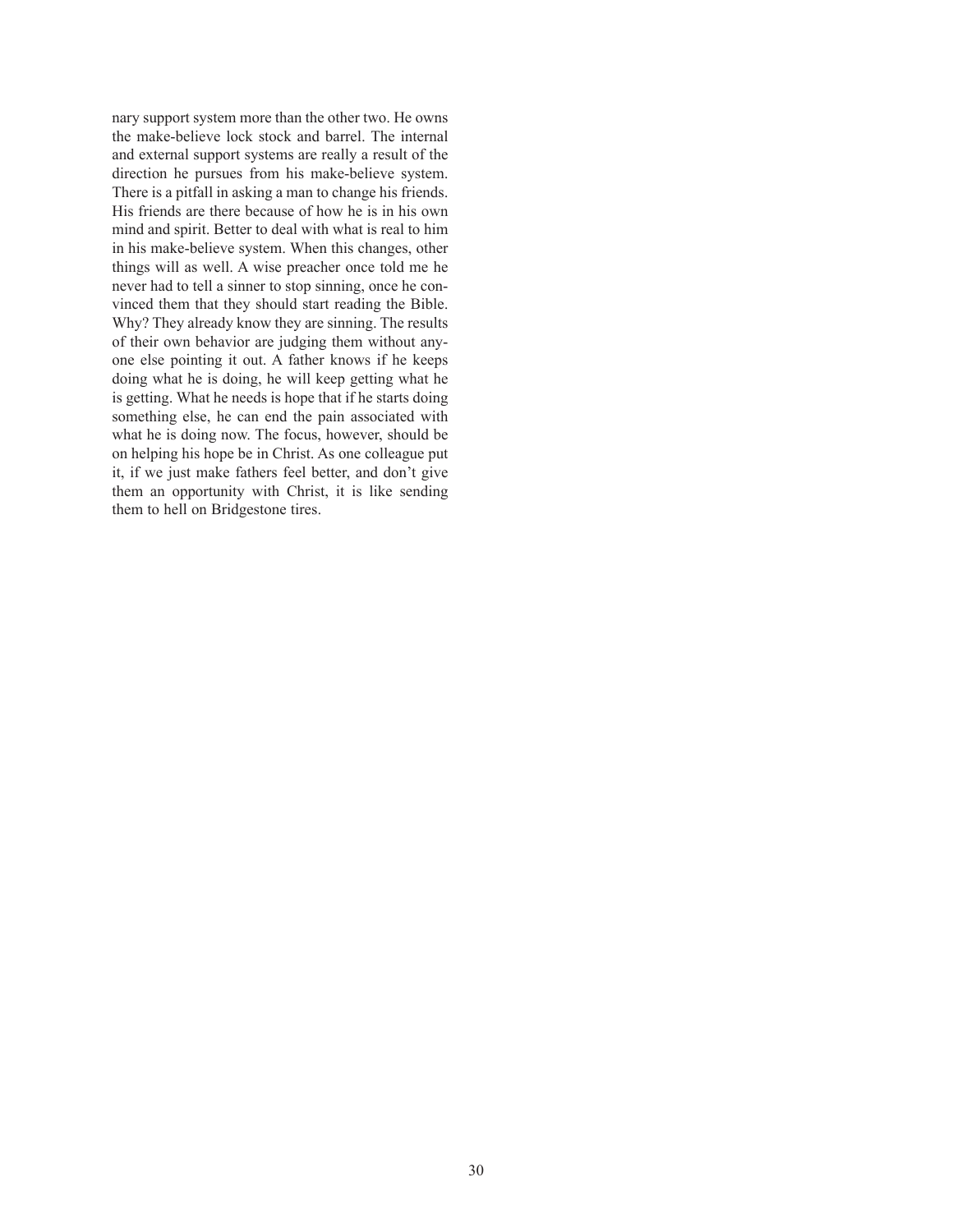nary support system more than the other two. He owns the make-believe lock stock and barrel. The internal and external support systems are really a result of the direction he pursues from his make-believe system. There is a pitfall in asking a man to change his friends. His friends are there because of how he is in his own mind and spirit. Better to deal with what is real to him in his make-believe system. When this changes, other things will as well. A wise preacher once told me he never had to tell a sinner to stop sinning, once he convinced them that they should start reading the Bible. Why? They already know they are sinning. The results of their own behavior are judging them without anyone else pointing it out. A father knows if he keeps doing what he is doing, he will keep getting what he is getting. What he needs is hope that if he starts doing something else, he can end the pain associated with what he is doing now. The focus, however, should be on helping his hope be in Christ. As one colleague put it, if we just make fathers feel better, and don't give them an opportunity with Christ, it is like sending them to hell on Bridgestone tires.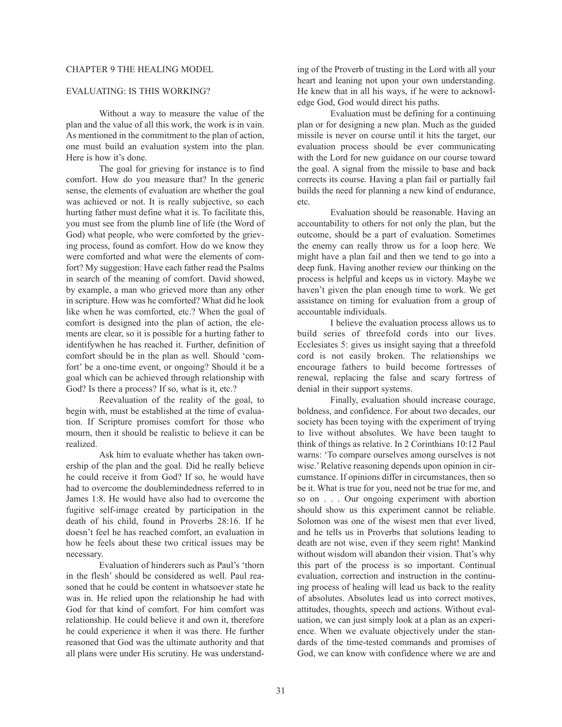## CHAPTER 9 THE HEALING MODEL

### EVALUATING: IS THIS WORKING?

Without a way to measure the value of the plan and the value of all this work, the work is in vain. As mentioned in the commitment to the plan of action, one must build an evaluation system into the plan. Here is how it's done.

The goal for grieving for instance is to find comfort. How do you measure that? In the generic sense, the elements of evaluation are whether the goal was achieved or not. It is really subjective, so each hurting father must define what it is. To facilitate this, you must see from the plumb line of life (the Word of God) what people, who were comforted by the grieving process, found as comfort. How do we know they were comforted and what were the elements of comfort? My suggestion: Have each father read the Psalms in search of the meaning of comfort. David showed, by example, a man who grieved more than any other in scripture. How was he comforted? What did he look like when he was comforted, etc.? When the goal of comfort is designed into the plan of action, the elements are clear, so it is possible for a hurting father to identifywhen he has reached it. Further, definition of comfort should be in the plan as well. Should 'comfort' be a one-time event, or ongoing? Should it be a goal which can be achieved through relationship with God? Is there a process? If so, what is it, etc.?

Reevaluation of the reality of the goal, to begin with, must be established at the time of evaluation. If Scripture promises comfort for those who mourn, then it should be realistic to believe it can be realized.

Ask him to evaluate whether has taken ownership of the plan and the goal. Did he really believe he could receive it from God? If so, he would have had to overcome the doublemindedness referred to in James 1:8. He would have also had to overcome the fugitive self-image created by participation in the death of his child, found in Proverbs 28:16. If he doesn't feel he has reached comfort, an evaluation in how he feels about these two critical issues may be necessary.

Evaluation of hinderers such as Paul's 'thorn in the flesh' should be considered as well. Paul reasoned that he could be content in whatsoever state he was in. He relied upon the relationship he had with God for that kind of comfort. For him comfort was relationship. He could believe it and own it, therefore he could experience it when it was there. He further reasoned that God was the ultimate authority and that all plans were under His scrutiny. He was understanding of the Proverb of trusting in the Lord with all your heart and leaning not upon your own understanding. He knew that in all his ways, if he were to acknowledge God, God would direct his paths.

Evaluation must be defining for a continuing plan or for designing a new plan. Much as the guided missile is never on course until it hits the target, our evaluation process should be ever communicating with the Lord for new guidance on our course toward the goal. A signal from the missile to base and back corrects its course. Having a plan fail or partially fail builds the need for planning a new kind of endurance, etc.

Evaluation should be reasonable. Having an accountability to others for not only the plan, but the outcome, should be a part of evaluation. Sometimes the enemy can really throw us for a loop here. We might have a plan fail and then we tend to go into a deep funk. Having another review our thinking on the process is helpful and keeps us in victory. Maybe we haven't given the plan enough time to work. We get assistance on timing for evaluation from a group of accountable individuals.

I believe the evaluation process allows us to build series of threefold cords into our lives. Ecclesiates 5: gives us insight saying that a threefold cord is not easily broken. The relationships we encourage fathers to build become fortresses of renewal, replacing the false and scary fortress of denial in their support systems.

Finally, evaluation should increase courage, boldness, and confidence. For about two decades, our society has been toying with the experiment of trying to live without absolutes. We have been taught to think of things as relative. In 2 Corinthians 10:12 Paul warns: 'To compare ourselves among ourselves is not wise.' Relative reasoning depends upon opinion in circumstance. If opinions differ in circumstances, then so be it. What is true for you, need not be true for me, and so on . . . Our ongoing experiment with abortion should show us this experiment cannot be reliable. Solomon was one of the wisest men that ever lived, and he tells us in Proverbs that solutions leading to death are not wise, even if they seem right! Mankind without wisdom will abandon their vision. That's why this part of the process is so important. Continual evaluation, correction and instruction in the continuing process of healing will lead us back to the reality of absolutes. Absolutes lead us into correct motives, attitudes, thoughts, speech and actions. Without evaluation, we can just simply look at a plan as an experience. When we evaluate objectively under the standards of the time-tested commands and promises of God, we can know with confidence where we are and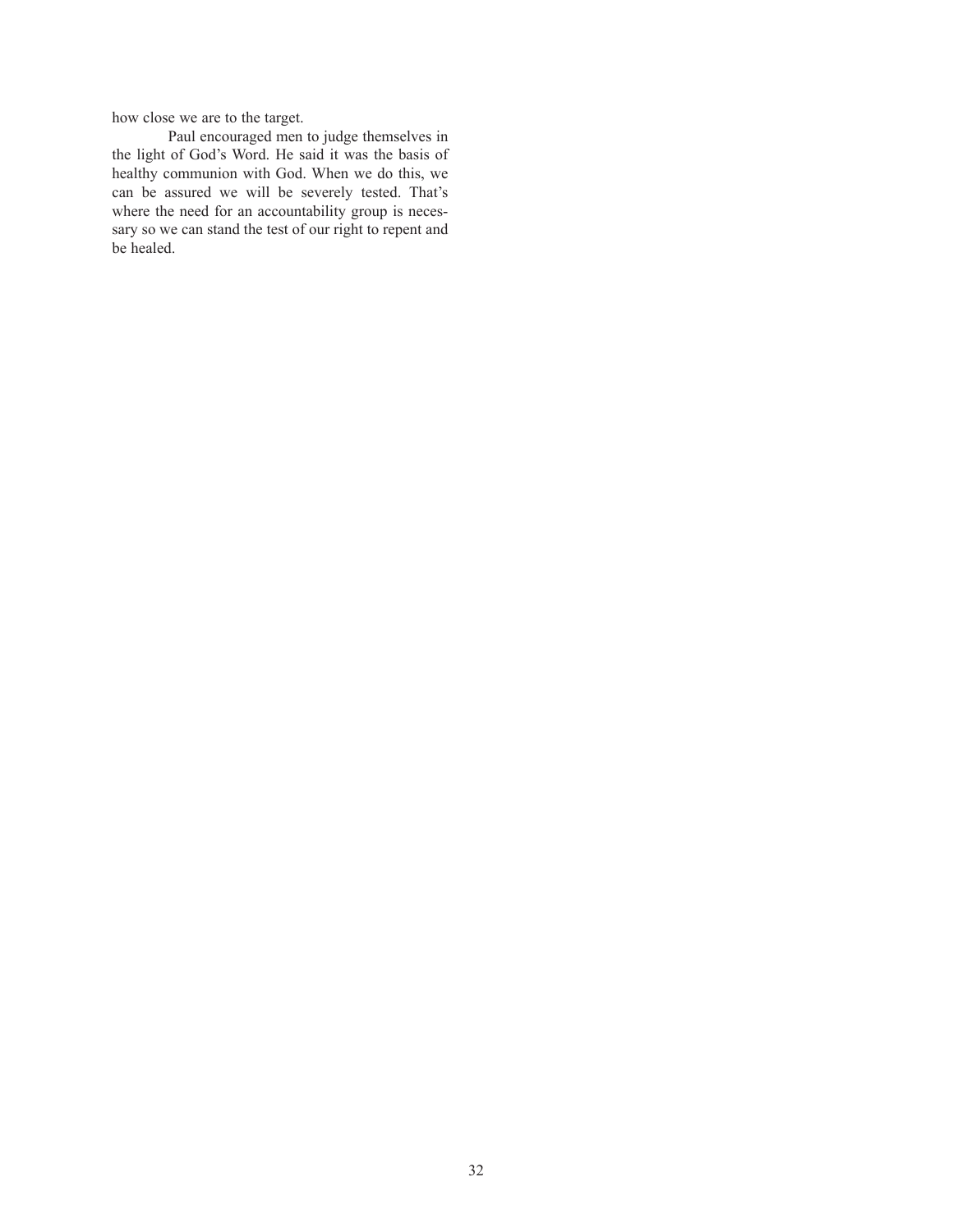how close we are to the target.

Paul encouraged men to judge themselves in the light of God's Word. He said it was the basis of healthy communion with God. When we do this, we can be assured we will be severely tested. That's where the need for an accountability group is necessary so we can stand the test of our right to repent and be healed.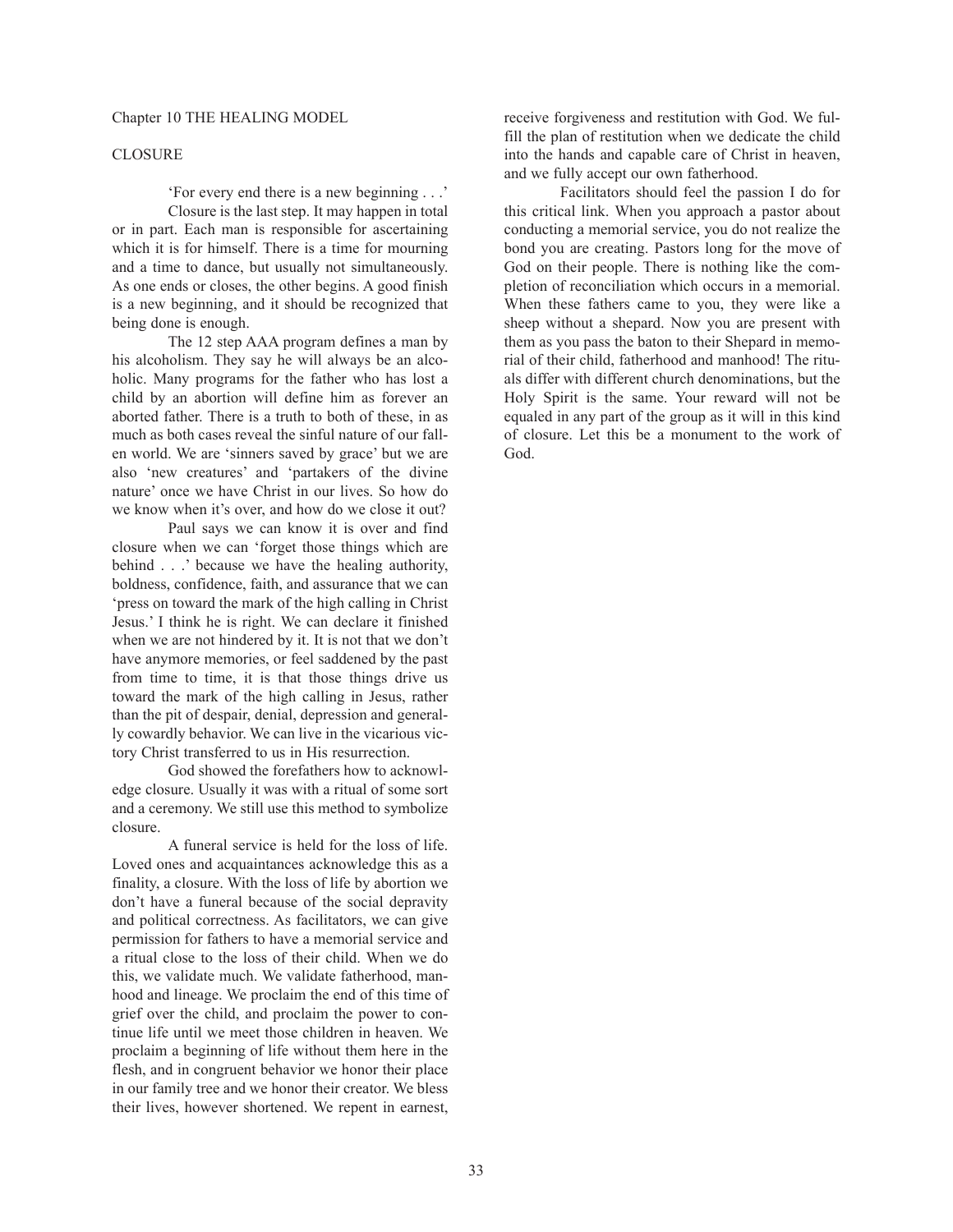Chapter 10 THE HEALING MODEL

## CLOSURE

'For every end there is a new beginning . . .'

Closure is the last step. It may happen in total or in part. Each man is responsible for ascertaining which it is for himself. There is a time for mourning and a time to dance, but usually not simultaneously. As one ends or closes, the other begins. A good finish is a new beginning, and it should be recognized that being done is enough.

The 12 step AAA program defines a man by his alcoholism. They say he will always be an alcoholic. Many programs for the father who has lost a child by an abortion will define him as forever an aborted father. There is a truth to both of these, in as much as both cases reveal the sinful nature of our fallen world. We are 'sinners saved by grace' but we are also 'new creatures' and 'partakers of the divine nature' once we have Christ in our lives. So how do we know when it's over, and how do we close it out?

Paul says we can know it is over and find closure when we can 'forget those things which are behind . . .' because we have the healing authority, boldness, confidence, faith, and assurance that we can 'press on toward the mark of the high calling in Christ Jesus.' I think he is right. We can declare it finished when we are not hindered by it. It is not that we don't have anymore memories, or feel saddened by the past from time to time, it is that those things drive us toward the mark of the high calling in Jesus, rather than the pit of despair, denial, depression and generally cowardly behavior. We can live in the vicarious victory Christ transferred to us in His resurrection.

God showed the forefathers how to acknowledge closure. Usually it was with a ritual of some sort and a ceremony. We still use this method to symbolize closure.

A funeral service is held for the loss of life. Loved ones and acquaintances acknowledge this as a finality, a closure. With the loss of life by abortion we don't have a funeral because of the social depravity and political correctness. As facilitators, we can give permission for fathers to have a memorial service and a ritual close to the loss of their child. When we do this, we validate much. We validate fatherhood, manhood and lineage. We proclaim the end of this time of grief over the child, and proclaim the power to continue life until we meet those children in heaven. We proclaim a beginning of life without them here in the flesh, and in congruent behavior we honor their place in our family tree and we honor their creator. We bless their lives, however shortened. We repent in earnest, receive forgiveness and restitution with God. We fulfill the plan of restitution when we dedicate the child into the hands and capable care of Christ in heaven, and we fully accept our own fatherhood.

Facilitators should feel the passion I do for this critical link. When you approach a pastor about conducting a memorial service, you do not realize the bond you are creating. Pastors long for the move of God on their people. There is nothing like the completion of reconciliation which occurs in a memorial. When these fathers came to you, they were like a sheep without a shepard. Now you are present with them as you pass the baton to their Shepard in memorial of their child, fatherhood and manhood! The rituals differ with different church denominations, but the Holy Spirit is the same. Your reward will not be equaled in any part of the group as it will in this kind of closure. Let this be a monument to the work of God.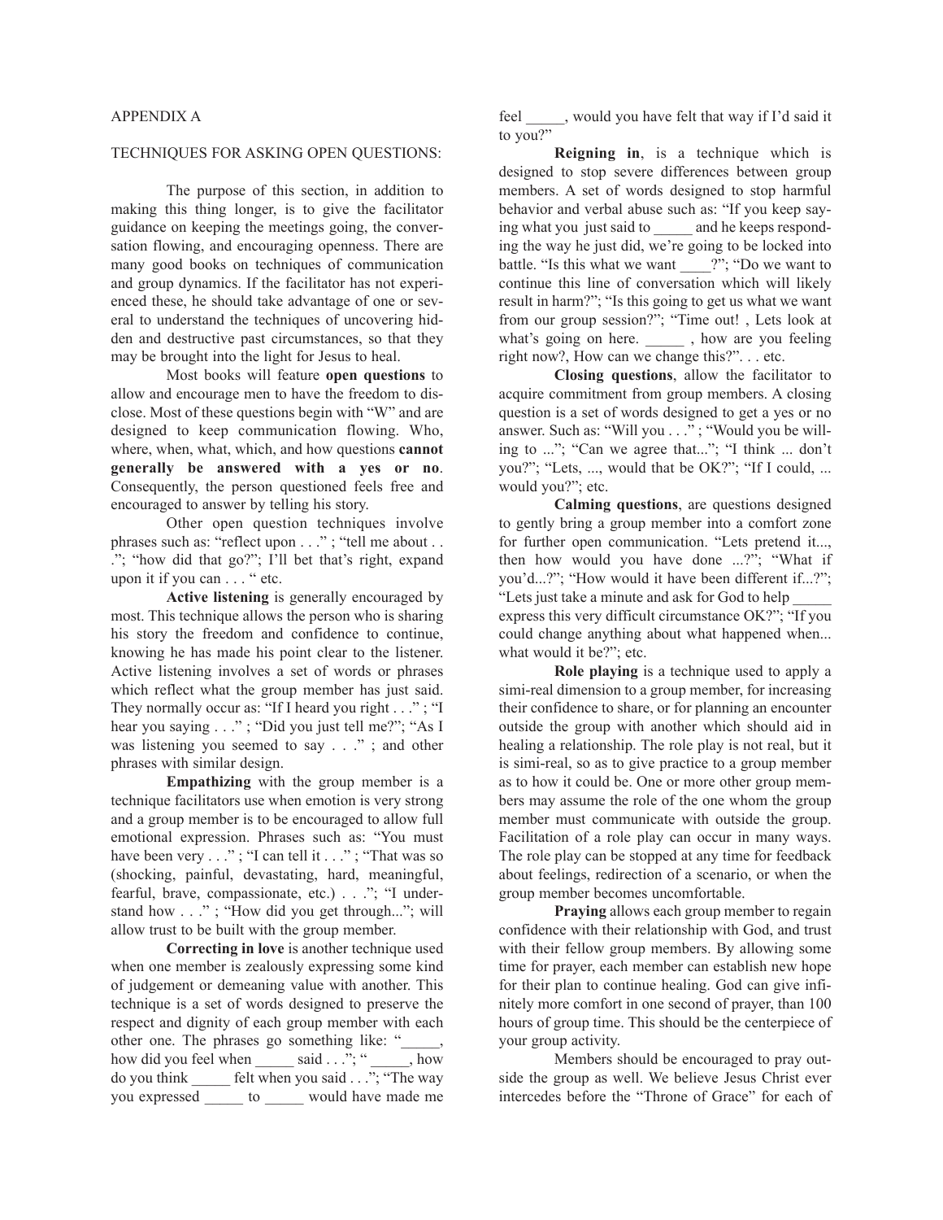APPENDIX A

TECHNIQUES FOR ASKING OPEN QUESTIONS:

The purpose of this section, in addition to making this thing longer, is to give the facilitator guidance on keeping the meetings going, the conversation flowing, and encouraging openness. There are many good books on techniques of communication and group dynamics. If the facilitator has not experienced these, he should take advantage of one or several to understand the techniques of uncovering hidden and destructive past circumstances, so that they may be brought into the light for Jesus to heal.

Most books will feature **open questions** to allow and encourage men to have the freedom to disclose. Most of these questions begin with "W" and are designed to keep communication flowing. Who, where, when, what, which, and how questions **cannot generally be answered with a yes or no**. Consequently, the person questioned feels free and encouraged to answer by telling his story.

Other open question techniques involve phrases such as: "reflect upon . . ." ; "tell me about . . ."; "how did that go?"; I'll bet that's right, expand upon it if you can . . . " etc.

**Active listening** is generally encouraged by most. This technique allows the person who is sharing his story the freedom and confidence to continue, knowing he has made his point clear to the listener. Active listening involves a set of words or phrases which reflect what the group member has just said. They normally occur as: "If I heard you right . . ." ; "I hear you saying . . ." ; "Did you just tell me?"; "As I was listening you seemed to say . . ." ; and other phrases with similar design.

**Empathizing** with the group member is a technique facilitators use when emotion is very strong and a group member is to be encouraged to allow full emotional expression. Phrases such as: "You must have been very . . ." ; "I can tell it . . ." ; "That was so (shocking, painful, devastating, hard, meaningful, fearful, brave, compassionate, etc.) . . ."; "I understand how . . ." ; "How did you get through..."; will allow trust to be built with the group member.

**Correcting in love** is another technique used when one member is zealously expressing some kind of judgement or demeaning value with another. This technique is a set of words designed to preserve the respect and dignity of each group member with each other one. The phrases go something like: "_____, how did you feel when _____ said . . ."; " _____, how do you think _____ felt when you said . . ."; "The way you expressed _____ to _____ would have made me feel _____, would you have felt that way if I'd said it to you?"

**Reigning in**, is a technique which is designed to stop severe differences between group members. A set of words designed to stop harmful behavior and verbal abuse such as: "If you keep saying what you just said to _____ and he keeps responding the way he just did, we're going to be locked into battle. "Is this what we want ____?"; "Do we want to continue this line of conversation which will likely result in harm?"; "Is this going to get us what we want from our group session?"; "Time out! , Lets look at what's going on here. _____ , how are you feeling right now?, How can we change this?". . . etc.

**Closing questions**, allow the facilitator to acquire commitment from group members. A closing question is a set of words designed to get a yes or no answer. Such as: "Will you . . ." ; "Would you be willing to ..."; "Can we agree that..."; "I think ... don't you?"; "Lets, ..., would that be OK?"; "If I could, ... would you?"; etc.

**Calming questions**, are questions designed to gently bring a group member into a comfort zone for further open communication. "Lets pretend it..., then how would you have done ...?"; "What if you'd...?"; "How would it have been different if...?"; "Lets just take a minute and ask for God to help _____ express this very difficult circumstance OK?"; "If you could change anything about what happened when... what would it be?"; etc.

**Role playing** is a technique used to apply a simi-real dimension to a group member, for increasing their confidence to share, or for planning an encounter outside the group with another which should aid in healing a relationship. The role play is not real, but it is simi-real, so as to give practice to a group member as to how it could be. One or more other group members may assume the role of the one whom the group member must communicate with outside the group. Facilitation of a role play can occur in many ways. The role play can be stopped at any time for feedback about feelings, redirection of a scenario, or when the group member becomes uncomfortable.

**Praying** allows each group member to regain confidence with their relationship with God, and trust with their fellow group members. By allowing some time for prayer, each member can establish new hope for their plan to continue healing. God can give infinitely more comfort in one second of prayer, than 100 hours of group time. This should be the centerpiece of your group activity.

Members should be encouraged to pray outside the group as well. We believe Jesus Christ ever intercedes before the "Throne of Grace" for each of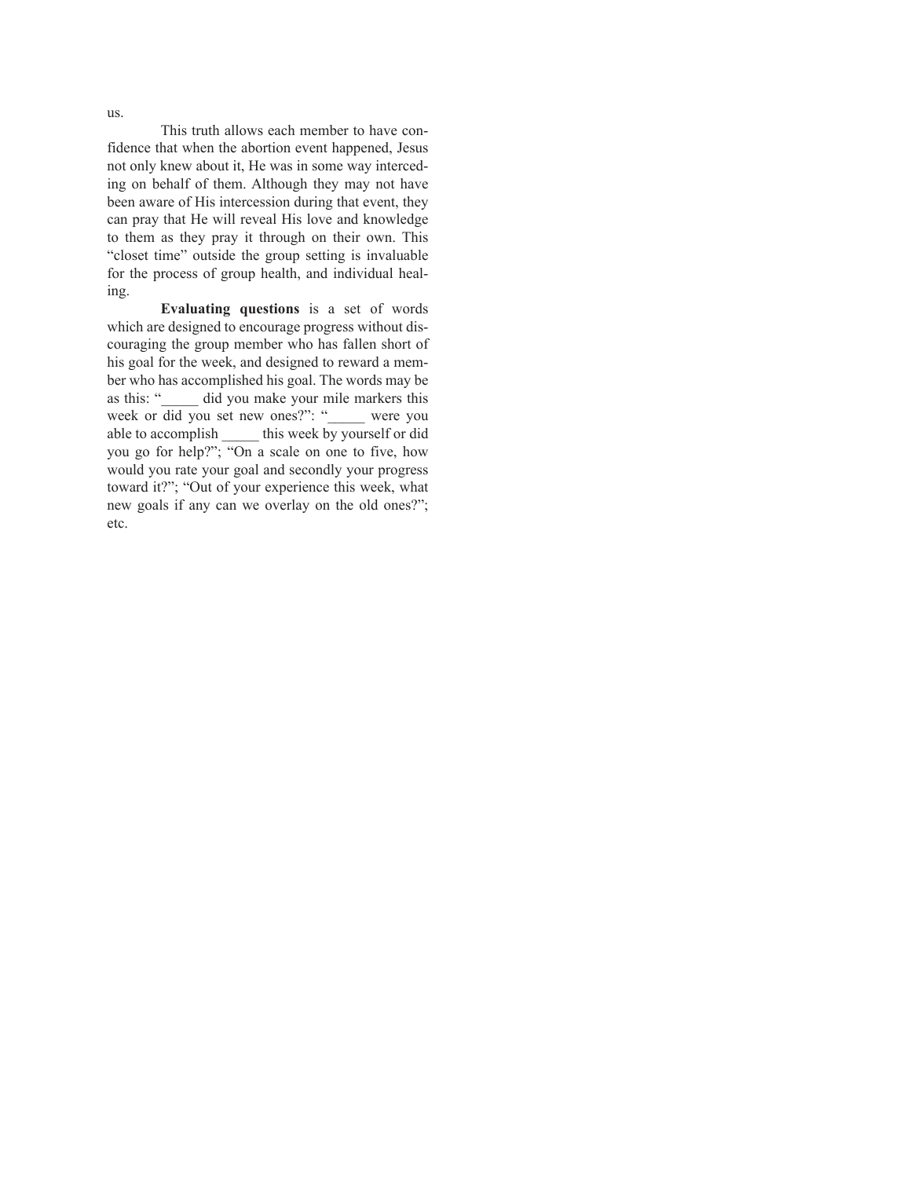us.

This truth allows each member to have confidence that when the abortion event happened, Jesus not only knew about it, He was in some way interceding on behalf of them. Although they may not have been aware of His intercession during that event, they can pray that He will reveal His love and knowledge to them as they pray it through on their own. This "closet time" outside the group setting is invaluable for the process of group health, and individual healing.

**Evaluating questions** is a set of words which are designed to encourage progress without discouraging the group member who has fallen short of his goal for the week, and designed to reward a member who has accomplished his goal. The words may be as this: "_____ did you make your mile markers this week or did you set new ones?": "_____ were you able to accomplish _____ this week by yourself or did you go for help?"; "On a scale on one to five, how would you rate your goal and secondly your progress toward it?"; "Out of your experience this week, what new goals if any can we overlay on the old ones?"; etc.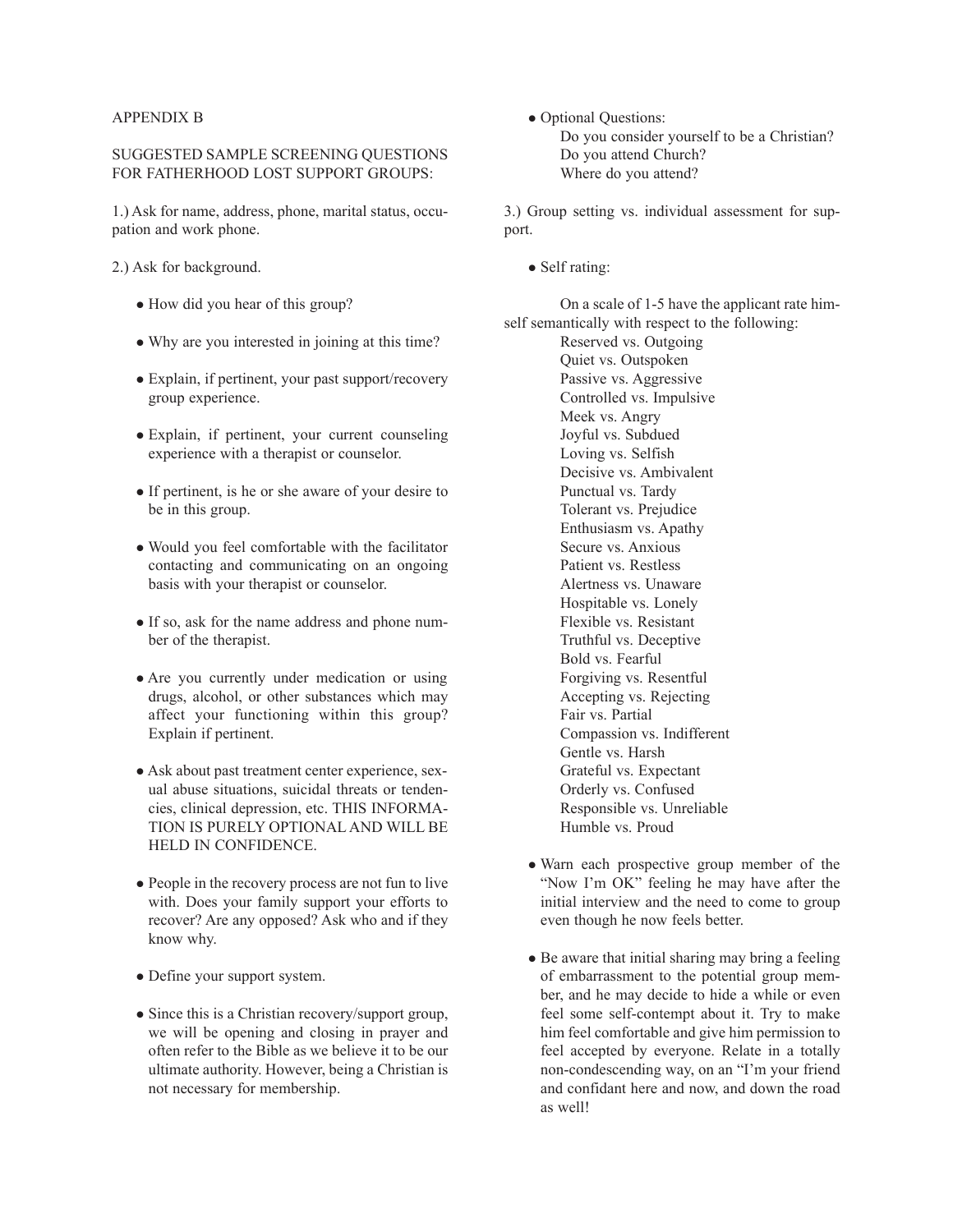APPENDIX B

SUGGESTED SAMPLE SCREENING QUESTIONS FOR FATHERHOOD LOST SUPPORT GROUPS:

1.) Ask for name, address, phone, marital status, occupation and work phone.

2.) Ask for background.

- How did you hear of this group?
- Why are you interested in joining at this time?
- Explain, if pertinent, your past support/recovery group experience.
- Explain, if pertinent, your current counseling experience with a therapist or counselor.
- If pertinent, is he or she aware of your desire to be in this group.
- Would you feel comfortable with the facilitator contacting and communicating on an ongoing basis with your therapist or counselor.
- If so, ask for the name address and phone number of the therapist.
- Are you currently under medication or using drugs, alcohol, or other substances which may affect your functioning within this group? Explain if pertinent.
- Ask about past treatment center experience, sexual abuse situations, suicidal threats or tendencies, clinical depression, etc. THIS INFORMATION IS PURELY OPTIONAL AND WILL BE HELD IN CONFIDENCE.
- People in the recovery process are not fun to live with. Does your family support your efforts to recover? Are any opposed? Ask who and if they know why.
- Define your support system.
- Since this is a Christian recovery/support group, we will be opening and closing in prayer and often refer to the Bible as we believe it to be our ultimate authority. However, being a Christian is not necessary for membership.
- Optional Questions:
  Do you consider yourself to be a Christian?
  Do you attend Church?
  Where do you attend?

3.) Group setting vs. individual assessment for support.

- Self rating:

On a scale of 1-5 have the applicant rate himself semantically with respect to the following:

Reserved vs. Outgoing
Quiet vs. Outspoken
Passive vs. Aggressive
Controlled vs. Impulsive
Meek vs. Angry
Joyful vs. Subdued
Loving vs. Selfish
Decisive vs. Ambivalent
Punctual vs. Tardy
Tolerant vs. Prejudice
Enthusiasm vs. Apathy
Secure vs. Anxious
Patient vs. Restless
Alertness vs. Unaware
Hospitable vs. Lonely
Flexible vs. Resistant
Truthful vs. Deceptive
Bold vs. Fearful
Forgiving vs. Resentful
Accepting vs. Rejecting
Fair vs. Partial
Compassion vs. Indifferent
Gentle vs. Harsh
Grateful vs. Expectant
Orderly vs. Confused
Responsible vs. Unreliable
Humble vs. Proud

- Warn each prospective group member of the "Now I'm OK" feeling he may have after the initial interview and the need to come to group even though he now feels better.
- Be aware that initial sharing may bring a feeling of embarrassment to the potential group member, and he may decide to hide a while or even feel some self-contempt about it. Try to make him feel comfortable and give him permission to feel accepted by everyone. Relate in a totally non-condescending way, on an "I'm your friend and confidant here and now, and down the road as well!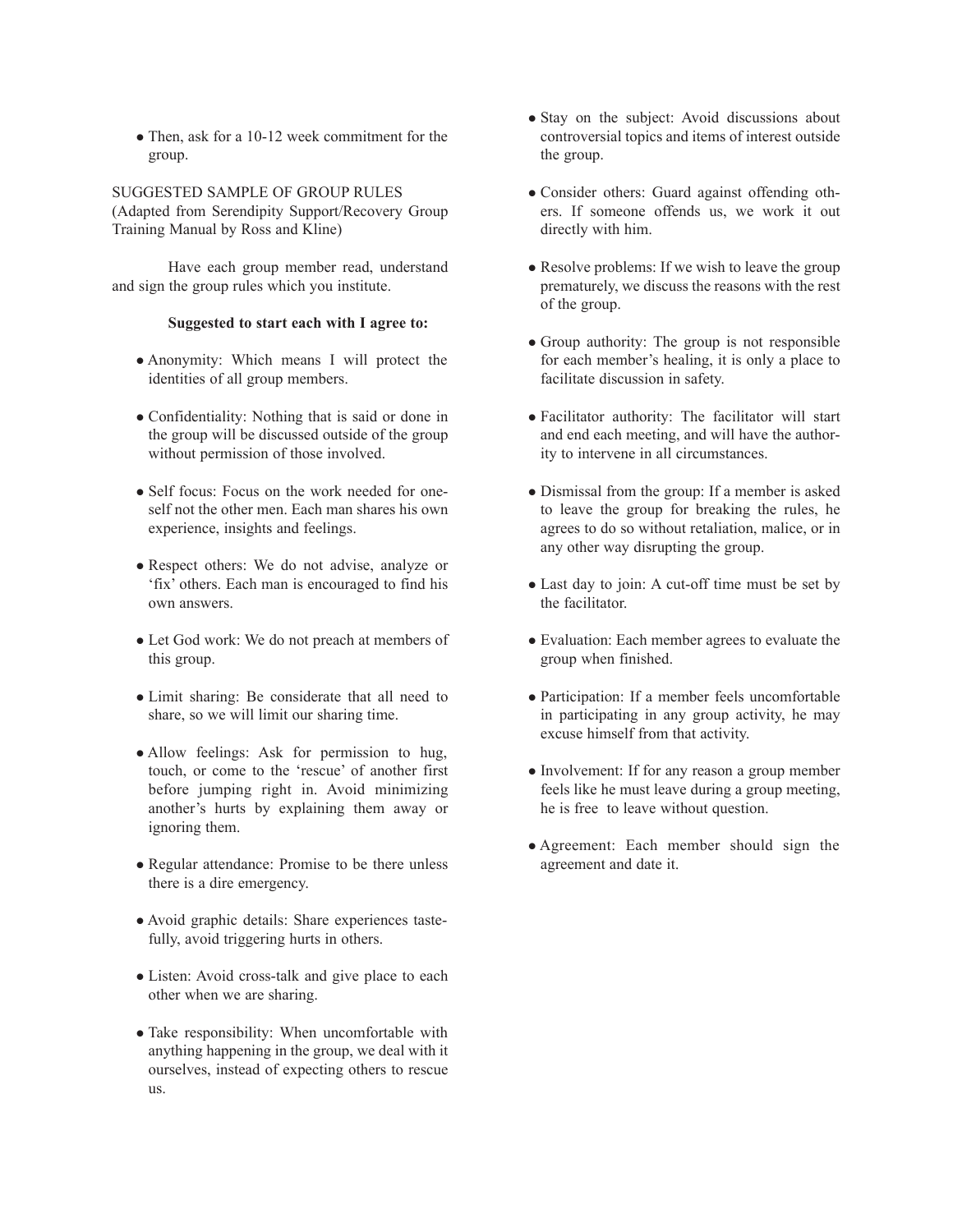- Then, ask for a 10-12 week commitment for the group.

SUGGESTED SAMPLE OF GROUP RULES
(Adapted from Serendipity Support/Recovery Group Training Manual by Ross and Kline)

Have each group member read, understand and sign the group rules which you institute.

**Suggested to start each with I agree to:**

- Anonymity: Which means I will protect the identities of all group members.
- Confidentiality: Nothing that is said or done in the group will be discussed outside of the group without permission of those involved.
- Self focus: Focus on the work needed for oneself not the other men. Each man shares his own experience, insights and feelings.
- Respect others: We do not advise, analyze or 'fix' others. Each man is encouraged to find his own answers.
- Let God work: We do not preach at members of this group.
- Limit sharing: Be considerate that all need to share, so we will limit our sharing time.
- Allow feelings: Ask for permission to hug, touch, or come to the 'rescue' of another first before jumping right in. Avoid minimizing another's hurts by explaining them away or ignoring them.
- Regular attendance: Promise to be there unless there is a dire emergency.
- Avoid graphic details: Share experiences tastefully, avoid triggering hurts in others.
- Listen: Avoid cross-talk and give place to each other when we are sharing.
- Take responsibility: When uncomfortable with anything happening in the group, we deal with it ourselves, instead of expecting others to rescue us.
- Stay on the subject: Avoid discussions about controversial topics and items of interest outside the group.
- Consider others: Guard against offending others. If someone offends us, we work it out directly with him.
- Resolve problems: If we wish to leave the group prematurely, we discuss the reasons with the rest of the group.
- Group authority: The group is not responsible for each member's healing, it is only a place to facilitate discussion in safety.
- Facilitator authority: The facilitator will start and end each meeting, and will have the authority to intervene in all circumstances.
- Dismissal from the group: If a member is asked to leave the group for breaking the rules, he agrees to do so without retaliation, malice, or in any other way disrupting the group.
- Last day to join: A cut-off time must be set by the facilitator.
- Evaluation: Each member agrees to evaluate the group when finished.
- Participation: If a member feels uncomfortable in participating in any group activity, he may excuse himself from that activity.
- Involvement: If for any reason a group member feels like he must leave during a group meeting, he is free to leave without question.
- Agreement: Each member should sign the agreement and date it.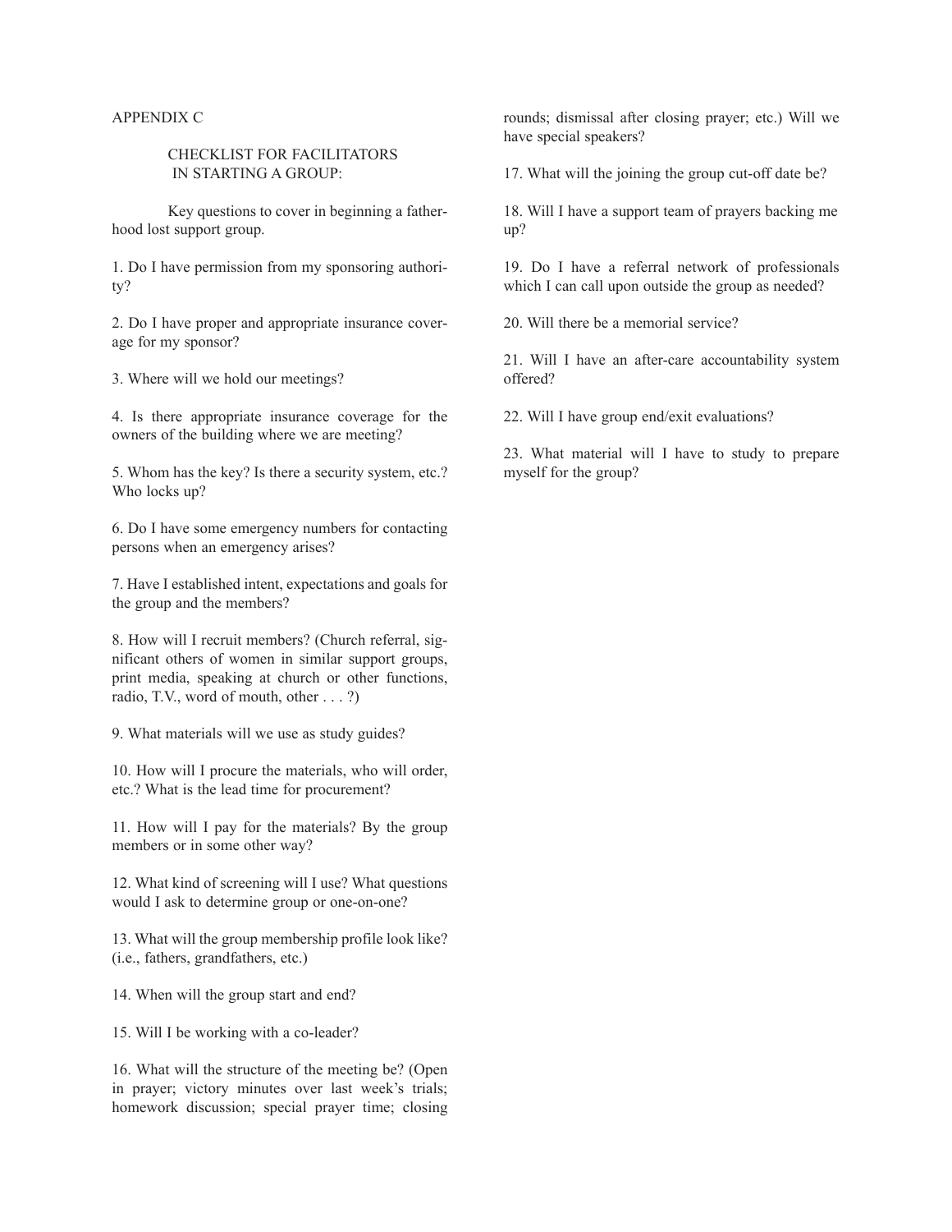APPENDIX C

## CHECKLIST FOR FACILITATORS IN STARTING A GROUP:

Key questions to cover in beginning a fatherhood lost support group.

1. Do I have permission from my sponsoring authority?

2. Do I have proper and appropriate insurance coverage for my sponsor?

3. Where will we hold our meetings?

4. Is there appropriate insurance coverage for the owners of the building where we are meeting?

5. Whom has the key? Is there a security system, etc.? Who locks up?

6. Do I have some emergency numbers for contacting persons when an emergency arises?

7. Have I established intent, expectations and goals for the group and the members?

8. How will I recruit members? (Church referral, significant others of women in similar support groups, print media, speaking at church or other functions, radio, T.V., word of mouth, other . . . ?)

9. What materials will we use as study guides?

10. How will I procure the materials, who will order, etc.? What is the lead time for procurement?

11. How will I pay for the materials? By the group members or in some other way?

12. What kind of screening will I use? What questions would I ask to determine group or one-on-one?

13. What will the group membership profile look like? (i.e., fathers, grandfathers, etc.)

14. When will the group start and end?

15. Will I be working with a co-leader?

16. What will the structure of the meeting be? (Open in prayer; victory minutes over last week's trials; homework discussion; special prayer time; closing rounds; dismissal after closing prayer; etc.) Will we have special speakers?

17. What will the joining the group cut-off date be?

18. Will I have a support team of prayers backing me up?

19. Do I have a referral network of professionals which I can call upon outside the group as needed?

20. Will there be a memorial service?

21. Will I have an after-care accountability system offered?

22. Will I have group end/exit evaluations?

23. What material will I have to study to prepare myself for the group?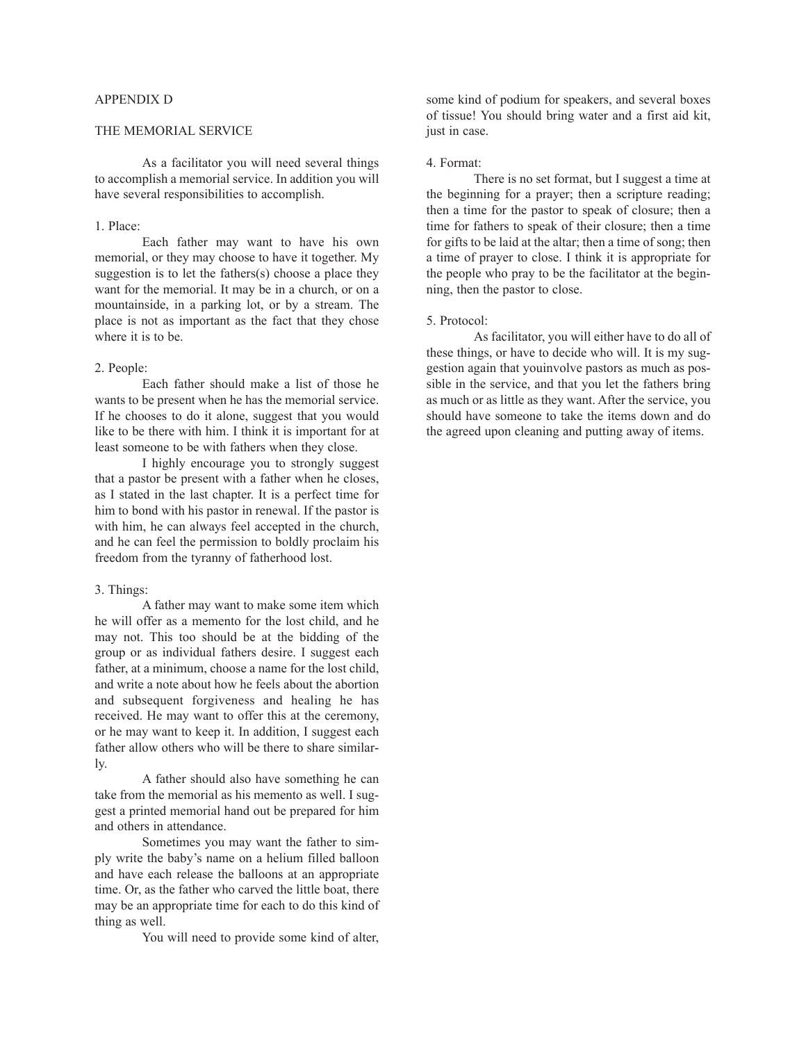## APPENDIX D

## THE MEMORIAL SERVICE

As a facilitator you will need several things to accomplish a memorial service. In addition you will have several responsibilities to accomplish.

1. Place:

Each father may want to have his own memorial, or they may choose to have it together. My suggestion is to let the fathers(s) choose a place they want for the memorial. It may be in a church, or on a mountainside, in a parking lot, or by a stream. The place is not as important as the fact that they chose where it is to be.

2. People:

Each father should make a list of those he wants to be present when he has the memorial service. If he chooses to do it alone, suggest that you would like to be there with him. I think it is important for at least someone to be with fathers when they close.

I highly encourage you to strongly suggest that a pastor be present with a father when he closes, as I stated in the last chapter. It is a perfect time for him to bond with his pastor in renewal. If the pastor is with him, he can always feel accepted in the church, and he can feel the permission to boldly proclaim his freedom from the tyranny of fatherhood lost.

3. Things:

A father may want to make some item which he will offer as a memento for the lost child, and he may not. This too should be at the bidding of the group or as individual fathers desire. I suggest each father, at a minimum, choose a name for the lost child, and write a note about how he feels about the abortion and subsequent forgiveness and healing he has received. He may want to offer this at the ceremony, or he may want to keep it. In addition, I suggest each father allow others who will be there to share similarly.

A father should also have something he can take from the memorial as his memento as well. I suggest a printed memorial hand out be prepared for him and others in attendance.

Sometimes you may want the father to simply write the baby's name on a helium filled balloon and have each release the balloons at an appropriate time. Or, as the father who carved the little boat, there may be an appropriate time for each to do this kind of thing as well.

You will need to provide some kind of alter, some kind of podium for speakers, and several boxes of tissue! You should bring water and a first aid kit, just in case.

4. Format:

There is no set format, but I suggest a time at the beginning for a prayer; then a scripture reading; then a time for the pastor to speak of closure; then a time for fathers to speak of their closure; then a time for gifts to be laid at the altar; then a time of song; then a time of prayer to close. I think it is appropriate for the people who pray to be the facilitator at the beginning, then the pastor to close.

5. Protocol:

As facilitator, you will either have to do all of these things, or have to decide who will. It is my suggestion again that youinvolve pastors as much as possible in the service, and that you let the fathers bring as much or as little as they want. After the service, you should have someone to take the items down and do the agreed upon cleaning and putting away of items.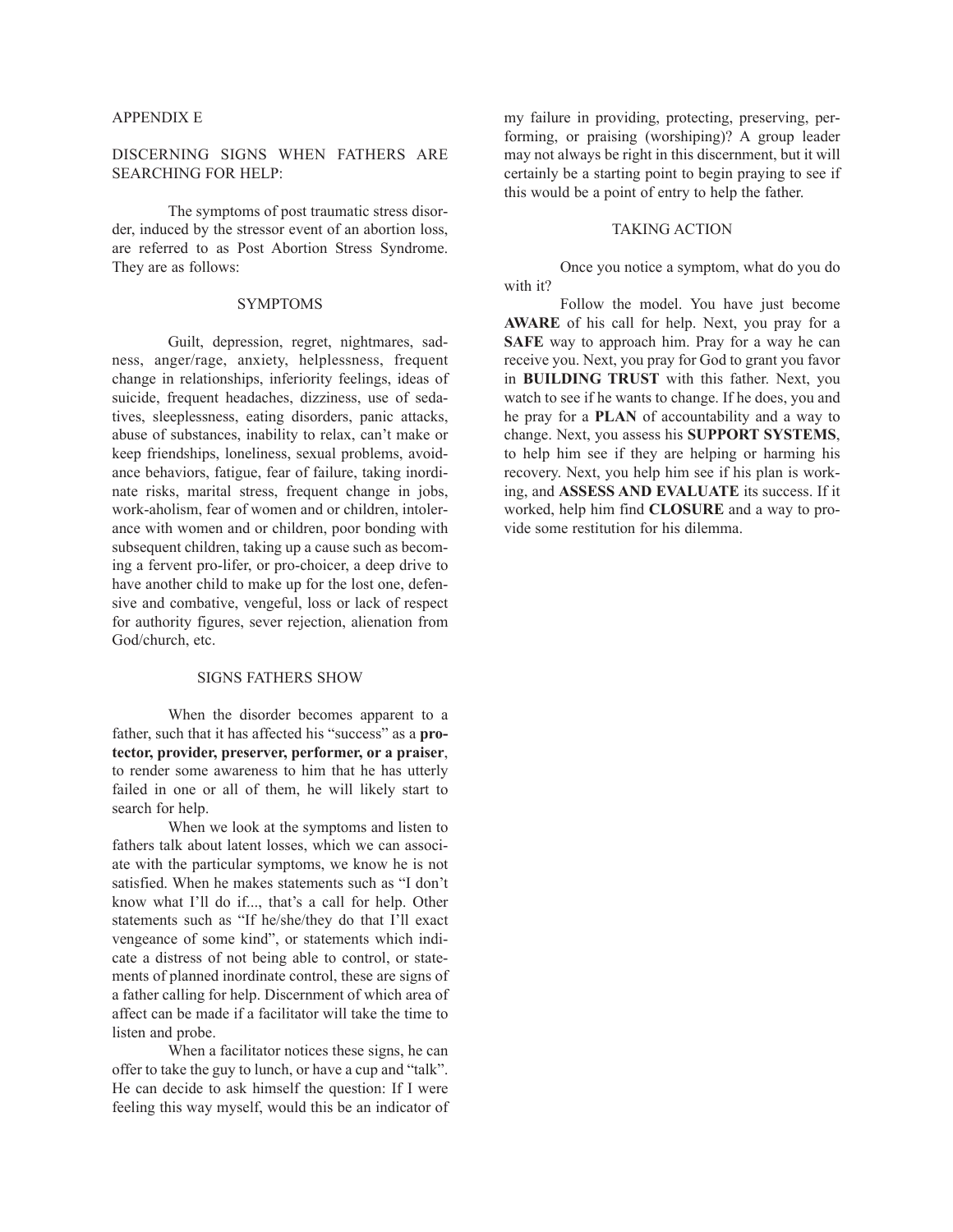APPENDIX E

DISCERNING SIGNS WHEN FATHERS ARE SEARCHING FOR HELP:

The symptoms of post traumatic stress disorder, induced by the stressor event of an abortion loss, are referred to as Post Abortion Stress Syndrome. They are as follows:

### SYMPTOMS

Guilt, depression, regret, nightmares, sadness, anger/rage, anxiety, helplessness, frequent change in relationships, inferiority feelings, ideas of suicide, frequent headaches, dizziness, use of sedatives, sleeplessness, eating disorders, panic attacks, abuse of substances, inability to relax, can't make or keep friendships, loneliness, sexual problems, avoidance behaviors, fatigue, fear of failure, taking inordinate risks, marital stress, frequent change in jobs, work-aholism, fear of women and or children, intolerance with women and or children, poor bonding with subsequent children, taking up a cause such as becoming a fervent pro-lifer, or pro-choicer, a deep drive to have another child to make up for the lost one, defensive and combative, vengeful, loss or lack of respect for authority figures, sever rejection, alienation from God/church, etc.

### SIGNS FATHERS SHOW

When the disorder becomes apparent to a father, such that it has affected his "success" as a **protector, provider, preserver, performer, or a praiser**, to render some awareness to him that he has utterly failed in one or all of them, he will likely start to search for help.

When we look at the symptoms and listen to fathers talk about latent losses, which we can associate with the particular symptoms, we know he is not satisfied. When he makes statements such as "I don't know what I'll do if..., that's a call for help. Other statements such as "If he/she/they do that I'll exact vengeance of some kind", or statements which indicate a distress of not being able to control, or statements of planned inordinate control, these are signs of a father calling for help. Discernment of which area of affect can be made if a facilitator will take the time to listen and probe.

When a facilitator notices these signs, he can offer to take the guy to lunch, or have a cup and "talk". He can decide to ask himself the question: If I were feeling this way myself, would this be an indicator of my failure in providing, protecting, preserving, performing, or praising (worshiping)? A group leader may not always be right in this discernment, but it will certainly be a starting point to begin praying to see if this would be a point of entry to help the father.

### TAKING ACTION

Once you notice a symptom, what do you do with it?

Follow the model. You have just become **AWARE** of his call for help. Next, you pray for a **SAFE** way to approach him. Pray for a way he can receive you. Next, you pray for God to grant you favor in **BUILDING TRUST** with this father. Next, you watch to see if he wants to change. If he does, you and he pray for a **PLAN** of accountability and a way to change. Next, you assess his **SUPPORT SYSTEMS**, to help him see if they are helping or harming his recovery. Next, you help him see if his plan is working, and **ASSESS AND EVALUATE** its success. If it worked, help him find **CLOSURE** and a way to provide some restitution for his dilemma.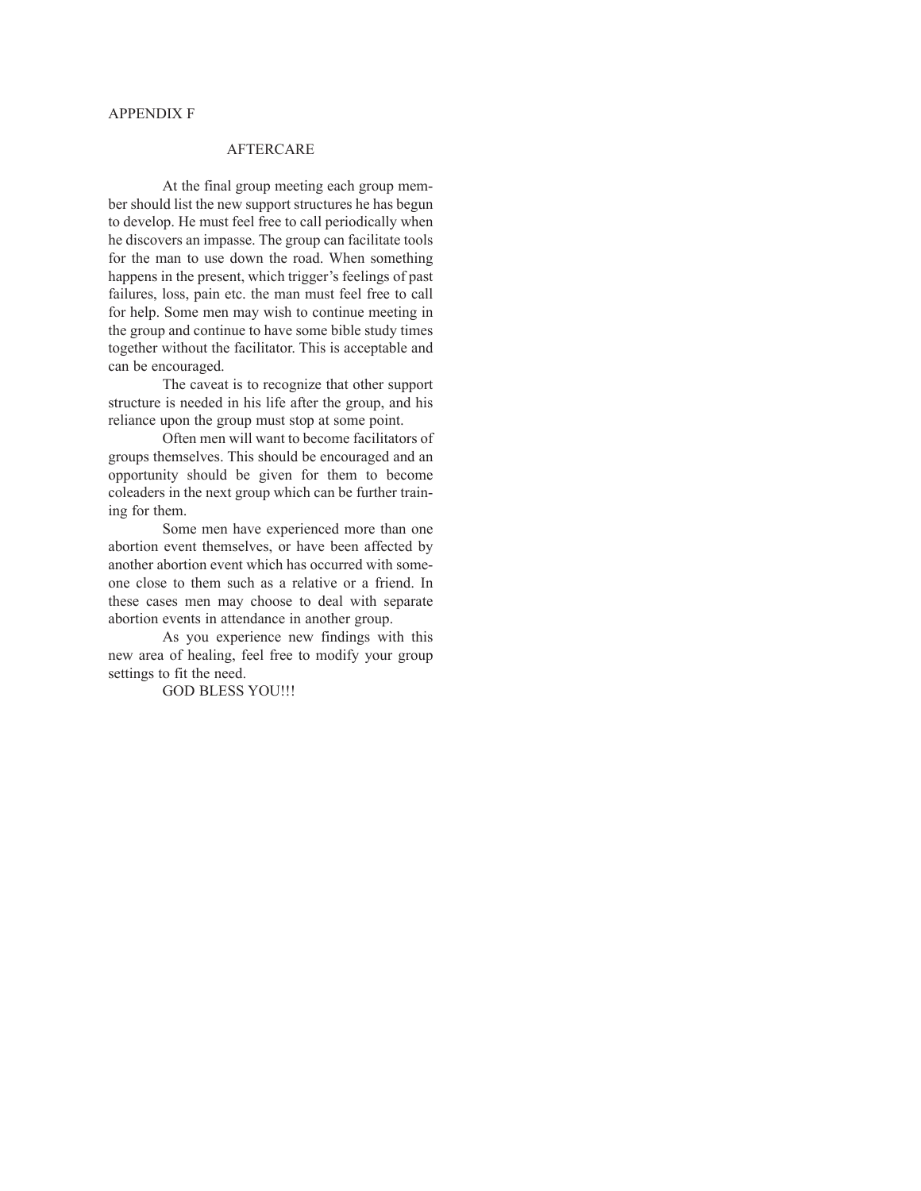## APPENDIX F

### AFTERCARE

At the final group meeting each group member should list the new support structures he has begun to develop. He must feel free to call periodically when he discovers an impasse. The group can facilitate tools for the man to use down the road. When something happens in the present, which trigger's feelings of past failures, loss, pain etc. the man must feel free to call for help. Some men may wish to continue meeting in the group and continue to have some bible study times together without the facilitator. This is acceptable and can be encouraged.

The caveat is to recognize that other support structure is needed in his life after the group, and his reliance upon the group must stop at some point.

Often men will want to become facilitators of groups themselves. This should be encouraged and an opportunity should be given for them to become coleaders in the next group which can be further training for them.

Some men have experienced more than one abortion event themselves, or have been affected by another abortion event which has occurred with someone close to them such as a relative or a friend. In these cases men may choose to deal with separate abortion events in attendance in another group.

As you experience new findings with this new area of healing, feel free to modify your group settings to fit the need.

GOD BLESS YOU!!!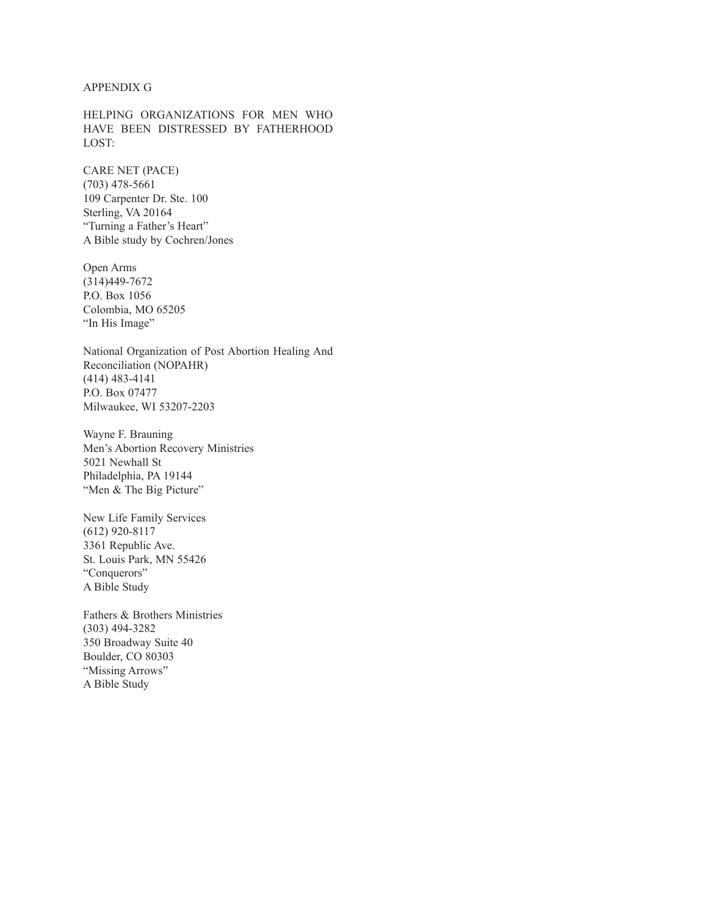# APPENDIX G

## HELPING ORGANIZATIONS FOR MEN WHO HAVE BEEN DISTRESSED BY FATHERHOOD LOST:

CARE NET (PACE)
(703) 478-5661
109 Carpenter Dr. Ste. 100
Sterling, VA 20164
"Turning a Father's Heart"
A Bible study by Cochren/Jones

Open Arms
(314)449-7672
P.O. Box 1056
Colombia, MO 65205
"In His Image"

National Organization of Post Abortion Healing And Reconciliation (NOPAHR)
(414) 483-4141
P.O. Box 07477
Milwaukee, WI 53207-2203

Wayne F. Brauning
Men's Abortion Recovery Ministries
5021 Newhall St
Philadelphia, PA 19144
"Men & The Big Picture"

New Life Family Services
(612) 920-8117
3361 Republic Ave.
St. Louis Park, MN 55426
"Conquerors"
A Bible Study

Fathers & Brothers Ministries
(303) 494-3282
350 Broadway Suite 40
Boulder, CO 80303
"Missing Arrows"
A Bible Study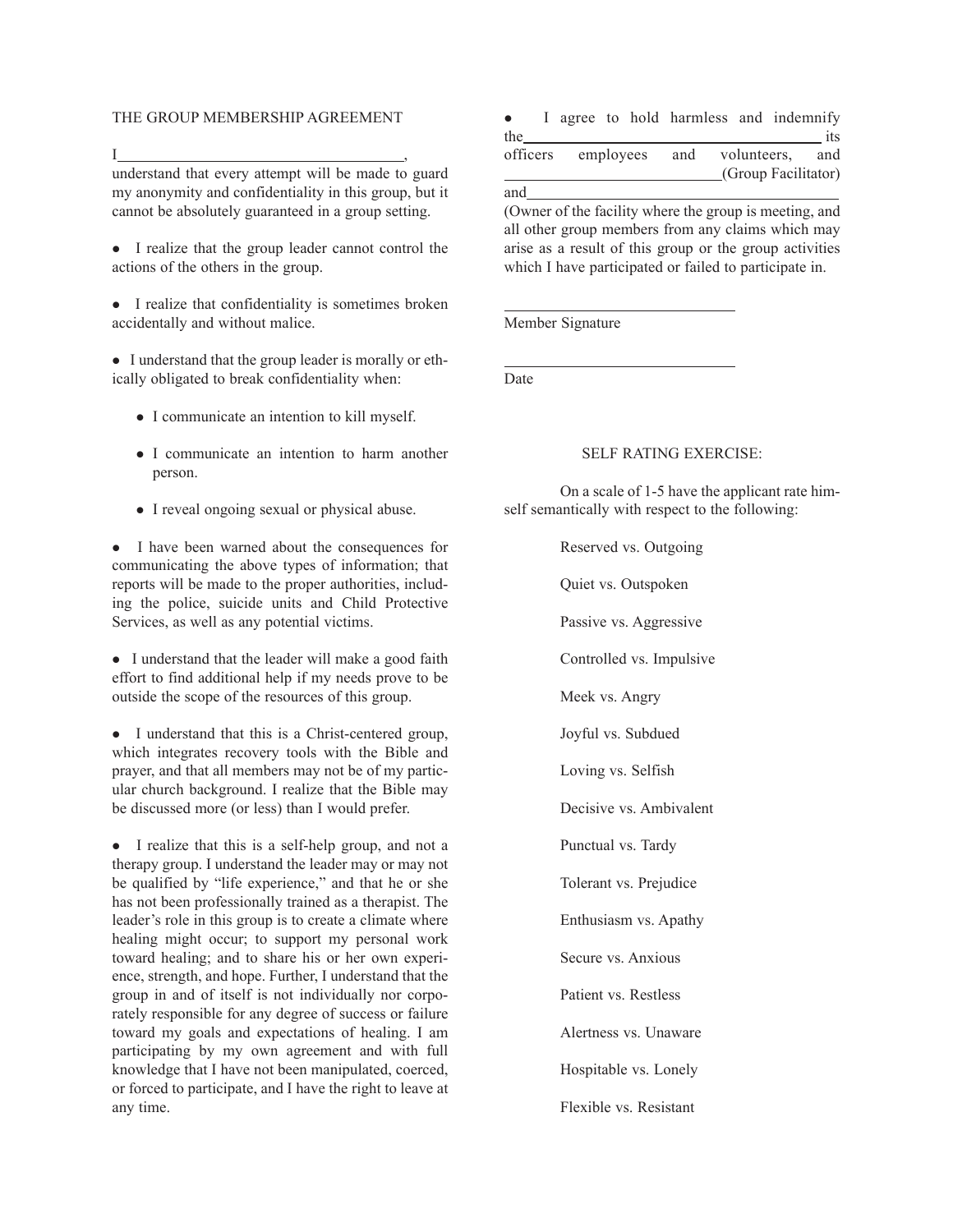## THE GROUP MEMBERSHIP AGREEMENT

I_____________________________________,
understand that every attempt will be made to guard my anonymity and confidentiality in this group, but it cannot be absolutely guaranteed in a group setting.

- I realize that the group leader cannot control the actions of the others in the group.

- I realize that confidentiality is sometimes broken accidentally and without malice.

- I understand that the group leader is morally or ethically obligated to break confidentiality when:

    - I communicate an intention to kill myself.

    - I communicate an intention to harm another person.

    - I reveal ongoing sexual or physical abuse.

- I have been warned about the consequences for communicating the above types of information; that reports will be made to the proper authorities, including the police, suicide units and Child Protective Services, as well as any potential victims.

- I understand that the leader will make a good faith effort to find additional help if my needs prove to be outside the scope of the resources of this group.

- I understand that this is a Christ-centered group, which integrates recovery tools with the Bible and prayer, and that all members may not be of my particular church background. I realize that the Bible may be discussed more (or less) than I would prefer.

- I realize that this is a self-help group, and not a therapy group. I understand the leader may or may not be qualified by "life experience," and that he or she has not been professionally trained as a therapist. The leader's role in this group is to create a climate where healing might occur; to support my personal work toward healing; and to share his or her own experience, strength, and hope. Further, I understand that the group in and of itself is not individually nor corporately responsible for any degree of success or failure toward my goals and expectations of healing. I am participating by my own agreement and with full knowledge that I have not been manipulated, coerced, or forced to participate, and I have the right to leave at any time.

- I agree to hold harmless and indemnify the_____________________________________ its officers employees and volunteers, and ____________________________(Group Facilitator) and_____________________________________ (Owner of the facility where the group is meeting, and all other group members from any claims which may arise as a result of this group or the group activities which I have participated or failed to participate in.

______________________________
Member Signature

______________________________
Date

### SELF RATING EXERCISE:

On a scale of 1-5 have the applicant rate himself semantically with respect to the following:

Reserved vs. Outgoing

Quiet vs. Outspoken

Passive vs. Aggressive

Controlled vs. Impulsive

Meek vs. Angry

Joyful vs. Subdued

Loving vs. Selfish

Decisive vs. Ambivalent

Punctual vs. Tardy

Tolerant vs. Prejudice

Enthusiasm vs. Apathy

Secure vs. Anxious

Patient vs. Restless

Alertness vs. Unaware

Hospitable vs. Lonely

Flexible vs. Resistant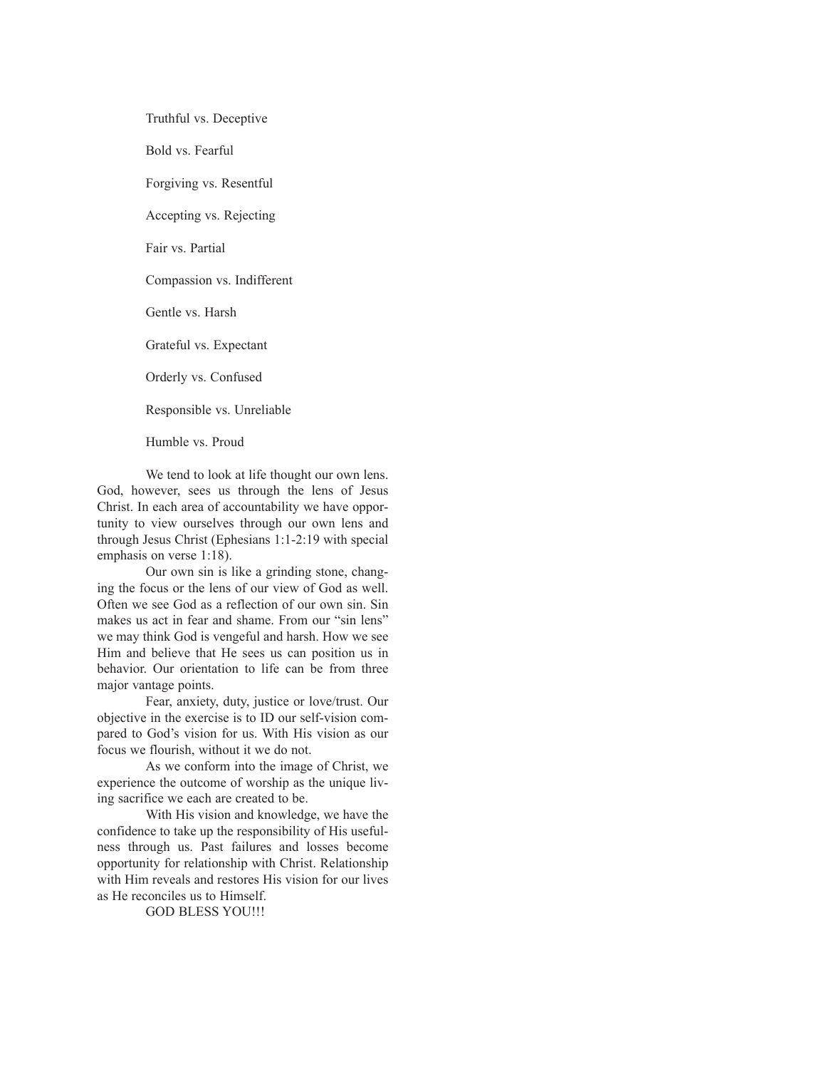Truthful vs. Deceptive

Bold vs. Fearful

Forgiving vs. Resentful

Accepting vs. Rejecting

Fair vs. Partial

Compassion vs. Indifferent

Gentle vs. Harsh

Grateful vs. Expectant

Orderly vs. Confused

Responsible vs. Unreliable

Humble vs. Proud

We tend to look at life thought our own lens. God, however, sees us through the lens of Jesus Christ. In each area of accountability we have opportunity to view ourselves through our own lens and through Jesus Christ (Ephesians 1:1-2:19 with special emphasis on verse 1:18).

Our own sin is like a grinding stone, changing the focus or the lens of our view of God as well. Often we see God as a reflection of our own sin. Sin makes us act in fear and shame. From our "sin lens" we may think God is vengeful and harsh. How we see Him and believe that He sees us can position us in behavior. Our orientation to life can be from three major vantage points.

Fear, anxiety, duty, justice or love/trust. Our objective in the exercise is to ID our self-vision compared to God's vision for us. With His vision as our focus we flourish, without it we do not.

As we conform into the image of Christ, we experience the outcome of worship as the unique living sacrifice we each are created to be.

With His vision and knowledge, we have the confidence to take up the responsibility of His usefulness through us. Past failures and losses become opportunity for relationship with Christ. Relationship with Him reveals and restores His vision for our lives as He reconciles us to Himself.

GOD BLESS YOU!!!